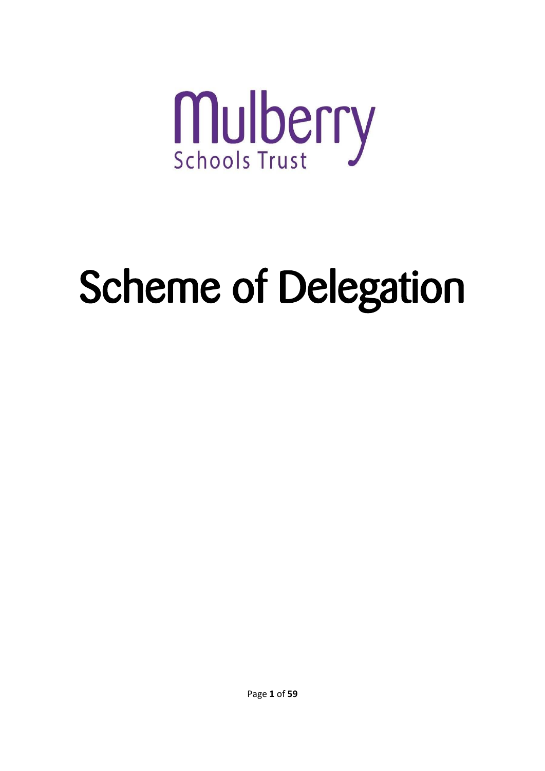Mulberry

Schools Trust

# Scheme of Delegation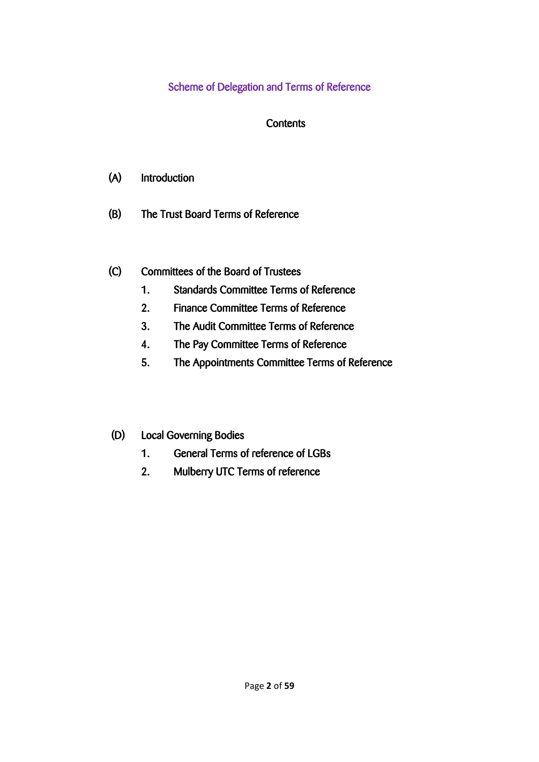# Scheme of Delegation and Terms of Reference

## Contents

(A) Introduction

(B) The Trust Board Terms of Reference

(C) Committees of the Board of Trustees

1. Standards Committee Terms of Reference
2. Finance Committee Terms of Reference
3. The Audit Committee Terms of Reference
4. The Pay Committee Terms of Reference
5. The Appointments Committee Terms of Reference

(D) Local Governing Bodies

1. General Terms of reference of LGBs
2. Mulberry UTC Terms of reference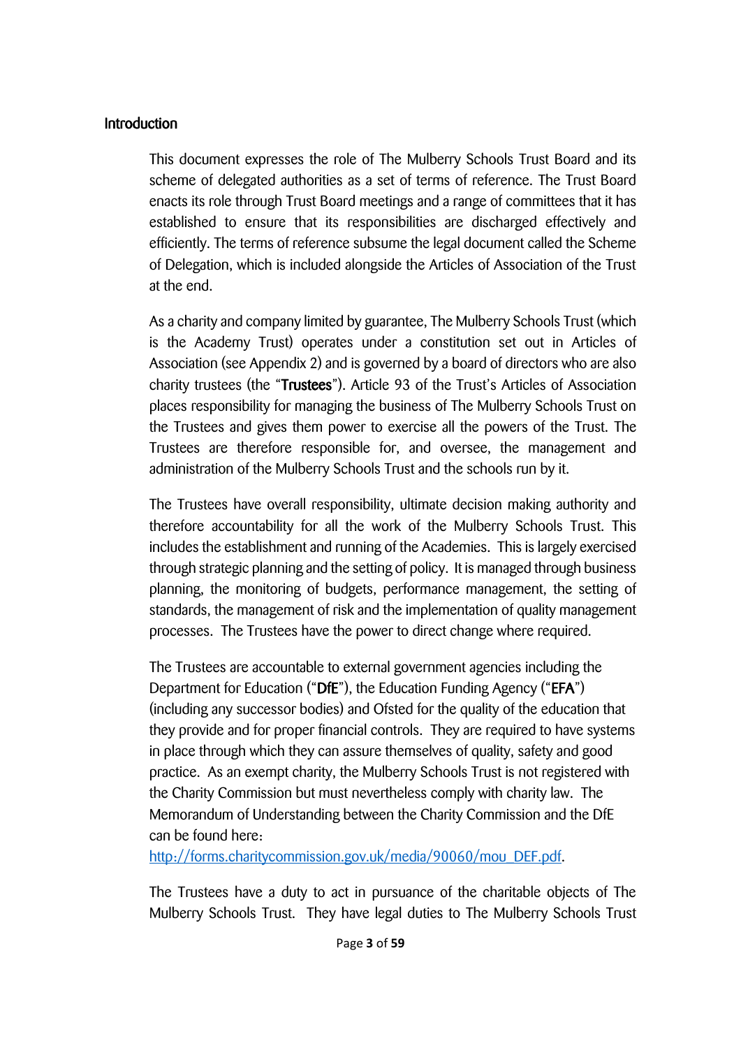## Introduction

This document expresses the role of The Mulberry Schools Trust Board and its scheme of delegated authorities as a set of terms of reference. The Trust Board enacts its role through Trust Board meetings and a range of committees that it has established to ensure that its responsibilities are discharged effectively and efficiently. The terms of reference subsume the legal document called the Scheme of Delegation, which is included alongside the Articles of Association of the Trust at the end.

As a charity and company limited by guarantee, The Mulberry Schools Trust (which is the Academy Trust) operates under a constitution set out in Articles of Association (see Appendix 2) and is governed by a board of directors who are also charity trustees (the "**Trustees**"). Article 93 of the Trust's Articles of Association places responsibility for managing the business of The Mulberry Schools Trust on the Trustees and gives them power to exercise all the powers of the Trust. The Trustees are therefore responsible for, and oversee, the management and administration of the Mulberry Schools Trust and the schools run by it.

The Trustees have overall responsibility, ultimate decision making authority and therefore accountability for all the work of the Mulberry Schools Trust. This includes the establishment and running of the Academies. This is largely exercised through strategic planning and the setting of policy. It is managed through business planning, the monitoring of budgets, performance management, the setting of standards, the management of risk and the implementation of quality management processes. The Trustees have the power to direct change where required.

The Trustees are accountable to external government agencies including the Department for Education ("**DfE**"), the Education Funding Agency ("**EFA**") (including any successor bodies) and Ofsted for the quality of the education that they provide and for proper financial controls. They are required to have systems in place through which they can assure themselves of quality, safety and good practice. As an exempt charity, the Mulberry Schools Trust is not registered with the Charity Commission but must nevertheless comply with charity law. The Memorandum of Understanding between the Charity Commission and the DfE can be found here: [http://forms.charitycommission.gov.uk/media/90060/mou_DEF.pdf](http://forms.charitycommission.gov.uk/media/90060/mou_DEF.pdf).

The Trustees have a duty to act in pursuance of the charitable objects of The Mulberry Schools Trust. They have legal duties to The Mulberry Schools Trust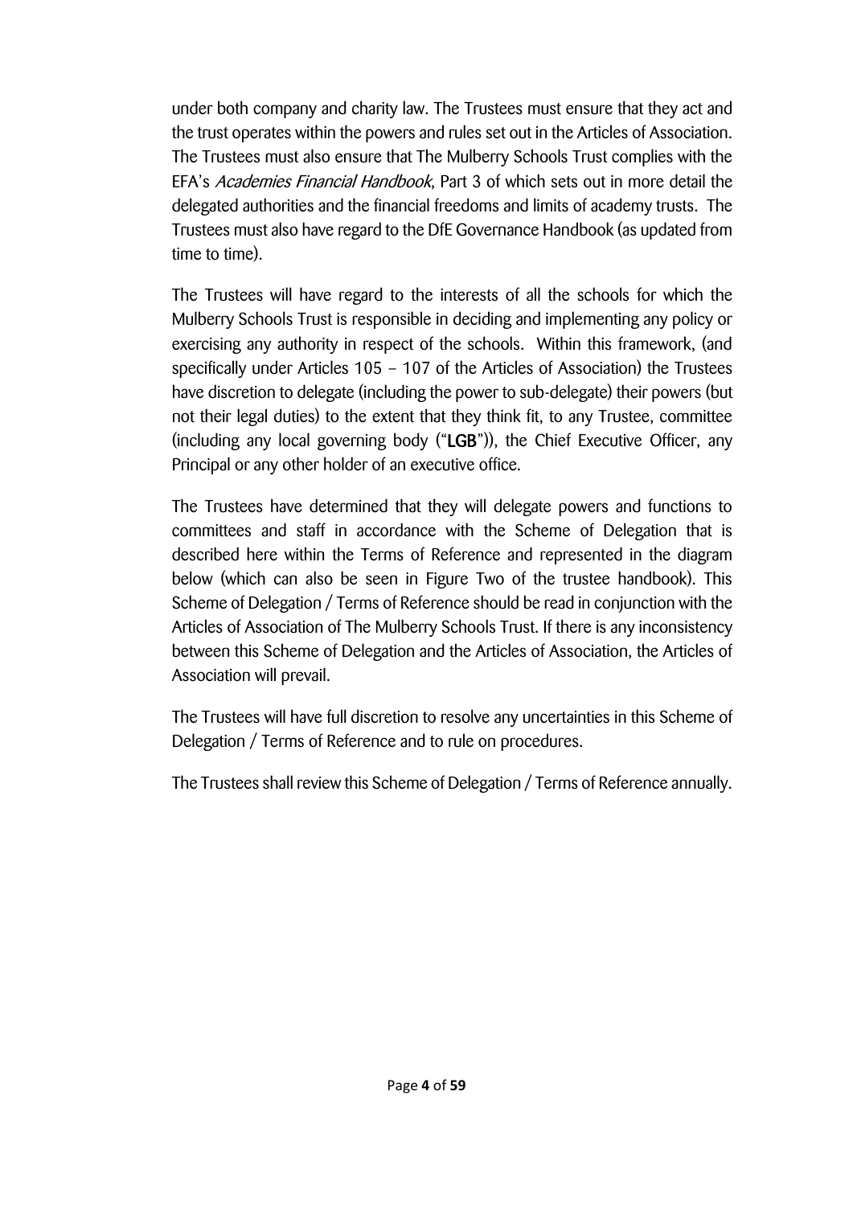under both company and charity law. The Trustees must ensure that they act and the trust operates within the powers and rules set out in the Articles of Association. The Trustees must also ensure that The Mulberry Schools Trust complies with the EFA's *Academies Financial Handbook*, Part 3 of which sets out in more detail the delegated authorities and the financial freedoms and limits of academy trusts. The Trustees must also have regard to the DfE Governance Handbook (as updated from time to time).

The Trustees will have regard to the interests of all the schools for which the Mulberry Schools Trust is responsible in deciding and implementing any policy or exercising any authority in respect of the schools. Within this framework, (and specifically under Articles 105 – 107 of the Articles of Association) the Trustees have discretion to delegate (including the power to sub-delegate) their powers (but not their legal duties) to the extent that they think fit, to any Trustee, committee (including any local governing body ("**LGB**")), the Chief Executive Officer, any Principal or any other holder of an executive office.

The Trustees have determined that they will delegate powers and functions to committees and staff in accordance with the Scheme of Delegation that is described here within the Terms of Reference and represented in the diagram below (which can also be seen in Figure Two of the trustee handbook). This Scheme of Delegation / Terms of Reference should be read in conjunction with the Articles of Association of The Mulberry Schools Trust. If there is any inconsistency between this Scheme of Delegation and the Articles of Association, the Articles of Association will prevail.

The Trustees will have full discretion to resolve any uncertainties in this Scheme of Delegation / Terms of Reference and to rule on procedures.

The Trustees shall review this Scheme of Delegation / Terms of Reference annually.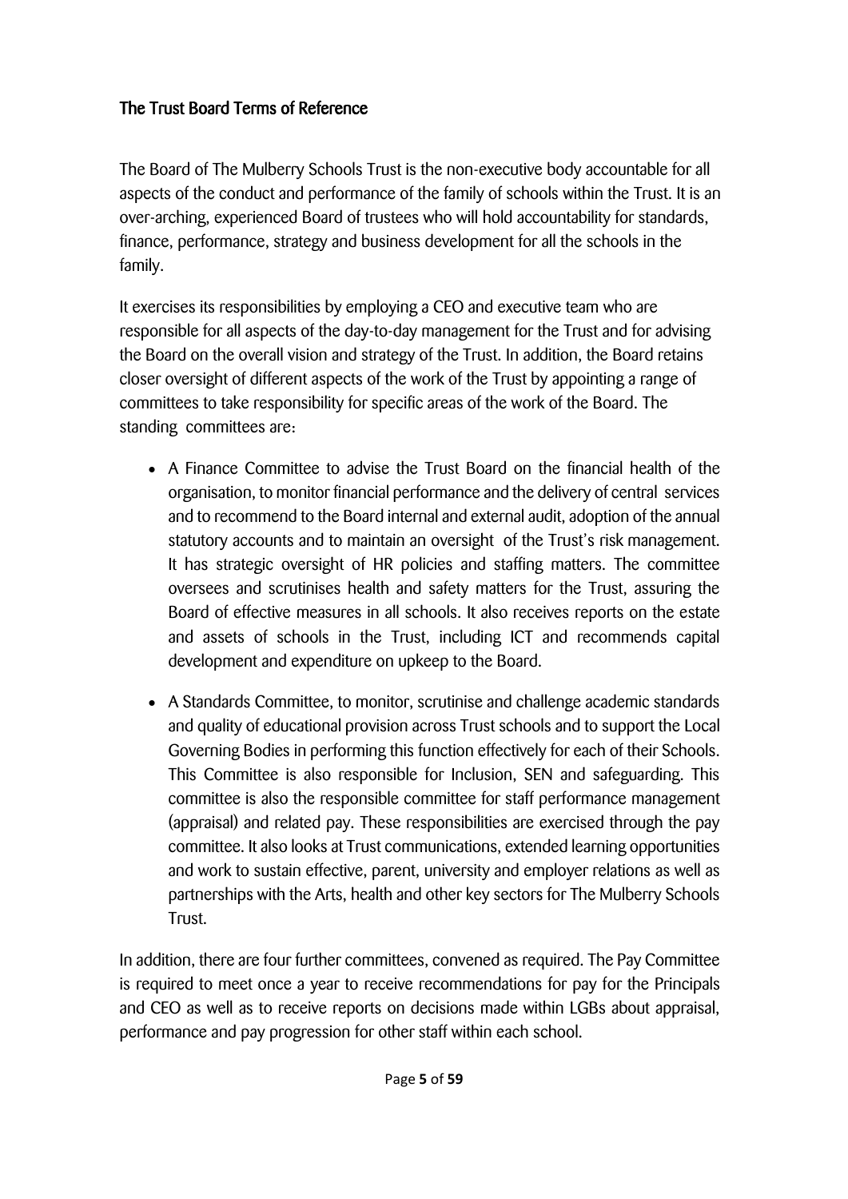## The Trust Board Terms of Reference

The Board of The Mulberry Schools Trust is the non-executive body accountable for all aspects of the conduct and performance of the family of schools within the Trust. It is an over-arching, experienced Board of trustees who will hold accountability for standards, finance, performance, strategy and business development for all the schools in the family.

It exercises its responsibilities by employing a CEO and executive team who are responsible for all aspects of the day-to-day management for the Trust and for advising the Board on the overall vision and strategy of the Trust. In addition, the Board retains closer oversight of different aspects of the work of the Trust by appointing a range of committees to take responsibility for specific areas of the work of the Board. The standing committees are:

- A Finance Committee to advise the Trust Board on the financial health of the organisation, to monitor financial performance and the delivery of central services and to recommend to the Board internal and external audit, adoption of the annual statutory accounts and to maintain an oversight of the Trust's risk management. It has strategic oversight of HR policies and staffing matters. The committee oversees and scrutinises health and safety matters for the Trust, assuring the Board of effective measures in all schools. It also receives reports on the estate and assets of schools in the Trust, including ICT and recommends capital development and expenditure on upkeep to the Board.
- A Standards Committee, to monitor, scrutinise and challenge academic standards and quality of educational provision across Trust schools and to support the Local Governing Bodies in performing this function effectively for each of their Schools. This Committee is also responsible for Inclusion, SEN and safeguarding. This committee is also the responsible committee for staff performance management (appraisal) and related pay. These responsibilities are exercised through the pay committee. It also looks at Trust communications, extended learning opportunities and work to sustain effective, parent, university and employer relations as well as partnerships with the Arts, health and other key sectors for The Mulberry Schools Trust.

In addition, there are four further committees, convened as required. The Pay Committee is required to meet once a year to receive recommendations for pay for the Principals and CEO as well as to receive reports on decisions made within LGBs about appraisal, performance and pay progression for other staff within each school.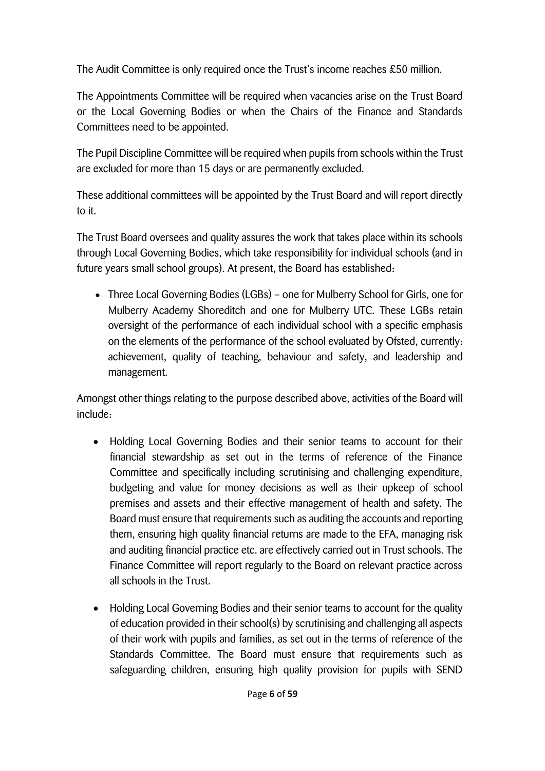The Audit Committee is only required once the Trust's income reaches £50 million.

The Appointments Committee will be required when vacancies arise on the Trust Board or the Local Governing Bodies or when the Chairs of the Finance and Standards Committees need to be appointed.

The Pupil Discipline Committee will be required when pupils from schools within the Trust are excluded for more than 15 days or are permanently excluded.

These additional committees will be appointed by the Trust Board and will report directly to it.

The Trust Board oversees and quality assures the work that takes place within its schools through Local Governing Bodies, which take responsibility for individual schools (and in future years small school groups). At present, the Board has established:

- Three Local Governing Bodies (LGBs) – one for Mulberry School for Girls, one for Mulberry Academy Shoreditch and one for Mulberry UTC. These LGBs retain oversight of the performance of each individual school with a specific emphasis on the elements of the performance of the school evaluated by Ofsted, currently: achievement, quality of teaching, behaviour and safety, and leadership and management.

Amongst other things relating to the purpose described above, activities of the Board will include:

- Holding Local Governing Bodies and their senior teams to account for their financial stewardship as set out in the terms of reference of the Finance Committee and specifically including scrutinising and challenging expenditure, budgeting and value for money decisions as well as their upkeep of school premises and assets and their effective management of health and safety. The Board must ensure that requirements such as auditing the accounts and reporting them, ensuring high quality financial returns are made to the EFA, managing risk and auditing financial practice etc. are effectively carried out in Trust schools. The Finance Committee will report regularly to the Board on relevant practice across all schools in the Trust.

- Holding Local Governing Bodies and their senior teams to account for the quality of education provided in their school(s) by scrutinising and challenging all aspects of their work with pupils and families, as set out in the terms of reference of the Standards Committee. The Board must ensure that requirements such as safeguarding children, ensuring high quality provision for pupils with SEND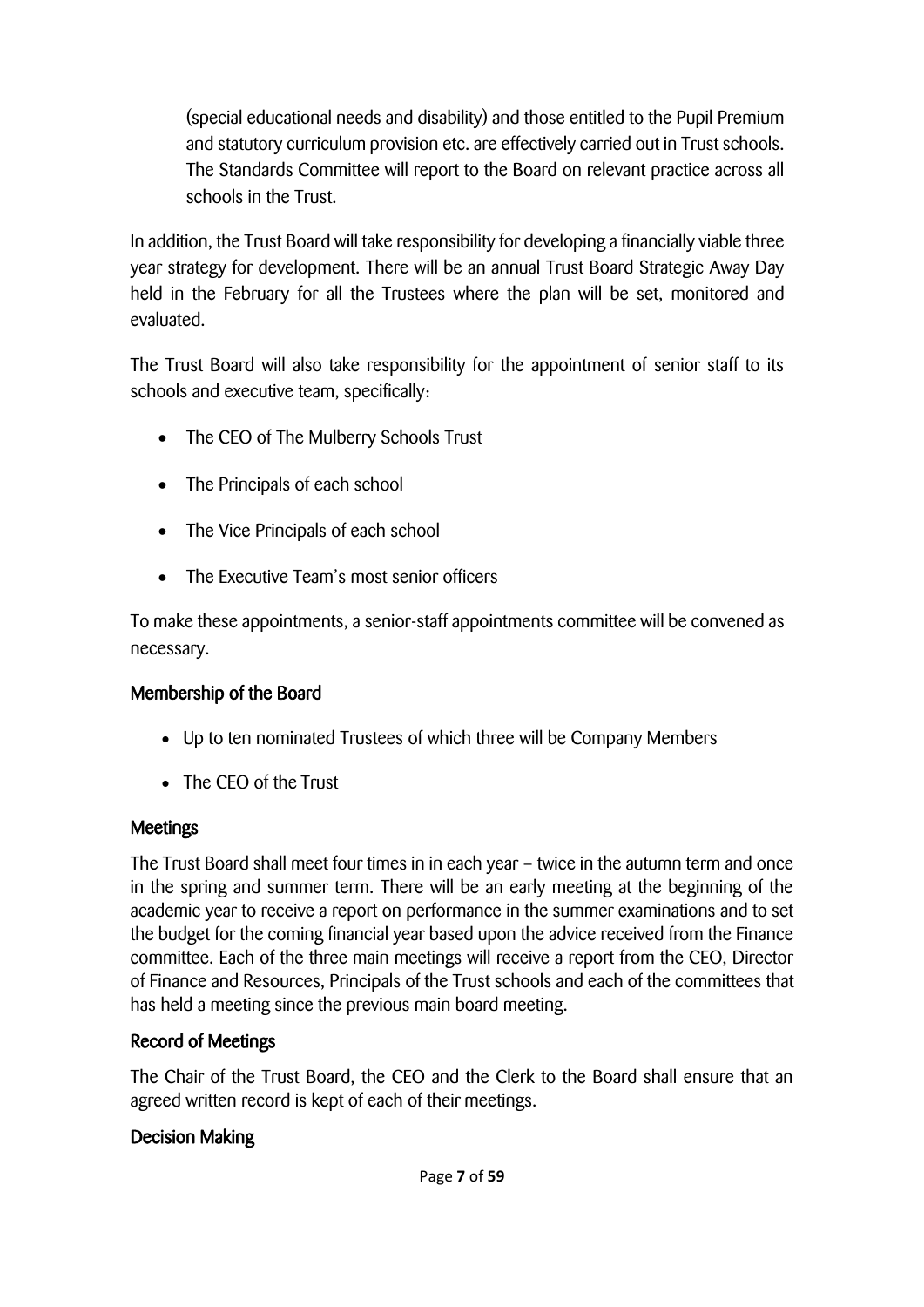(special educational needs and disability) and those entitled to the Pupil Premium and statutory curriculum provision etc. are effectively carried out in Trust schools. The Standards Committee will report to the Board on relevant practice across all schools in the Trust.

In addition, the Trust Board will take responsibility for developing a financially viable three year strategy for development. There will be an annual Trust Board Strategic Away Day held in the February for all the Trustees where the plan will be set, monitored and evaluated.

The Trust Board will also take responsibility for the appointment of senior staff to its schools and executive team, specifically:

- The CEO of The Mulberry Schools Trust
- The Principals of each school
- The Vice Principals of each school
- The Executive Team's most senior officers

To make these appointments, a senior-staff appointments committee will be convened as necessary.

## Membership of the Board

- Up to ten nominated Trustees of which three will be Company Members
- The CEO of the Trust

## Meetings

The Trust Board shall meet four times in in each year – twice in the autumn term and once in the spring and summer term. There will be an early meeting at the beginning of the academic year to receive a report on performance in the summer examinations and to set the budget for the coming financial year based upon the advice received from the Finance committee. Each of the three main meetings will receive a report from the CEO, Director of Finance and Resources, Principals of the Trust schools and each of the committees that has held a meeting since the previous main board meeting.

## Record of Meetings

The Chair of the Trust Board, the CEO and the Clerk to the Board shall ensure that an agreed written record is kept of each of their meetings.

## Decision Making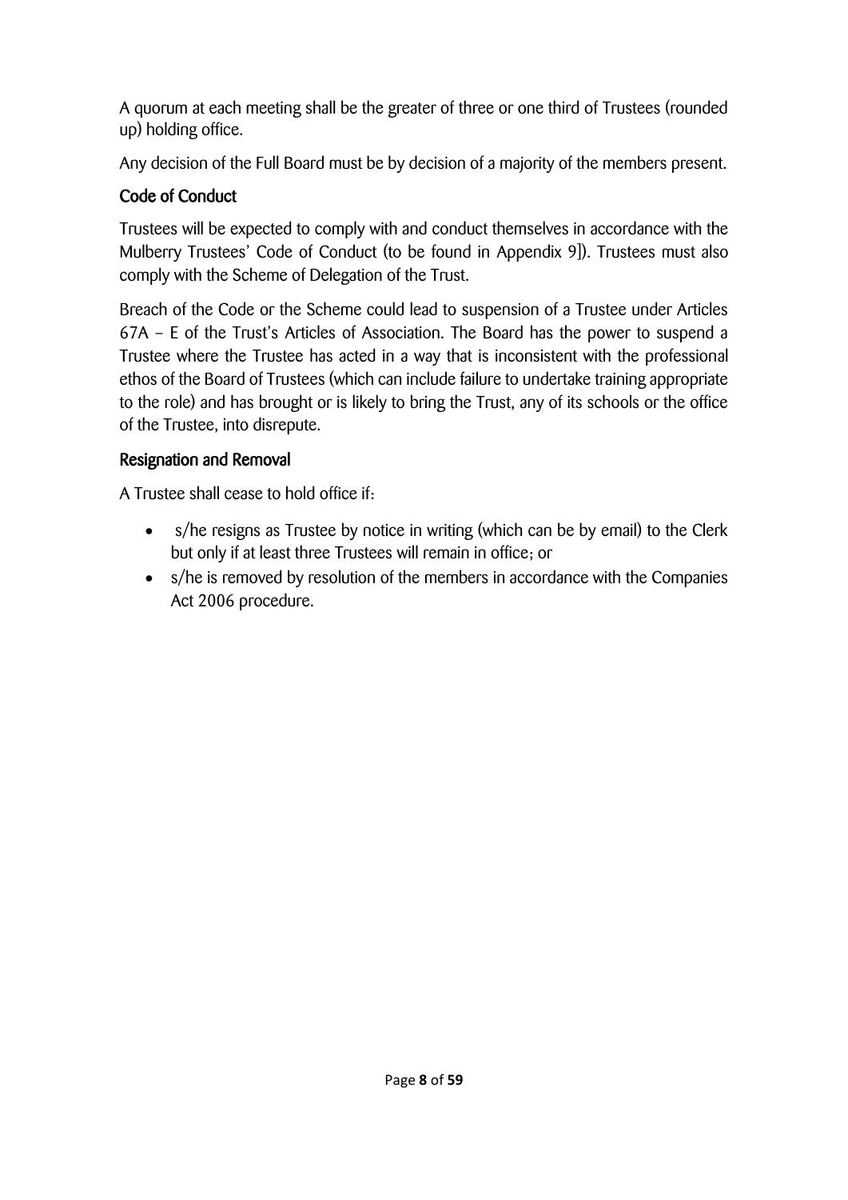A quorum at each meeting shall be the greater of three or one third of Trustees (rounded up) holding office.

Any decision of the Full Board must be by decision of a majority of the members present.

### Code of Conduct

Trustees will be expected to comply with and conduct themselves in accordance with the Mulberry Trustees' Code of Conduct (to be found in Appendix 9]). Trustees must also comply with the Scheme of Delegation of the Trust.

Breach of the Code or the Scheme could lead to suspension of a Trustee under Articles 67A – E of the Trust's Articles of Association. The Board has the power to suspend a Trustee where the Trustee has acted in a way that is inconsistent with the professional ethos of the Board of Trustees (which can include failure to undertake training appropriate to the role) and has brought or is likely to bring the Trust, any of its schools or the office of the Trustee, into disrepute.

### Resignation and Removal

A Trustee shall cease to hold office if:

- s/he resigns as Trustee by notice in writing (which can be by email) to the Clerk but only if at least three Trustees will remain in office; or
- s/he is removed by resolution of the members in accordance with the Companies Act 2006 procedure.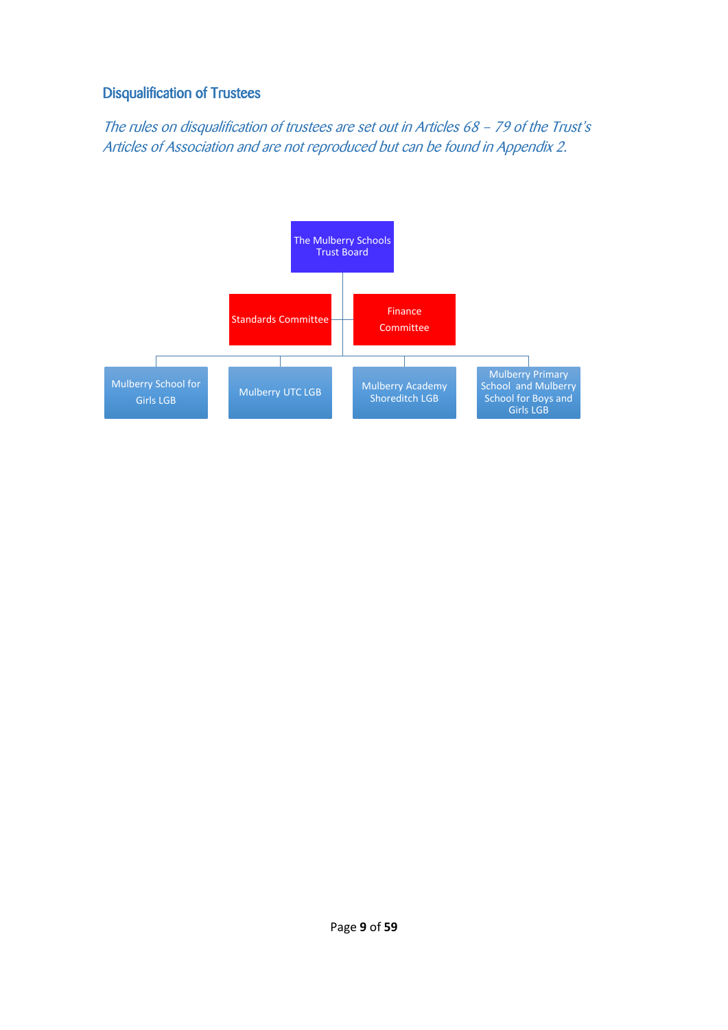## Disqualification of Trustees

*The rules on disqualification of trustees are set out in Articles 68 – 79 of the Trust's Articles of Association and are not reproduced but can be found in Appendix 2.*

The Mulberry Schools Trust Board

Standards Committee

Finance Committee

Mulberry School for Girls LGB

Mulberry UTC LGB

Mulberry Academy Shoreditch LGB

Mulberry Primary School and Mulberry School for Boys and Girls LGB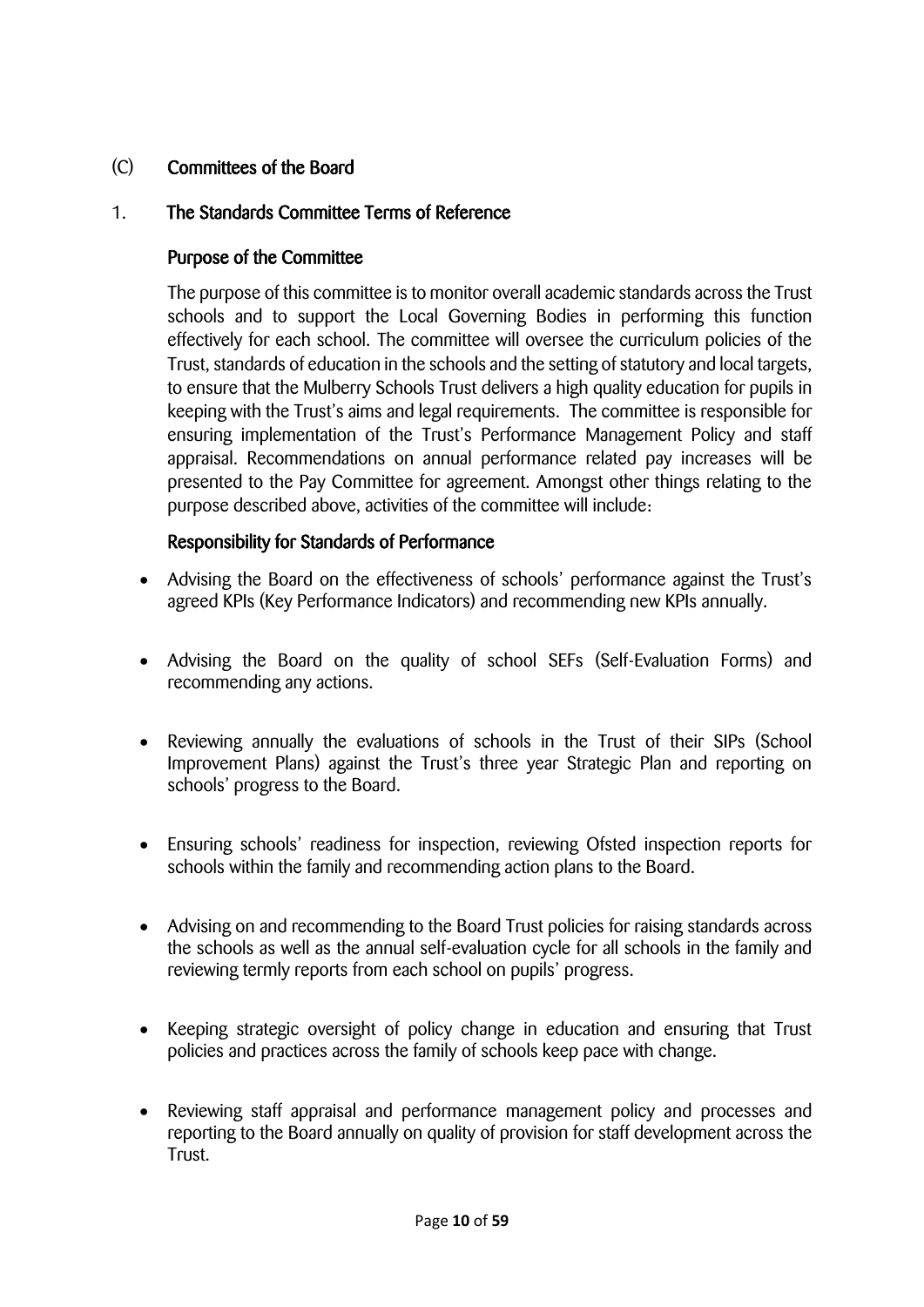## (C) Committees of the Board

### 1. The Standards Committee Terms of Reference

#### Purpose of the Committee

The purpose of this committee is to monitor overall academic standards across the Trust schools and to support the Local Governing Bodies in performing this function effectively for each school. The committee will oversee the curriculum policies of the Trust, standards of education in the schools and the setting of statutory and local targets, to ensure that the Mulberry Schools Trust delivers a high quality education for pupils in keeping with the Trust's aims and legal requirements. The committee is responsible for ensuring implementation of the Trust's Performance Management Policy and staff appraisal. Recommendations on annual performance related pay increases will be presented to the Pay Committee for agreement. Amongst other things relating to the purpose described above, activities of the committee will include:

#### Responsibility for Standards of Performance

- Advising the Board on the effectiveness of schools' performance against the Trust's agreed KPIs (Key Performance Indicators) and recommending new KPIs annually.

- Advising the Board on the quality of school SEFs (Self-Evaluation Forms) and recommending any actions.

- Reviewing annually the evaluations of schools in the Trust of their SIPs (School Improvement Plans) against the Trust's three year Strategic Plan and reporting on schools' progress to the Board.

- Ensuring schools' readiness for inspection, reviewing Ofsted inspection reports for schools within the family and recommending action plans to the Board.

- Advising on and recommending to the Board Trust policies for raising standards across the schools as well as the annual self-evaluation cycle for all schools in the family and reviewing termly reports from each school on pupils' progress.

- Keeping strategic oversight of policy change in education and ensuring that Trust policies and practices across the family of schools keep pace with change.

- Reviewing staff appraisal and performance management policy and processes and reporting to the Board annually on quality of provision for staff development across the Trust.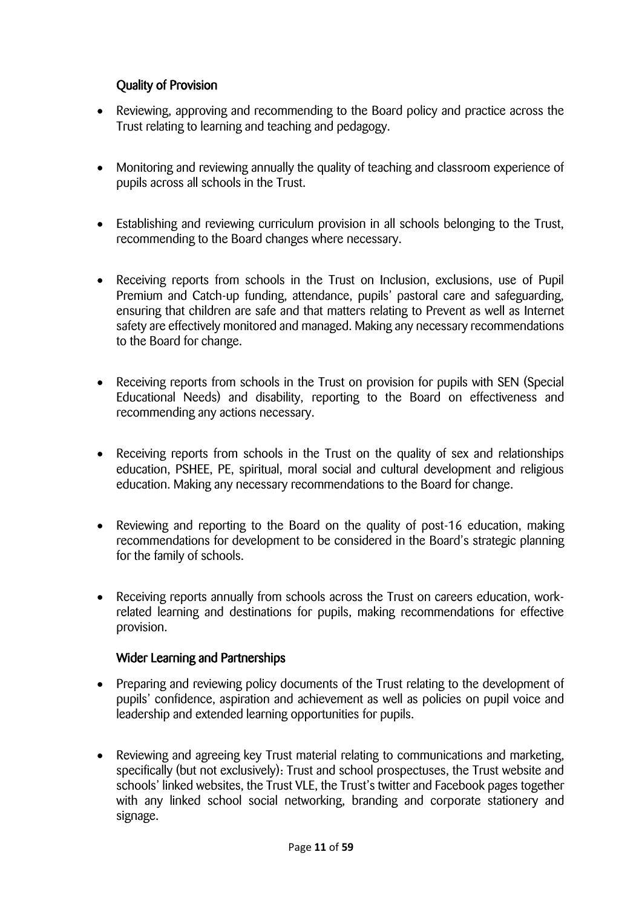### Quality of Provision

- Reviewing, approving and recommending to the Board policy and practice across the Trust relating to learning and teaching and pedagogy.

- Monitoring and reviewing annually the quality of teaching and classroom experience of pupils across all schools in the Trust.

- Establishing and reviewing curriculum provision in all schools belonging to the Trust, recommending to the Board changes where necessary.

- Receiving reports from schools in the Trust on Inclusion, exclusions, use of Pupil Premium and Catch-up funding, attendance, pupils' pastoral care and safeguarding, ensuring that children are safe and that matters relating to Prevent as well as Internet safety are effectively monitored and managed. Making any necessary recommendations to the Board for change.

- Receiving reports from schools in the Trust on provision for pupils with SEN (Special Educational Needs) and disability, reporting to the Board on effectiveness and recommending any actions necessary.

- Receiving reports from schools in the Trust on the quality of sex and relationships education, PSHEE, PE, spiritual, moral social and cultural development and religious education. Making any necessary recommendations to the Board for change.

- Reviewing and reporting to the Board on the quality of post-16 education, making recommendations for development to be considered in the Board's strategic planning for the family of schools.

- Receiving reports annually from schools across the Trust on careers education, work-related learning and destinations for pupils, making recommendations for effective provision.

### Wider Learning and Partnerships

- Preparing and reviewing policy documents of the Trust relating to the development of pupils' confidence, aspiration and achievement as well as policies on pupil voice and leadership and extended learning opportunities for pupils.

- Reviewing and agreeing key Trust material relating to communications and marketing, specifically (but not exclusively): Trust and school prospectuses, the Trust website and schools' linked websites, the Trust VLE, the Trust's twitter and Facebook pages together with any linked school social networking, branding and corporate stationery and signage.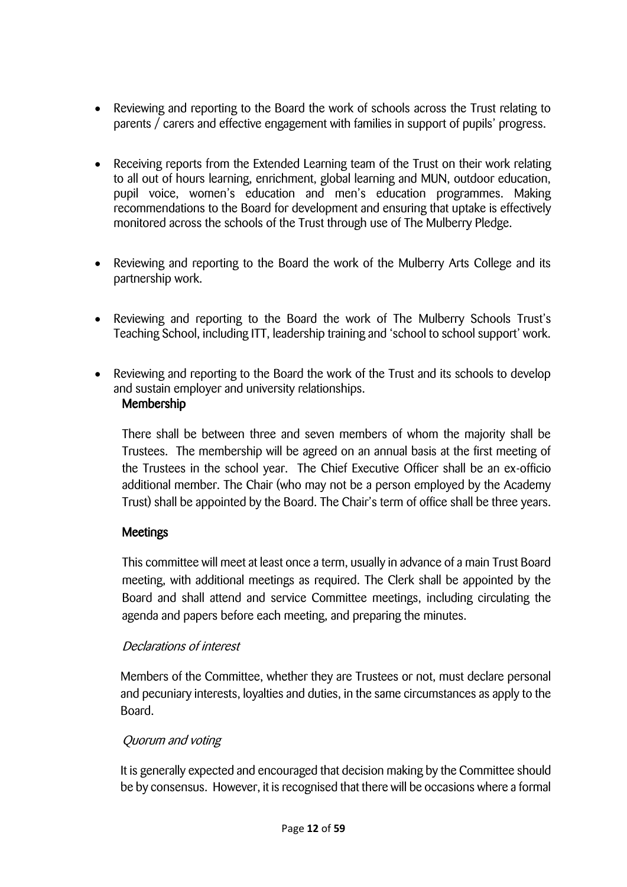- Reviewing and reporting to the Board the work of schools across the Trust relating to parents / carers and effective engagement with families in support of pupils' progress.

- Receiving reports from the Extended Learning team of the Trust on their work relating to all out of hours learning, enrichment, global learning and MUN, outdoor education, pupil voice, women's education and men's education programmes. Making recommendations to the Board for development and ensuring that uptake is effectively monitored across the schools of the Trust through use of The Mulberry Pledge.

- Reviewing and reporting to the Board the work of the Mulberry Arts College and its partnership work.

- Reviewing and reporting to the Board the work of The Mulberry Schools Trust's Teaching School, including ITT, leadership training and 'school to school support' work.

- Reviewing and reporting to the Board the work of the Trust and its schools to develop and sustain employer and university relationships.

**Membership**

There shall be between three and seven members of whom the majority shall be Trustees. The membership will be agreed on an annual basis at the first meeting of the Trustees in the school year. The Chief Executive Officer shall be an ex-officio additional member. The Chair (who may not be a person employed by the Academy Trust) shall be appointed by the Board. The Chair's term of office shall be three years.

**Meetings**

This committee will meet at least once a term, usually in advance of a main Trust Board meeting, with additional meetings as required. The Clerk shall be appointed by the Board and shall attend and service Committee meetings, including circulating the agenda and papers before each meeting, and preparing the minutes.

*Declarations of interest*

Members of the Committee, whether they are Trustees or not, must declare personal and pecuniary interests, loyalties and duties, in the same circumstances as apply to the Board.

*Quorum and voting*

It is generally expected and encouraged that decision making by the Committee should be by consensus. However, it is recognised that there will be occasions where a formal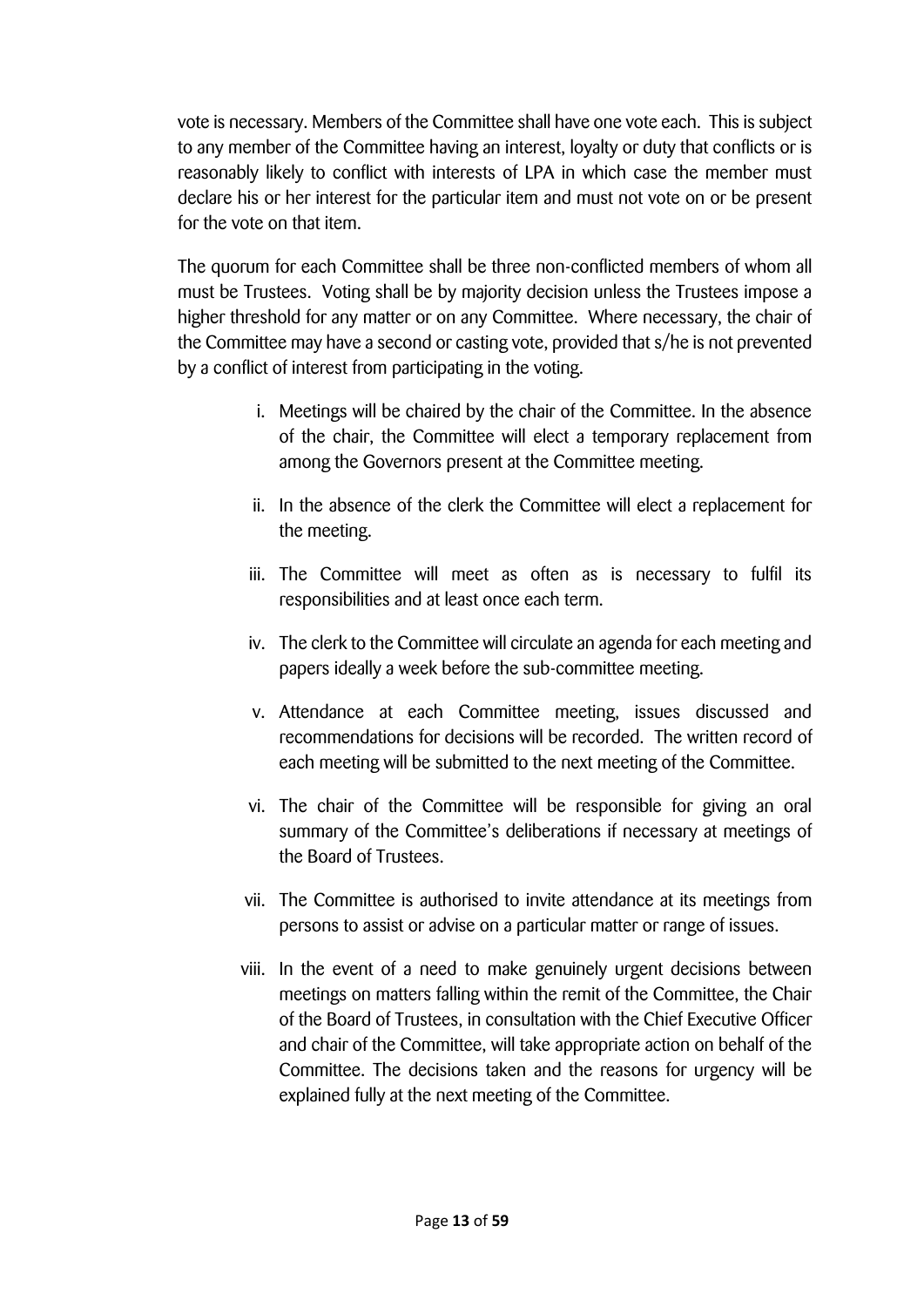vote is necessary. Members of the Committee shall have one vote each. This is subject to any member of the Committee having an interest, loyalty or duty that conflicts or is reasonably likely to conflict with interests of LPA in which case the member must declare his or her interest for the particular item and must not vote on or be present for the vote on that item.

The quorum for each Committee shall be three non-conflicted members of whom all must be Trustees. Voting shall be by majority decision unless the Trustees impose a higher threshold for any matter or on any Committee. Where necessary, the chair of the Committee may have a second or casting vote, provided that s/he is not prevented by a conflict of interest from participating in the voting.

i. Meetings will be chaired by the chair of the Committee. In the absence of the chair, the Committee will elect a temporary replacement from among the Governors present at the Committee meeting.

ii. In the absence of the clerk the Committee will elect a replacement for the meeting.

iii. The Committee will meet as often as is necessary to fulfil its responsibilities and at least once each term.

iv. The clerk to the Committee will circulate an agenda for each meeting and papers ideally a week before the sub-committee meeting.

v. Attendance at each Committee meeting, issues discussed and recommendations for decisions will be recorded. The written record of each meeting will be submitted to the next meeting of the Committee.

vi. The chair of the Committee will be responsible for giving an oral summary of the Committee's deliberations if necessary at meetings of the Board of Trustees.

vii. The Committee is authorised to invite attendance at its meetings from persons to assist or advise on a particular matter or range of issues.

viii. In the event of a need to make genuinely urgent decisions between meetings on matters falling within the remit of the Committee, the Chair of the Board of Trustees, in consultation with the Chief Executive Officer and chair of the Committee, will take appropriate action on behalf of the Committee. The decisions taken and the reasons for urgency will be explained fully at the next meeting of the Committee.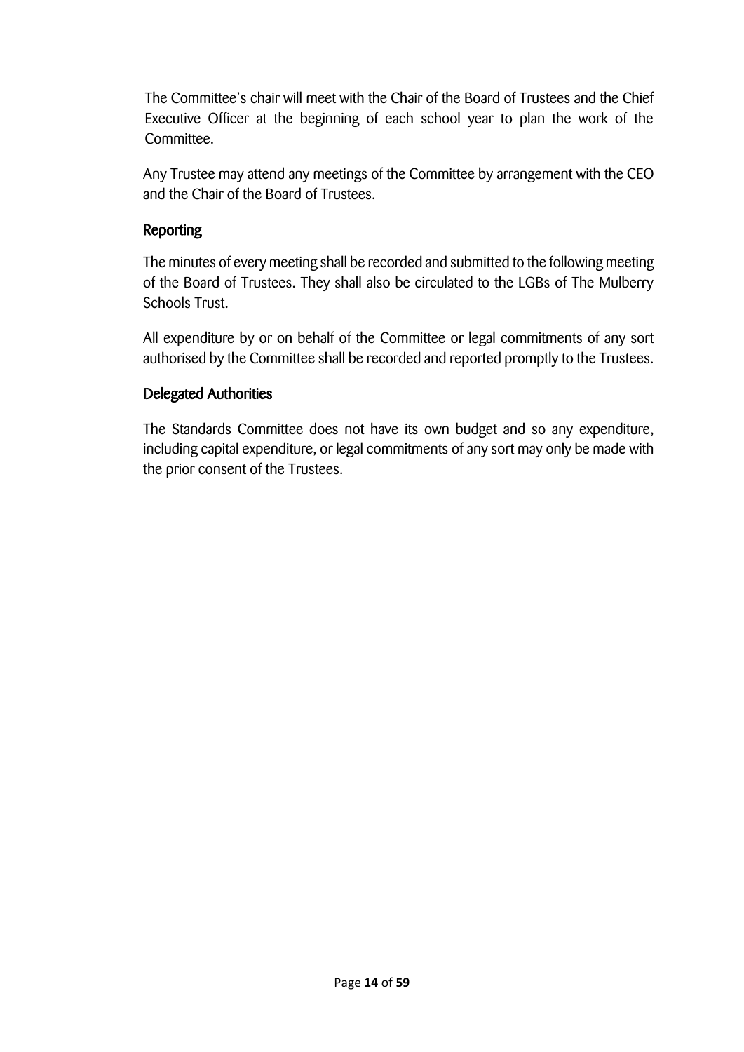The Committee's chair will meet with the Chair of the Board of Trustees and the Chief Executive Officer at the beginning of each school year to plan the work of the Committee.

Any Trustee may attend any meetings of the Committee by arrangement with the CEO and the Chair of the Board of Trustees.

### Reporting

The minutes of every meeting shall be recorded and submitted to the following meeting of the Board of Trustees. They shall also be circulated to the LGBs of The Mulberry Schools Trust.

All expenditure by or on behalf of the Committee or legal commitments of any sort authorised by the Committee shall be recorded and reported promptly to the Trustees.

### Delegated Authorities

The Standards Committee does not have its own budget and so any expenditure, including capital expenditure, or legal commitments of any sort may only be made with the prior consent of the Trustees.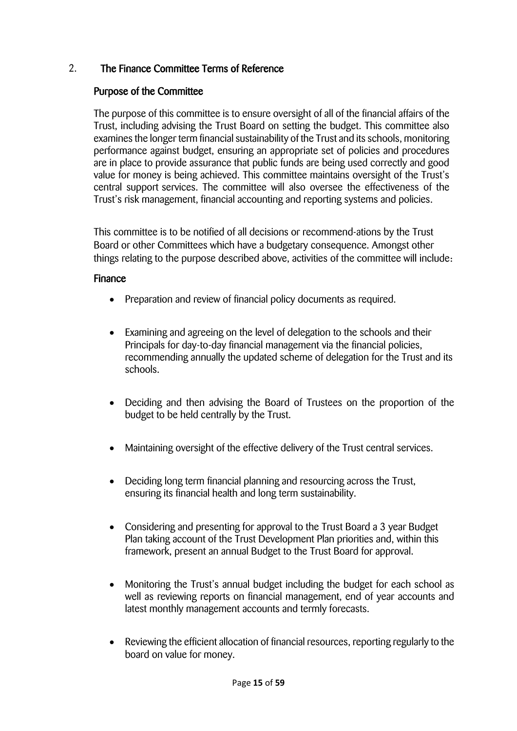## 2. The Finance Committee Terms of Reference

### Purpose of the Committee

The purpose of this committee is to ensure oversight of all of the financial affairs of the Trust, including advising the Trust Board on setting the budget. This committee also examines the longer term financial sustainability of the Trust and its schools, monitoring performance against budget, ensuring an appropriate set of policies and procedures are in place to provide assurance that public funds are being used correctly and good value for money is being achieved. This committee maintains oversight of the Trust's central support services. The committee will also oversee the effectiveness of the Trust's risk management, financial accounting and reporting systems and policies.

This committee is to be notified of all decisions or recommend-ations by the Trust Board or other Committees which have a budgetary consequence. Amongst other things relating to the purpose described above, activities of the committee will include:

### Finance

- Preparation and review of financial policy documents as required.
- Examining and agreeing on the level of delegation to the schools and their Principals for day-to-day financial management via the financial policies, recommending annually the updated scheme of delegation for the Trust and its schools.
- Deciding and then advising the Board of Trustees on the proportion of the budget to be held centrally by the Trust.
- Maintaining oversight of the effective delivery of the Trust central services.
- Deciding long term financial planning and resourcing across the Trust, ensuring its financial health and long term sustainability.
- Considering and presenting for approval to the Trust Board a 3 year Budget Plan taking account of the Trust Development Plan priorities and, within this framework, present an annual Budget to the Trust Board for approval.
- Monitoring the Trust's annual budget including the budget for each school as well as reviewing reports on financial management, end of year accounts and latest monthly management accounts and termly forecasts.
- Reviewing the efficient allocation of financial resources, reporting regularly to the board on value for money.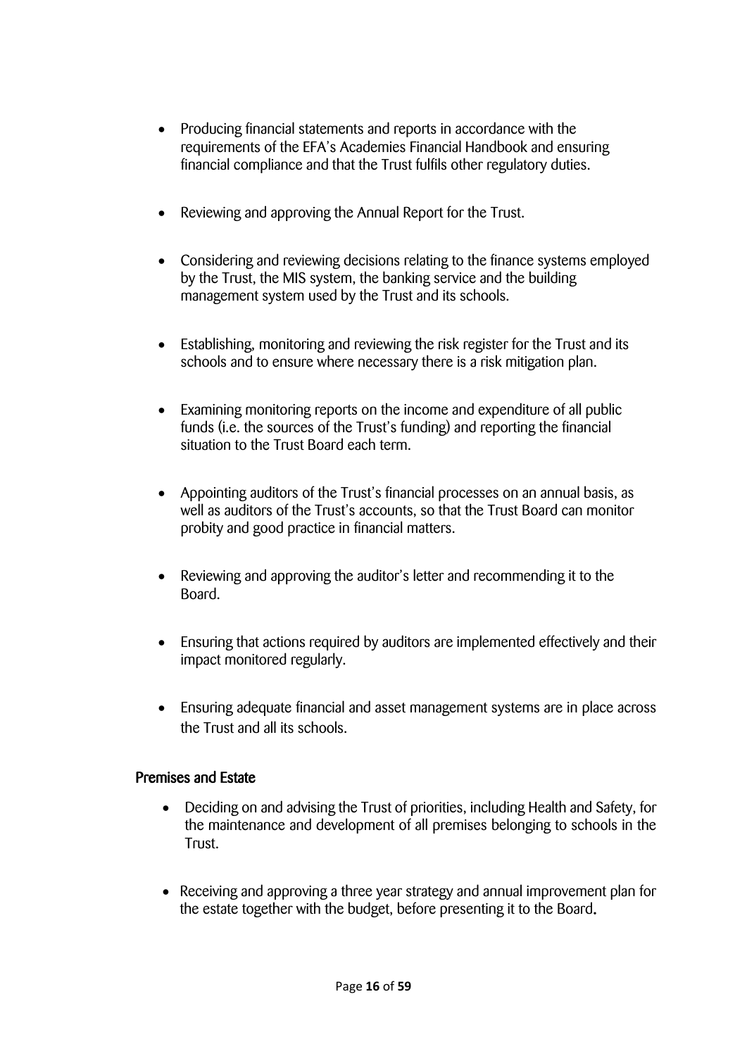- Producing financial statements and reports in accordance with the requirements of the EFA's Academies Financial Handbook and ensuring financial compliance and that the Trust fulfils other regulatory duties.
- Reviewing and approving the Annual Report for the Trust.
- Considering and reviewing decisions relating to the finance systems employed by the Trust, the MIS system, the banking service and the building management system used by the Trust and its schools.
- Establishing, monitoring and reviewing the risk register for the Trust and its schools and to ensure where necessary there is a risk mitigation plan.
- Examining monitoring reports on the income and expenditure of all public funds (i.e. the sources of the Trust's funding) and reporting the financial situation to the Trust Board each term.
- Appointing auditors of the Trust's financial processes on an annual basis, as well as auditors of the Trust's accounts, so that the Trust Board can monitor probity and good practice in financial matters.
- Reviewing and approving the auditor's letter and recommending it to the Board.
- Ensuring that actions required by auditors are implemented effectively and their impact monitored regularly.
- Ensuring adequate financial and asset management systems are in place across the Trust and all its schools.

### Premises and Estate

- Deciding on and advising the Trust of priorities, including Health and Safety, for the maintenance and development of all premises belonging to schools in the Trust.
- Receiving and approving a three year strategy and annual improvement plan for the estate together with the budget, before presenting it to the Board.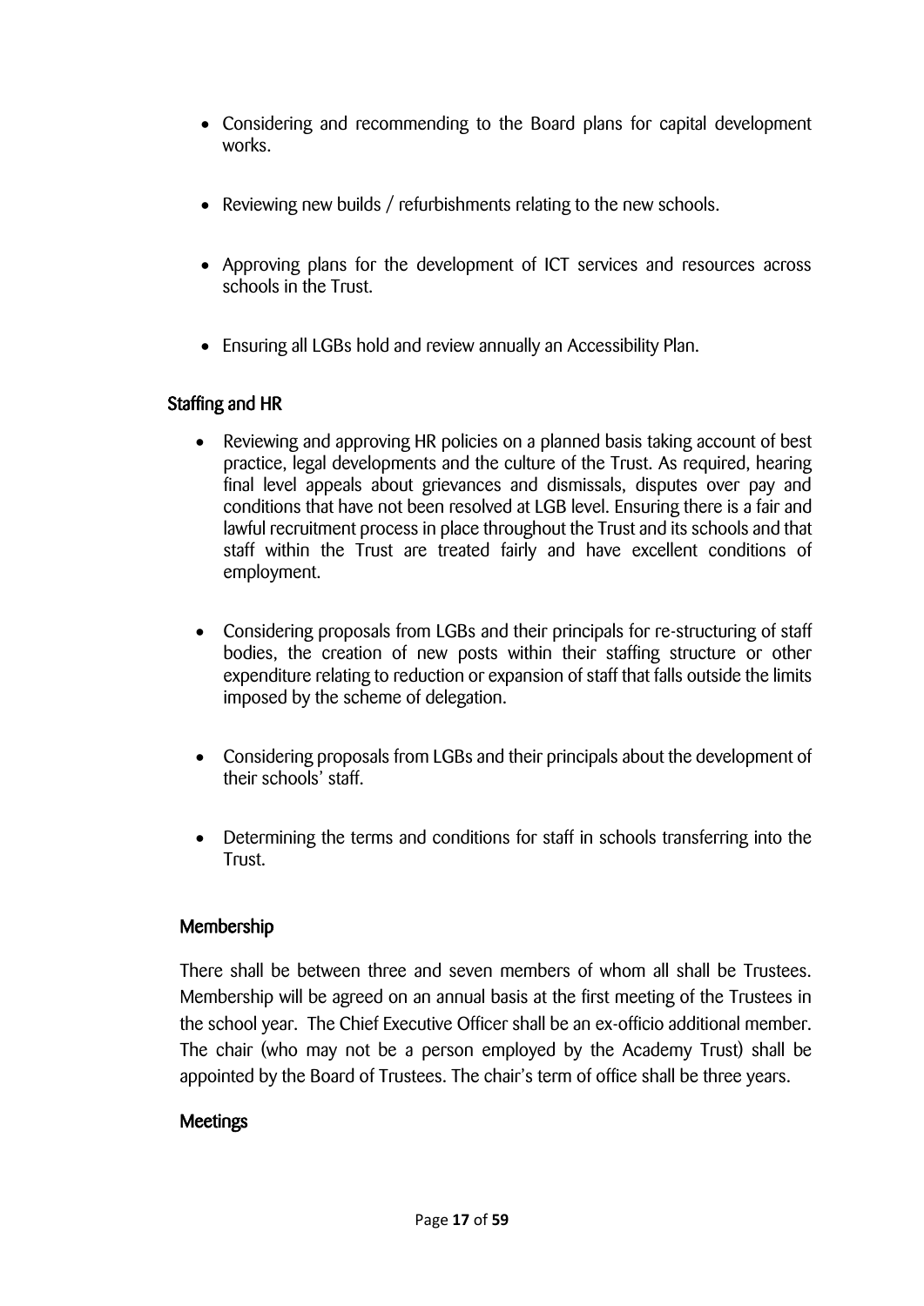- Considering and recommending to the Board plans for capital development works.

- Reviewing new builds / refurbishments relating to the new schools.

- Approving plans for the development of ICT services and resources across schools in the Trust.

- Ensuring all LGBs hold and review annually an Accessibility Plan.

### Staffing and HR

- Reviewing and approving HR policies on a planned basis taking account of best practice, legal developments and the culture of the Trust. As required, hearing final level appeals about grievances and dismissals, disputes over pay and conditions that have not been resolved at LGB level. Ensuring there is a fair and lawful recruitment process in place throughout the Trust and its schools and that staff within the Trust are treated fairly and have excellent conditions of employment.

- Considering proposals from LGBs and their principals for re-structuring of staff bodies, the creation of new posts within their staffing structure or other expenditure relating to reduction or expansion of staff that falls outside the limits imposed by the scheme of delegation.

- Considering proposals from LGBs and their principals about the development of their schools' staff.

- Determining the terms and conditions for staff in schools transferring into the Trust.

### Membership

There shall be between three and seven members of whom all shall be Trustees. Membership will be agreed on an annual basis at the first meeting of the Trustees in the school year. The Chief Executive Officer shall be an ex-officio additional member. The chair (who may not be a person employed by the Academy Trust) shall be appointed by the Board of Trustees. The chair's term of office shall be three years.

### Meetings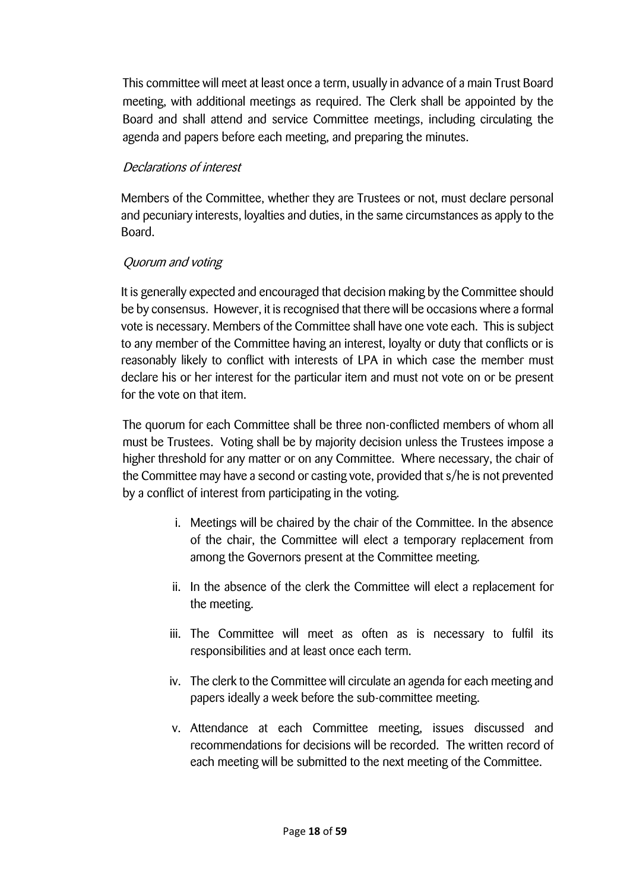This committee will meet at least once a term, usually in advance of a main Trust Board meeting, with additional meetings as required. The Clerk shall be appointed by the Board and shall attend and service Committee meetings, including circulating the agenda and papers before each meeting, and preparing the minutes.

*Declarations of interest*

Members of the Committee, whether they are Trustees or not, must declare personal and pecuniary interests, loyalties and duties, in the same circumstances as apply to the Board.

*Quorum and voting*

It is generally expected and encouraged that decision making by the Committee should be by consensus. However, it is recognised that there will be occasions where a formal vote is necessary. Members of the Committee shall have one vote each. This is subject to any member of the Committee having an interest, loyalty or duty that conflicts or is reasonably likely to conflict with interests of LPA in which case the member must declare his or her interest for the particular item and must not vote on or be present for the vote on that item.

The quorum for each Committee shall be three non-conflicted members of whom all must be Trustees. Voting shall be by majority decision unless the Trustees impose a higher threshold for any matter or on any Committee. Where necessary, the chair of the Committee may have a second or casting vote, provided that s/he is not prevented by a conflict of interest from participating in the voting.

i. Meetings will be chaired by the chair of the Committee. In the absence of the chair, the Committee will elect a temporary replacement from among the Governors present at the Committee meeting.

ii. In the absence of the clerk the Committee will elect a replacement for the meeting.

iii. The Committee will meet as often as is necessary to fulfil its responsibilities and at least once each term.

iv. The clerk to the Committee will circulate an agenda for each meeting and papers ideally a week before the sub-committee meeting.

v. Attendance at each Committee meeting, issues discussed and recommendations for decisions will be recorded. The written record of each meeting will be submitted to the next meeting of the Committee.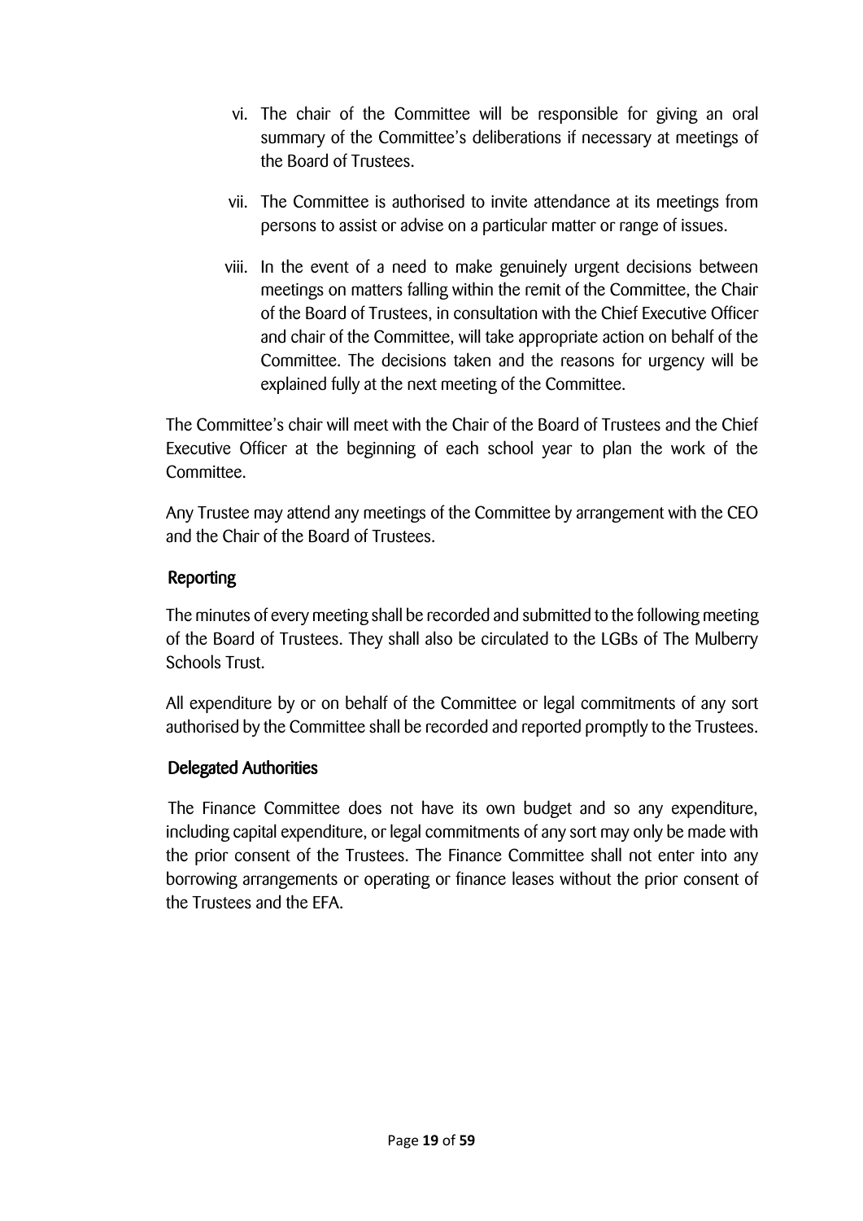vi. The chair of the Committee will be responsible for giving an oral summary of the Committee's deliberations if necessary at meetings of the Board of Trustees.

vii. The Committee is authorised to invite attendance at its meetings from persons to assist or advise on a particular matter or range of issues.

viii. In the event of a need to make genuinely urgent decisions between meetings on matters falling within the remit of the Committee, the Chair of the Board of Trustees, in consultation with the Chief Executive Officer and chair of the Committee, will take appropriate action on behalf of the Committee. The decisions taken and the reasons for urgency will be explained fully at the next meeting of the Committee.

The Committee's chair will meet with the Chair of the Board of Trustees and the Chief Executive Officer at the beginning of each school year to plan the work of the Committee.

Any Trustee may attend any meetings of the Committee by arrangement with the CEO and the Chair of the Board of Trustees.

### Reporting

The minutes of every meeting shall be recorded and submitted to the following meeting of the Board of Trustees. They shall also be circulated to the LGBs of The Mulberry Schools Trust.

All expenditure by or on behalf of the Committee or legal commitments of any sort authorised by the Committee shall be recorded and reported promptly to the Trustees.

### Delegated Authorities

The Finance Committee does not have its own budget and so any expenditure, including capital expenditure, or legal commitments of any sort may only be made with the prior consent of the Trustees. The Finance Committee shall not enter into any borrowing arrangements or operating or finance leases without the prior consent of the Trustees and the EFA.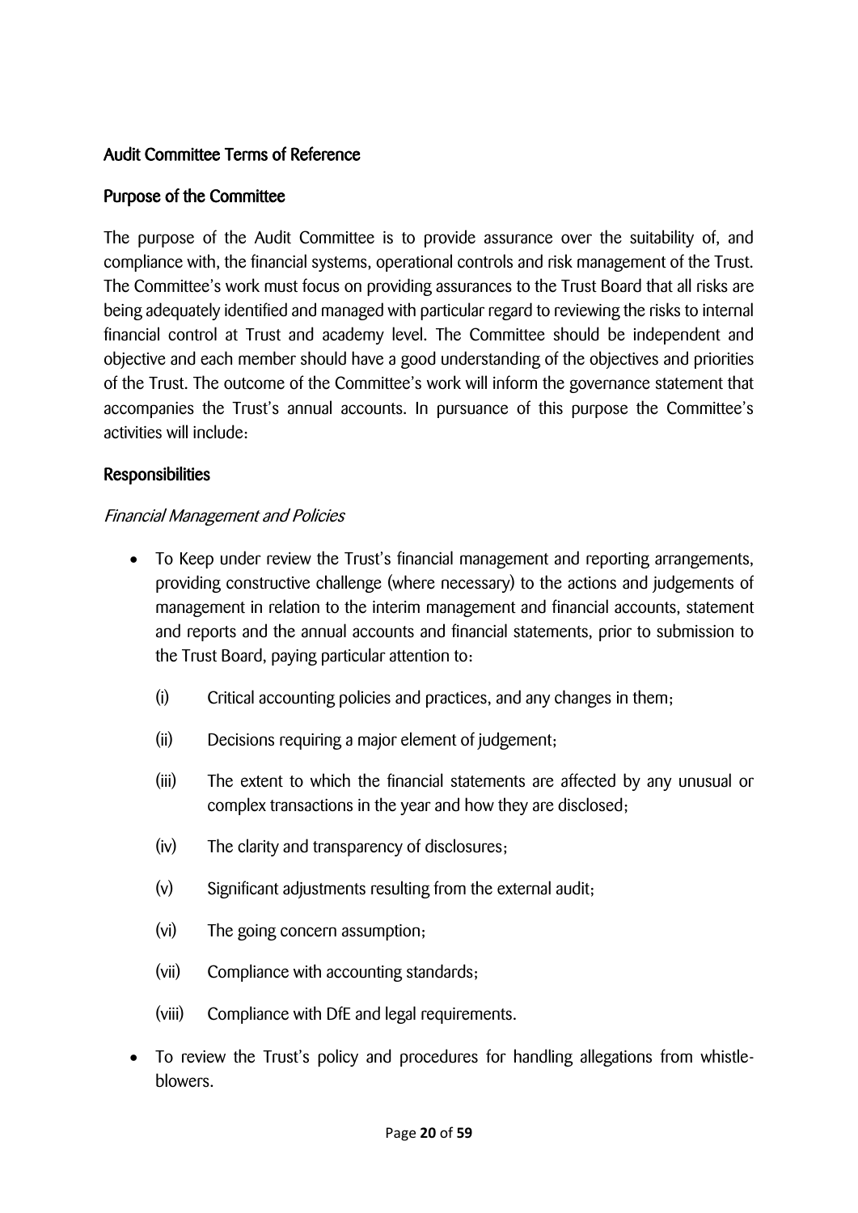## Audit Committee Terms of Reference

### Purpose of the Committee

The purpose of the Audit Committee is to provide assurance over the suitability of, and compliance with, the financial systems, operational controls and risk management of the Trust. The Committee's work must focus on providing assurances to the Trust Board that all risks are being adequately identified and managed with particular regard to reviewing the risks to internal financial control at Trust and academy level. The Committee should be independent and objective and each member should have a good understanding of the objectives and priorities of the Trust. The outcome of the Committee's work will inform the governance statement that accompanies the Trust's annual accounts. In pursuance of this purpose the Committee's activities will include:

### Responsibilities

*Financial Management and Policies*

- To Keep under review the Trust's financial management and reporting arrangements, providing constructive challenge (where necessary) to the actions and judgements of management in relation to the interim management and financial accounts, statement and reports and the annual accounts and financial statements, prior to submission to the Trust Board, paying particular attention to:
  - (i) Critical accounting policies and practices, and any changes in them;
  - (ii) Decisions requiring a major element of judgement;
  - (iii) The extent to which the financial statements are affected by any unusual or complex transactions in the year and how they are disclosed;
  - (iv) The clarity and transparency of disclosures;
  - (v) Significant adjustments resulting from the external audit;
  - (vi) The going concern assumption;
  - (vii) Compliance with accounting standards;
  - (viii) Compliance with DfE and legal requirements.
- To review the Trust's policy and procedures for handling allegations from whistle-blowers.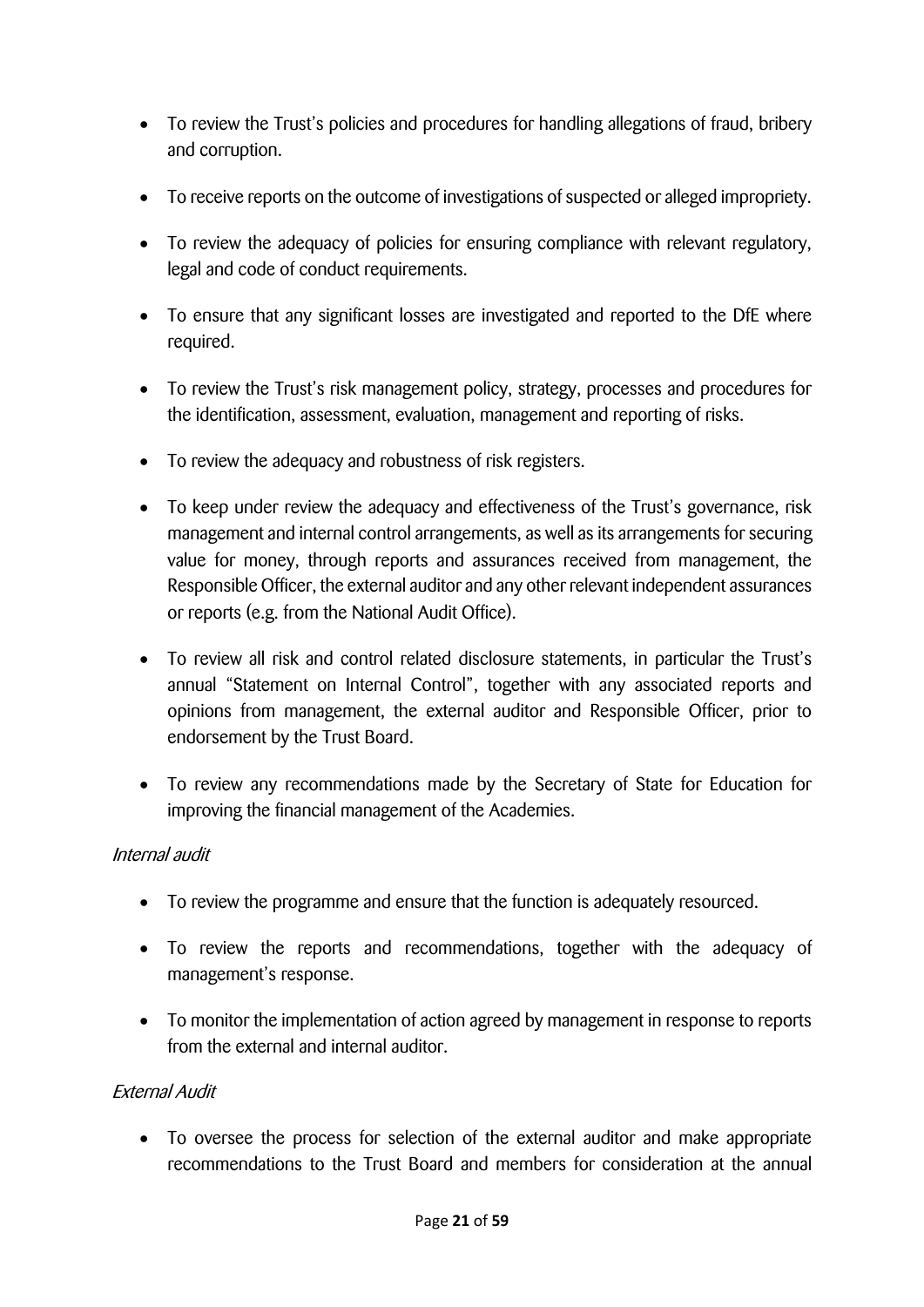- To review the Trust's policies and procedures for handling allegations of fraud, bribery and corruption.
- To receive reports on the outcome of investigations of suspected or alleged impropriety.
- To review the adequacy of policies for ensuring compliance with relevant regulatory, legal and code of conduct requirements.
- To ensure that any significant losses are investigated and reported to the DfE where required.
- To review the Trust's risk management policy, strategy, processes and procedures for the identification, assessment, evaluation, management and reporting of risks.
- To review the adequacy and robustness of risk registers.
- To keep under review the adequacy and effectiveness of the Trust's governance, risk management and internal control arrangements, as well as its arrangements for securing value for money, through reports and assurances received from management, the Responsible Officer, the external auditor and any other relevant independent assurances or reports (e.g. from the National Audit Office).
- To review all risk and control related disclosure statements, in particular the Trust's annual "Statement on Internal Control", together with any associated reports and opinions from management, the external auditor and Responsible Officer, prior to endorsement by the Trust Board.
- To review any recommendations made by the Secretary of State for Education for improving the financial management of the Academies.

*Internal audit*

- To review the programme and ensure that the function is adequately resourced.
- To review the reports and recommendations, together with the adequacy of management's response.
- To monitor the implementation of action agreed by management in response to reports from the external and internal auditor.

*External Audit*

- To oversee the process for selection of the external auditor and make appropriate recommendations to the Trust Board and members for consideration at the annual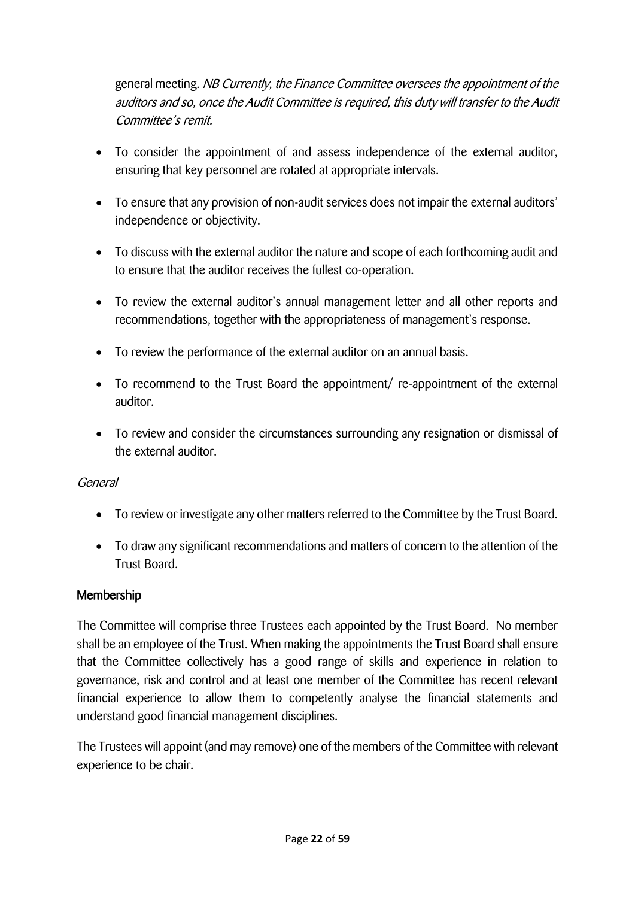general meeting. *NB Currently, the Finance Committee oversees the appointment of the auditors and so, once the Audit Committee is required, this duty will transfer to the Audit Committee's remit.*

- To consider the appointment of and assess independence of the external auditor, ensuring that key personnel are rotated at appropriate intervals.
- To ensure that any provision of non-audit services does not impair the external auditors' independence or objectivity.
- To discuss with the external auditor the nature and scope of each forthcoming audit and to ensure that the auditor receives the fullest co-operation.
- To review the external auditor's annual management letter and all other reports and recommendations, together with the appropriateness of management's response.
- To review the performance of the external auditor on an annual basis.
- To recommend to the Trust Board the appointment/ re-appointment of the external auditor.
- To review and consider the circumstances surrounding any resignation or dismissal of the external auditor.

*General*

- To review or investigate any other matters referred to the Committee by the Trust Board.
- To draw any significant recommendations and matters of concern to the attention of the Trust Board.

## Membership

The Committee will comprise three Trustees each appointed by the Trust Board. No member shall be an employee of the Trust. When making the appointments the Trust Board shall ensure that the Committee collectively has a good range of skills and experience in relation to governance, risk and control and at least one member of the Committee has recent relevant financial experience to allow them to competently analyse the financial statements and understand good financial management disciplines.

The Trustees will appoint (and may remove) one of the members of the Committee with relevant experience to be chair.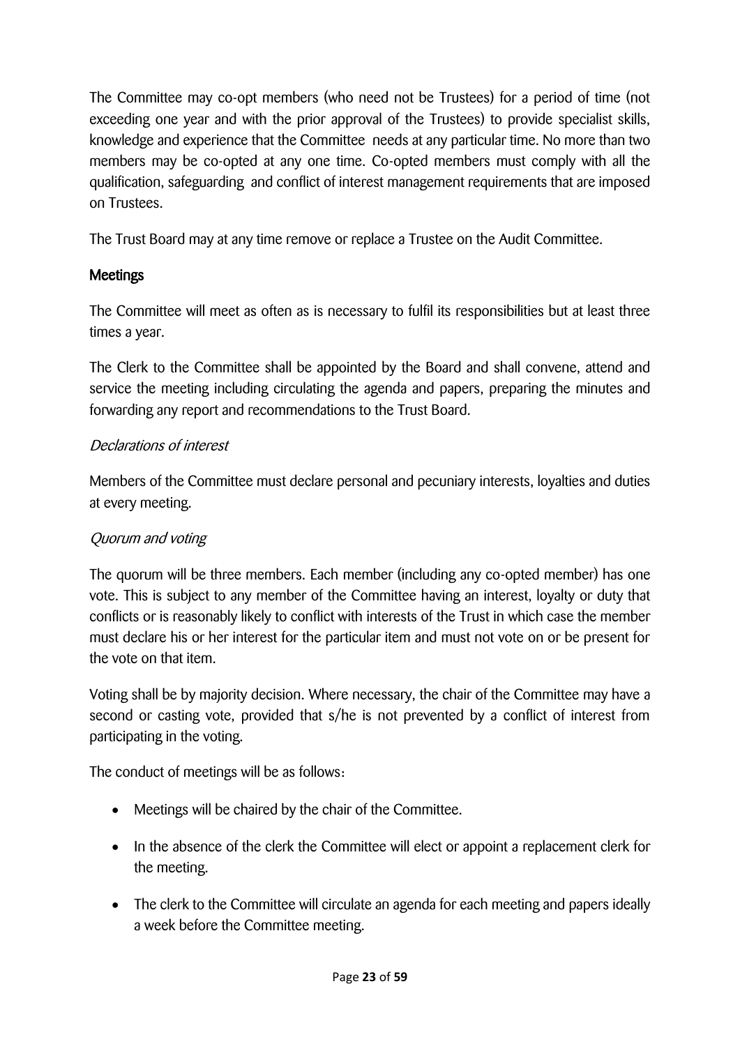The Committee may co-opt members (who need not be Trustees) for a period of time (not exceeding one year and with the prior approval of the Trustees) to provide specialist skills, knowledge and experience that the Committee needs at any particular time. No more than two members may be co-opted at any one time. Co-opted members must comply with all the qualification, safeguarding and conflict of interest management requirements that are imposed on Trustees.

The Trust Board may at any time remove or replace a Trustee on the Audit Committee.

## Meetings

The Committee will meet as often as is necessary to fulfil its responsibilities but at least three times a year.

The Clerk to the Committee shall be appointed by the Board and shall convene, attend and service the meeting including circulating the agenda and papers, preparing the minutes and forwarding any report and recommendations to the Trust Board.

### *Declarations of interest*

Members of the Committee must declare personal and pecuniary interests, loyalties and duties at every meeting.

### *Quorum and voting*

The quorum will be three members. Each member (including any co-opted member) has one vote. This is subject to any member of the Committee having an interest, loyalty or duty that conflicts or is reasonably likely to conflict with interests of the Trust in which case the member must declare his or her interest for the particular item and must not vote on or be present for the vote on that item.

Voting shall be by majority decision. Where necessary, the chair of the Committee may have a second or casting vote, provided that s/he is not prevented by a conflict of interest from participating in the voting.

The conduct of meetings will be as follows:

- Meetings will be chaired by the chair of the Committee.
- In the absence of the clerk the Committee will elect or appoint a replacement clerk for the meeting.
- The clerk to the Committee will circulate an agenda for each meeting and papers ideally a week before the Committee meeting.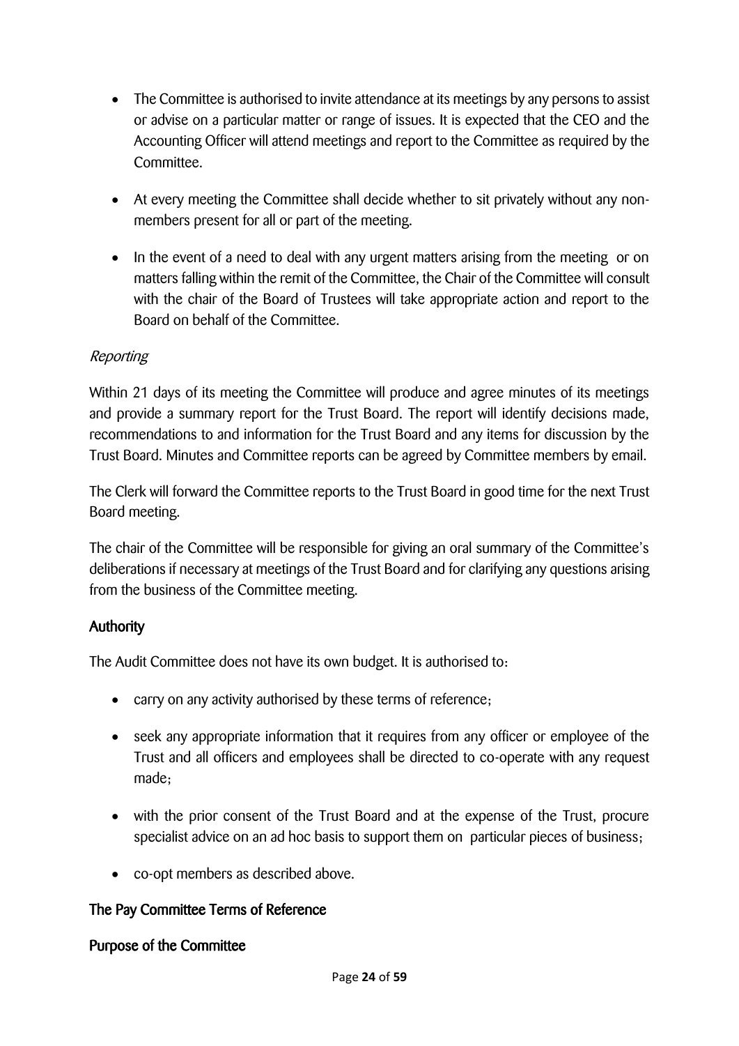- The Committee is authorised to invite attendance at its meetings by any persons to assist or advise on a particular matter or range of issues. It is expected that the CEO and the Accounting Officer will attend meetings and report to the Committee as required by the Committee.
- At every meeting the Committee shall decide whether to sit privately without any non-members present for all or part of the meeting.
- In the event of a need to deal with any urgent matters arising from the meeting or on matters falling within the remit of the Committee, the Chair of the Committee will consult with the chair of the Board of Trustees will take appropriate action and report to the Board on behalf of the Committee.

*Reporting*

Within 21 days of its meeting the Committee will produce and agree minutes of its meetings and provide a summary report for the Trust Board. The report will identify decisions made, recommendations to and information for the Trust Board and any items for discussion by the Trust Board. Minutes and Committee reports can be agreed by Committee members by email.

The Clerk will forward the Committee reports to the Trust Board in good time for the next Trust Board meeting.

The chair of the Committee will be responsible for giving an oral summary of the Committee's deliberations if necessary at meetings of the Trust Board and for clarifying any questions arising from the business of the Committee meeting.

**Authority**

The Audit Committee does not have its own budget. It is authorised to:

- carry on any activity authorised by these terms of reference;
- seek any appropriate information that it requires from any officer or employee of the Trust and all officers and employees shall be directed to co-operate with any request made;
- with the prior consent of the Trust Board and at the expense of the Trust, procure specialist advice on an ad hoc basis to support them on particular pieces of business;
- co-opt members as described above.

**The Pay Committee Terms of Reference**

**Purpose of the Committee**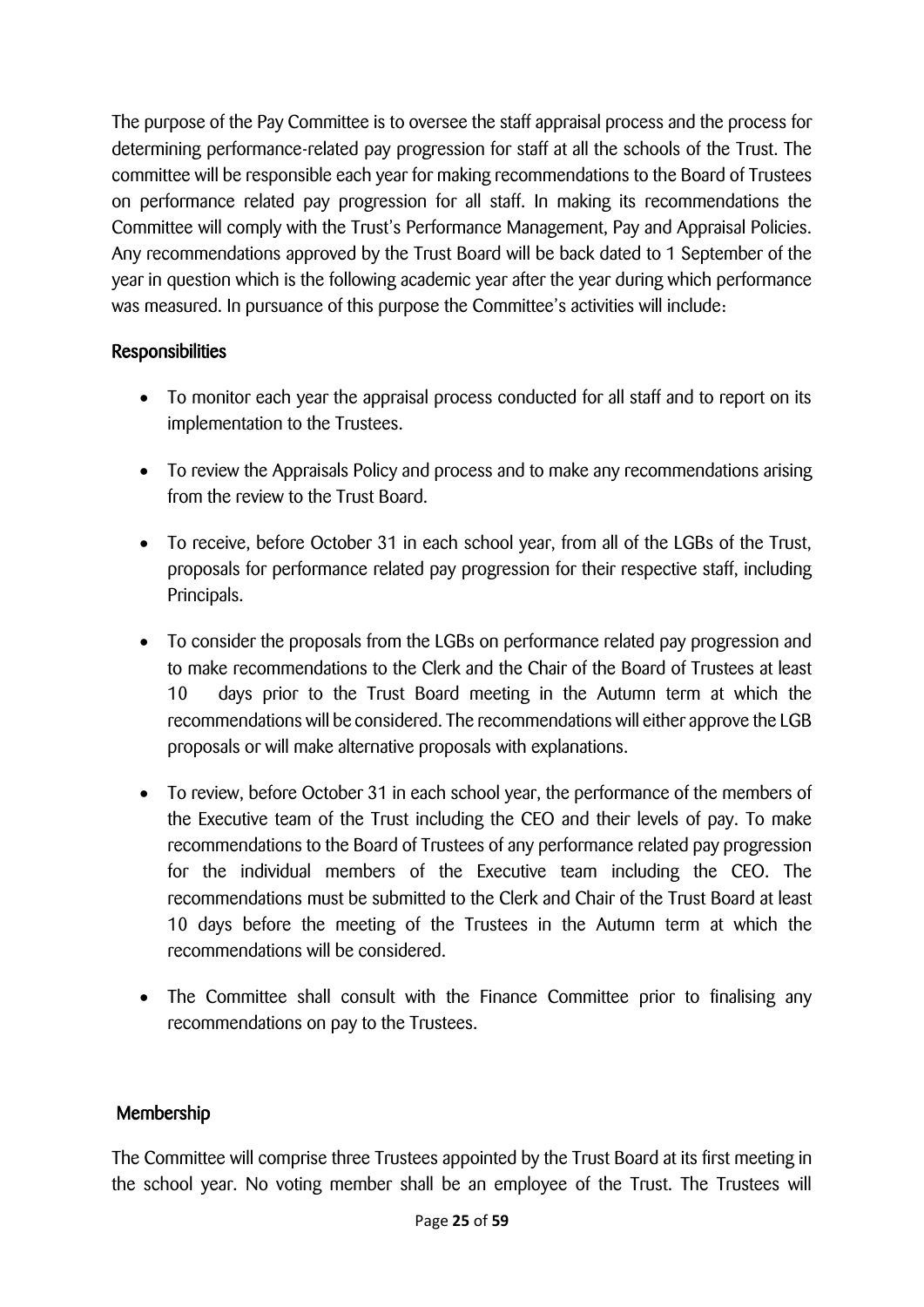The purpose of the Pay Committee is to oversee the staff appraisal process and the process for determining performance-related pay progression for staff at all the schools of the Trust. The committee will be responsible each year for making recommendations to the Board of Trustees on performance related pay progression for all staff. In making its recommendations the Committee will comply with the Trust's Performance Management, Pay and Appraisal Policies. Any recommendations approved by the Trust Board will be back dated to 1 September of the year in question which is the following academic year after the year during which performance was measured. In pursuance of this purpose the Committee's activities will include:

## Responsibilities

- To monitor each year the appraisal process conducted for all staff and to report on its implementation to the Trustees.
- To review the Appraisals Policy and process and to make any recommendations arising from the review to the Trust Board.
- To receive, before October 31 in each school year, from all of the LGBs of the Trust, proposals for performance related pay progression for their respective staff, including Principals.
- To consider the proposals from the LGBs on performance related pay progression and to make recommendations to the Clerk and the Chair of the Board of Trustees at least 10 days prior to the Trust Board meeting in the Autumn term at which the recommendations will be considered. The recommendations will either approve the LGB proposals or will make alternative proposals with explanations.
- To review, before October 31 in each school year, the performance of the members of the Executive team of the Trust including the CEO and their levels of pay. To make recommendations to the Board of Trustees of any performance related pay progression for the individual members of the Executive team including the CEO. The recommendations must be submitted to the Clerk and Chair of the Trust Board at least 10 days before the meeting of the Trustees in the Autumn term at which the recommendations will be considered.
- The Committee shall consult with the Finance Committee prior to finalising any recommendations on pay to the Trustees.

## Membership

The Committee will comprise three Trustees appointed by the Trust Board at its first meeting in the school year. No voting member shall be an employee of the Trust. The Trustees will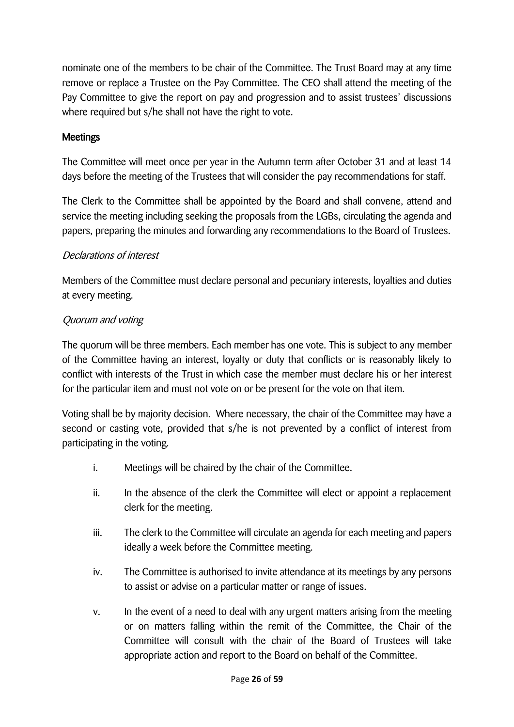nominate one of the members to be chair of the Committee. The Trust Board may at any time remove or replace a Trustee on the Pay Committee. The CEO shall attend the meeting of the Pay Committee to give the report on pay and progression and to assist trustees' discussions where required but s/he shall not have the right to vote.

## Meetings

The Committee will meet once per year in the Autumn term after October 31 and at least 14 days before the meeting of the Trustees that will consider the pay recommendations for staff.

The Clerk to the Committee shall be appointed by the Board and shall convene, attend and service the meeting including seeking the proposals from the LGBs, circulating the agenda and papers, preparing the minutes and forwarding any recommendations to the Board of Trustees.

### *Declarations of interest*

Members of the Committee must declare personal and pecuniary interests, loyalties and duties at every meeting.

### *Quorum and voting*

The quorum will be three members. Each member has one vote. This is subject to any member of the Committee having an interest, loyalty or duty that conflicts or is reasonably likely to conflict with interests of the Trust in which case the member must declare his or her interest for the particular item and must not vote on or be present for the vote on that item.

Voting shall be by majority decision. Where necessary, the chair of the Committee may have a second or casting vote, provided that s/he is not prevented by a conflict of interest from participating in the voting.

i. Meetings will be chaired by the chair of the Committee.

ii. In the absence of the clerk the Committee will elect or appoint a replacement clerk for the meeting.

iii. The clerk to the Committee will circulate an agenda for each meeting and papers ideally a week before the Committee meeting.

iv. The Committee is authorised to invite attendance at its meetings by any persons to assist or advise on a particular matter or range of issues.

v. In the event of a need to deal with any urgent matters arising from the meeting or on matters falling within the remit of the Committee, the Chair of the Committee will consult with the chair of the Board of Trustees will take appropriate action and report to the Board on behalf of the Committee.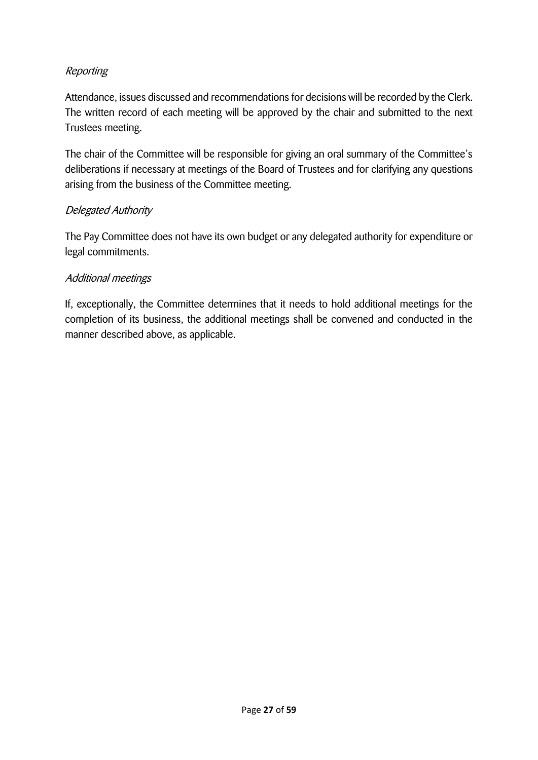*Reporting*

Attendance, issues discussed and recommendations for decisions will be recorded by the Clerk. The written record of each meeting will be approved by the chair and submitted to the next Trustees meeting.

The chair of the Committee will be responsible for giving an oral summary of the Committee's deliberations if necessary at meetings of the Board of Trustees and for clarifying any questions arising from the business of the Committee meeting.

*Delegated Authority*

The Pay Committee does not have its own budget or any delegated authority for expenditure or legal commitments.

*Additional meetings*

If, exceptionally, the Committee determines that it needs to hold additional meetings for the completion of its business, the additional meetings shall be convened and conducted in the manner described above, as applicable.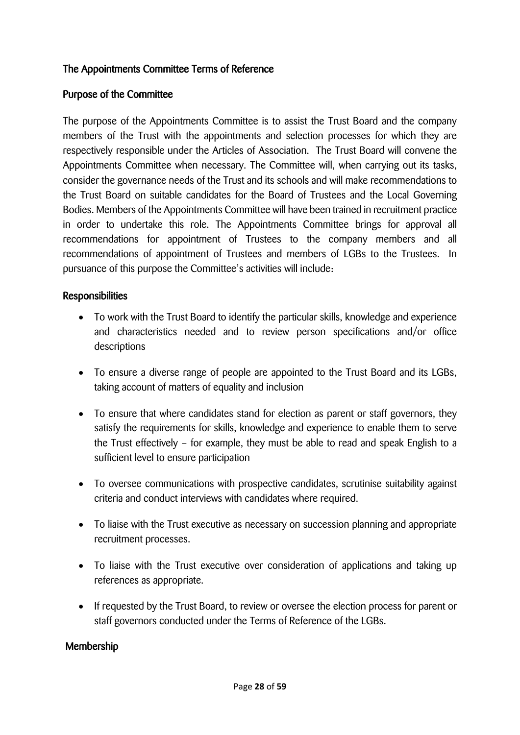## The Appointments Committee Terms of Reference

### Purpose of the Committee

The purpose of the Appointments Committee is to assist the Trust Board and the company members of the Trust with the appointments and selection processes for which they are respectively responsible under the Articles of Association. The Trust Board will convene the Appointments Committee when necessary. The Committee will, when carrying out its tasks, consider the governance needs of the Trust and its schools and will make recommendations to the Trust Board on suitable candidates for the Board of Trustees and the Local Governing Bodies. Members of the Appointments Committee will have been trained in recruitment practice in order to undertake this role. The Appointments Committee brings for approval all recommendations for appointment of Trustees to the company members and all recommendations of appointment of Trustees and members of LGBs to the Trustees. In pursuance of this purpose the Committee's activities will include:

### Responsibilities

- To work with the Trust Board to identify the particular skills, knowledge and experience and characteristics needed and to review person specifications and/or office descriptions
- To ensure a diverse range of people are appointed to the Trust Board and its LGBs, taking account of matters of equality and inclusion
- To ensure that where candidates stand for election as parent or staff governors, they satisfy the requirements for skills, knowledge and experience to enable them to serve the Trust effectively – for example, they must be able to read and speak English to a sufficient level to ensure participation
- To oversee communications with prospective candidates, scrutinise suitability against criteria and conduct interviews with candidates where required.
- To liaise with the Trust executive as necessary on succession planning and appropriate recruitment processes.
- To liaise with the Trust executive over consideration of applications and taking up references as appropriate.
- If requested by the Trust Board, to review or oversee the election process for parent or staff governors conducted under the Terms of Reference of the LGBs.

### Membership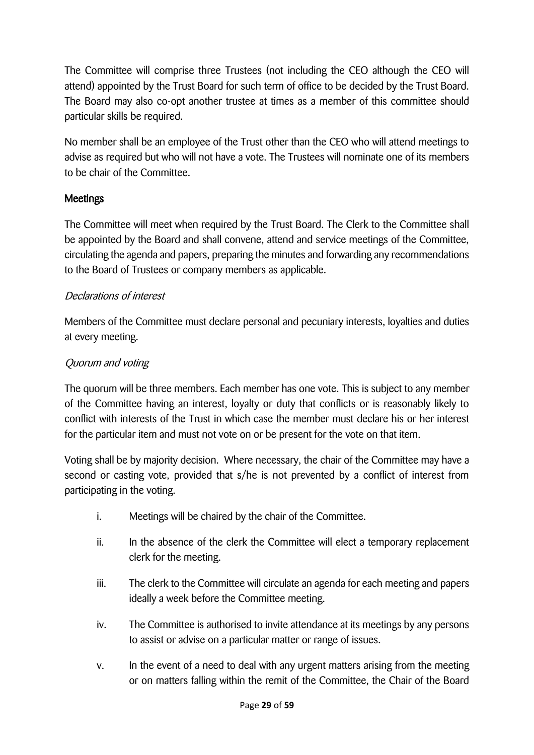The Committee will comprise three Trustees (not including the CEO although the CEO will attend) appointed by the Trust Board for such term of office to be decided by the Trust Board. The Board may also co-opt another trustee at times as a member of this committee should particular skills be required.

No member shall be an employee of the Trust other than the CEO who will attend meetings to advise as required but who will not have a vote. The Trustees will nominate one of its members to be chair of the Committee.

## Meetings

The Committee will meet when required by the Trust Board. The Clerk to the Committee shall be appointed by the Board and shall convene, attend and service meetings of the Committee, circulating the agenda and papers, preparing the minutes and forwarding any recommendations to the Board of Trustees or company members as applicable.

### *Declarations of interest*

Members of the Committee must declare personal and pecuniary interests, loyalties and duties at every meeting.

### *Quorum and voting*

The quorum will be three members. Each member has one vote. This is subject to any member of the Committee having an interest, loyalty or duty that conflicts or is reasonably likely to conflict with interests of the Trust in which case the member must declare his or her interest for the particular item and must not vote on or be present for the vote on that item.

Voting shall be by majority decision. Where necessary, the chair of the Committee may have a second or casting vote, provided that s/he is not prevented by a conflict of interest from participating in the voting.

i. Meetings will be chaired by the chair of the Committee.

ii. In the absence of the clerk the Committee will elect a temporary replacement clerk for the meeting.

iii. The clerk to the Committee will circulate an agenda for each meeting and papers ideally a week before the Committee meeting.

iv. The Committee is authorised to invite attendance at its meetings by any persons to assist or advise on a particular matter or range of issues.

v. In the event of a need to deal with any urgent matters arising from the meeting or on matters falling within the remit of the Committee, the Chair of the Board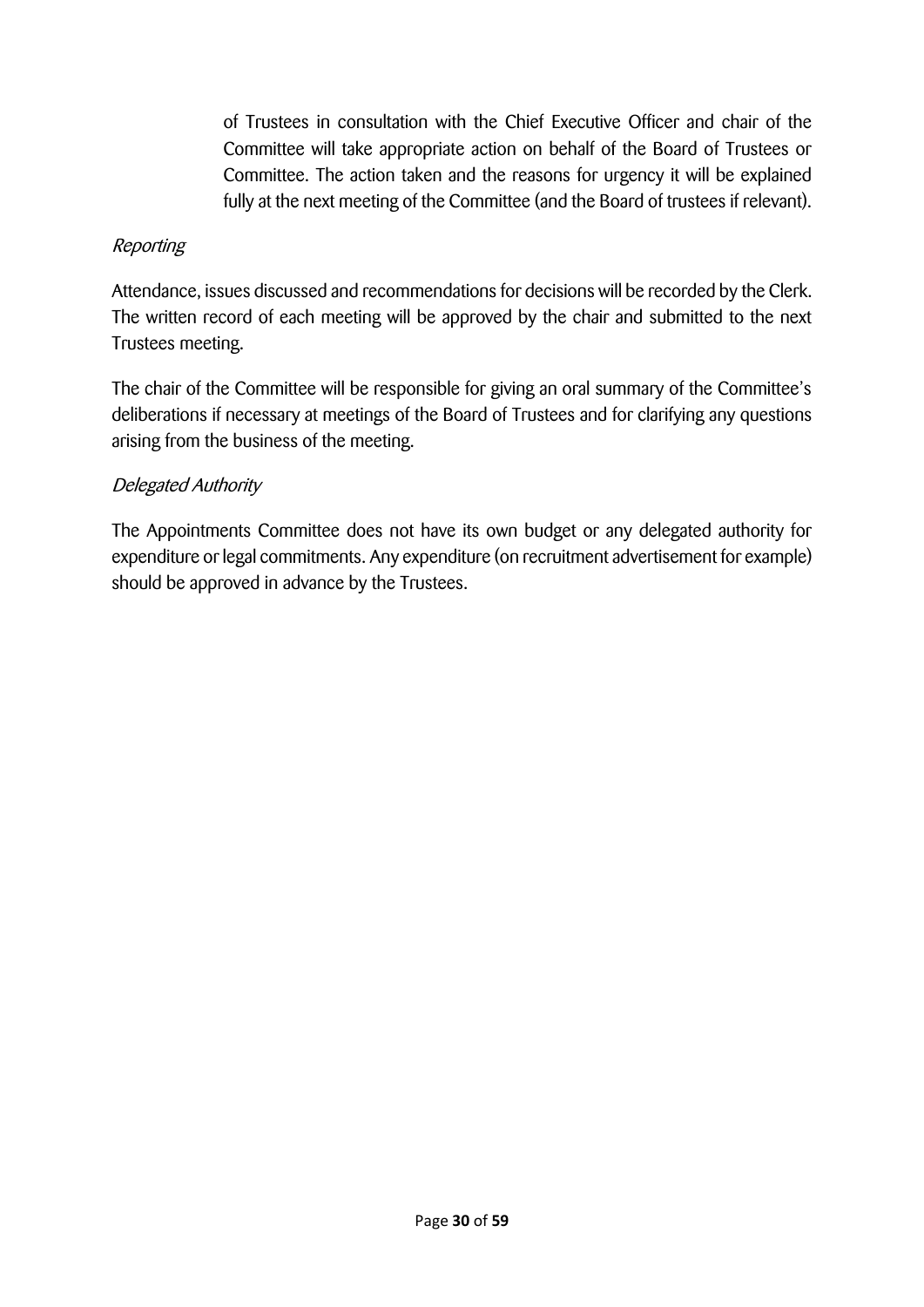of Trustees in consultation with the Chief Executive Officer and chair of the Committee will take appropriate action on behalf of the Board of Trustees or Committee. The action taken and the reasons for urgency it will be explained fully at the next meeting of the Committee (and the Board of trustees if relevant).

*Reporting*

Attendance, issues discussed and recommendations for decisions will be recorded by the Clerk. The written record of each meeting will be approved by the chair and submitted to the next Trustees meeting.

The chair of the Committee will be responsible for giving an oral summary of the Committee's deliberations if necessary at meetings of the Board of Trustees and for clarifying any questions arising from the business of the meeting.

*Delegated Authority*

The Appointments Committee does not have its own budget or any delegated authority for expenditure or legal commitments. Any expenditure (on recruitment advertisement for example) should be approved in advance by the Trustees.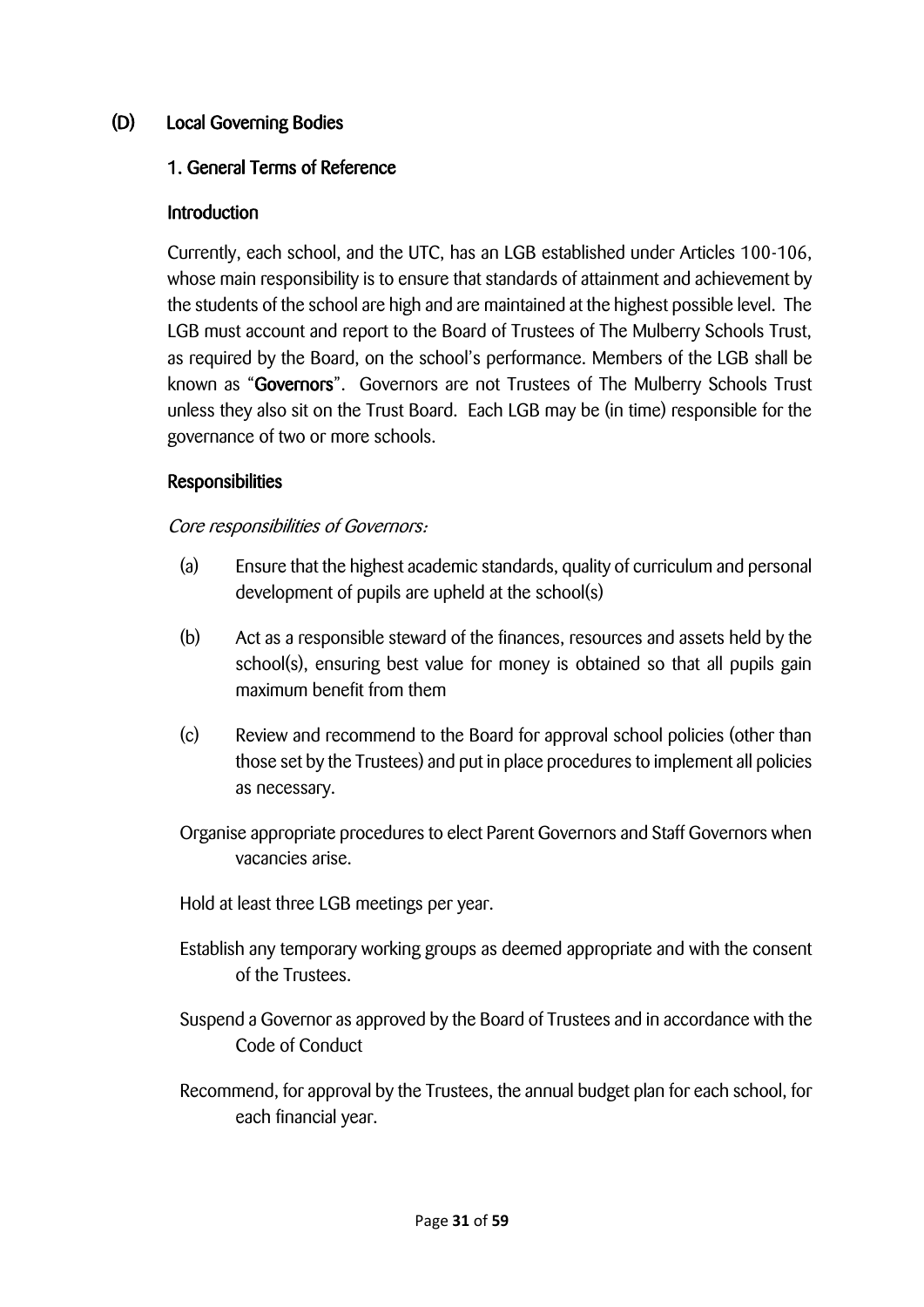## (D) Local Governing Bodies

### 1. General Terms of Reference

#### Introduction

Currently, each school, and the UTC, has an LGB established under Articles 100-106, whose main responsibility is to ensure that standards of attainment and achievement by the students of the school are high and are maintained at the highest possible level. The LGB must account and report to the Board of Trustees of The Mulberry Schools Trust, as required by the Board, on the school's performance. Members of the LGB shall be known as "**Governors**". Governors are not Trustees of The Mulberry Schools Trust unless they also sit on the Trust Board. Each LGB may be (in time) responsible for the governance of two or more schools.

#### Responsibilities

*Core responsibilities of Governors:*

(a) Ensure that the highest academic standards, quality of curriculum and personal development of pupils are upheld at the school(s)

(b) Act as a responsible steward of the finances, resources and assets held by the school(s), ensuring best value for money is obtained so that all pupils gain maximum benefit from them

(c) Review and recommend to the Board for approval school policies (other than those set by the Trustees) and put in place procedures to implement all policies as necessary.

Organise appropriate procedures to elect Parent Governors and Staff Governors when vacancies arise.

Hold at least three LGB meetings per year.

Establish any temporary working groups as deemed appropriate and with the consent of the Trustees.

Suspend a Governor as approved by the Board of Trustees and in accordance with the Code of Conduct

Recommend, for approval by the Trustees, the annual budget plan for each school, for each financial year.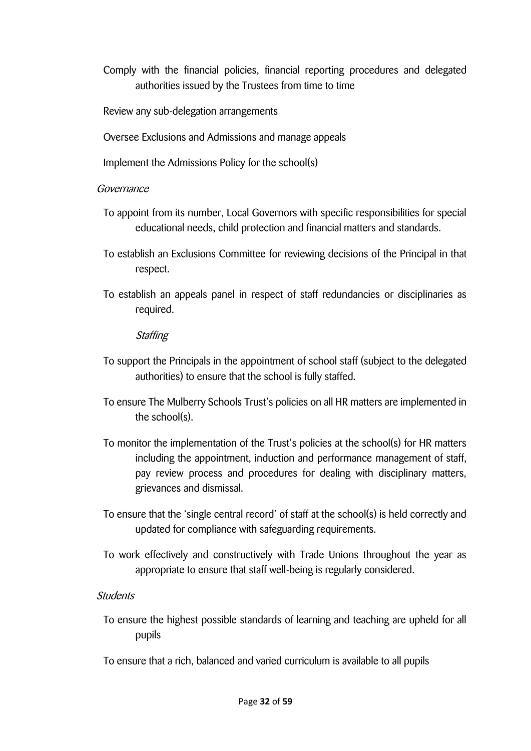Comply with the financial policies, financial reporting procedures and delegated authorities issued by the Trustees from time to time

Review any sub-delegation arrangements

Oversee Exclusions and Admissions and manage appeals

Implement the Admissions Policy for the school(s)

*Governance*

To appoint from its number, Local Governors with specific responsibilities for special educational needs, child protection and financial matters and standards.

To establish an Exclusions Committee for reviewing decisions of the Principal in that respect.

To establish an appeals panel in respect of staff redundancies or disciplinaries as required.

*Staffing*

To support the Principals in the appointment of school staff (subject to the delegated authorities) to ensure that the school is fully staffed.

To ensure The Mulberry Schools Trust's policies on all HR matters are implemented in the school(s).

To monitor the implementation of the Trust's policies at the school(s) for HR matters including the appointment, induction and performance management of staff, pay review process and procedures for dealing with disciplinary matters, grievances and dismissal.

To ensure that the 'single central record' of staff at the school(s) is held correctly and updated for compliance with safeguarding requirements.

To work effectively and constructively with Trade Unions throughout the year as appropriate to ensure that staff well-being is regularly considered.

*Students*

To ensure the highest possible standards of learning and teaching are upheld for all pupils

To ensure that a rich, balanced and varied curriculum is available to all pupils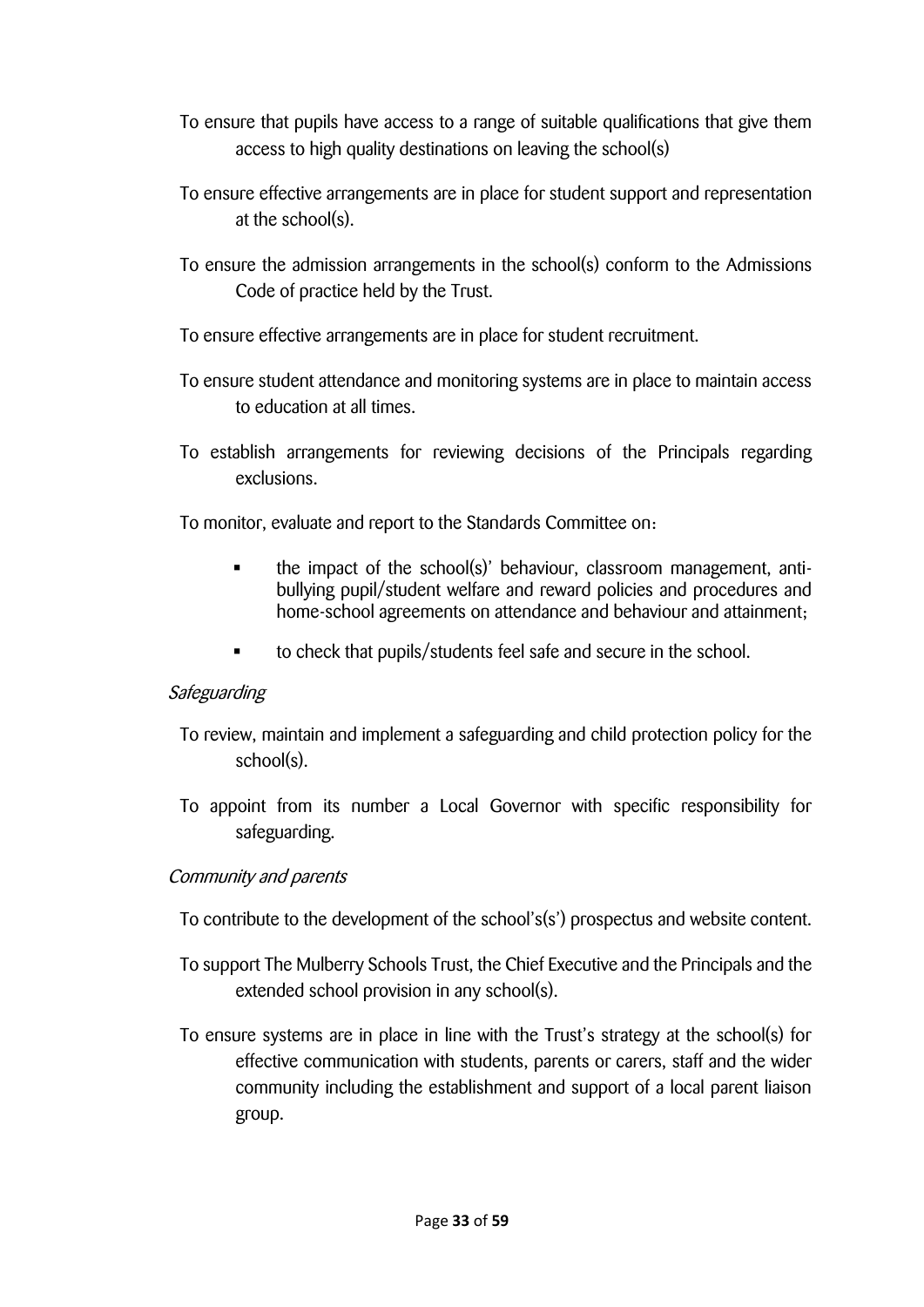To ensure that pupils have access to a range of suitable qualifications that give them access to high quality destinations on leaving the school(s)

To ensure effective arrangements are in place for student support and representation at the school(s).

To ensure the admission arrangements in the school(s) conform to the Admissions Code of practice held by the Trust.

To ensure effective arrangements are in place for student recruitment.

To ensure student attendance and monitoring systems are in place to maintain access to education at all times.

To establish arrangements for reviewing decisions of the Principals regarding exclusions.

To monitor, evaluate and report to the Standards Committee on:

- the impact of the school(s)' behaviour, classroom management, anti-bullying pupil/student welfare and reward policies and procedures and home-school agreements on attendance and behaviour and attainment;
- to check that pupils/students feel safe and secure in the school.

*Safeguarding*

To review, maintain and implement a safeguarding and child protection policy for the school(s).

To appoint from its number a Local Governor with specific responsibility for safeguarding.

*Community and parents*

To contribute to the development of the school's(s') prospectus and website content.

To support The Mulberry Schools Trust, the Chief Executive and the Principals and the extended school provision in any school(s).

To ensure systems are in place in line with the Trust's strategy at the school(s) for effective communication with students, parents or carers, staff and the wider community including the establishment and support of a local parent liaison group.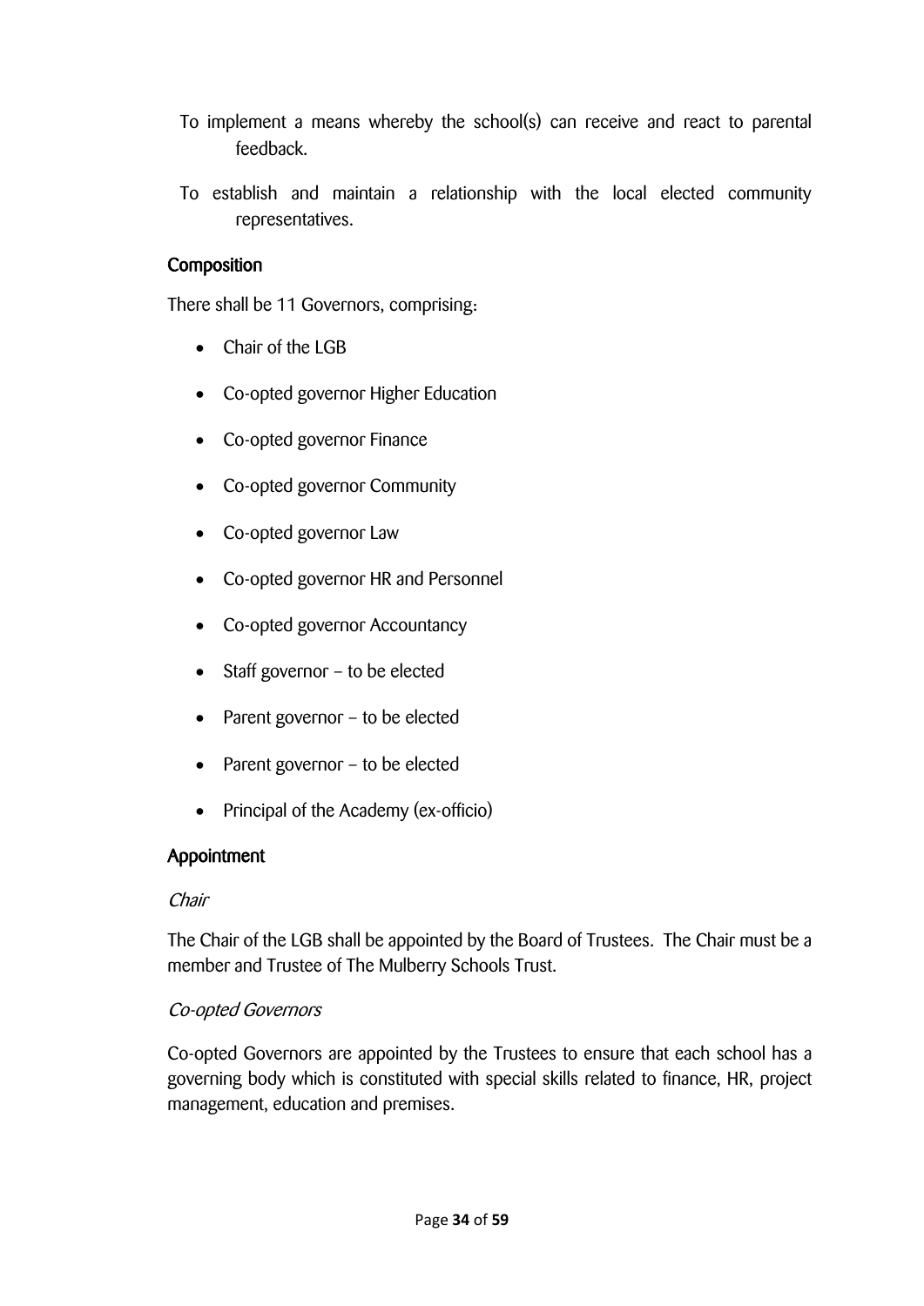To implement a means whereby the school(s) can receive and react to parental feedback.

To establish and maintain a relationship with the local elected community representatives.

### Composition

There shall be 11 Governors, comprising:

- Chair of the LGB
- Co-opted governor Higher Education
- Co-opted governor Finance
- Co-opted governor Community
- Co-opted governor Law
- Co-opted governor HR and Personnel
- Co-opted governor Accountancy
- Staff governor – to be elected
- Parent governor – to be elected
- Parent governor – to be elected
- Principal of the Academy (ex-officio)

### Appointment

*Chair*

The Chair of the LGB shall be appointed by the Board of Trustees. The Chair must be a member and Trustee of The Mulberry Schools Trust.

*Co-opted Governors*

Co-opted Governors are appointed by the Trustees to ensure that each school has a governing body which is constituted with special skills related to finance, HR, project management, education and premises.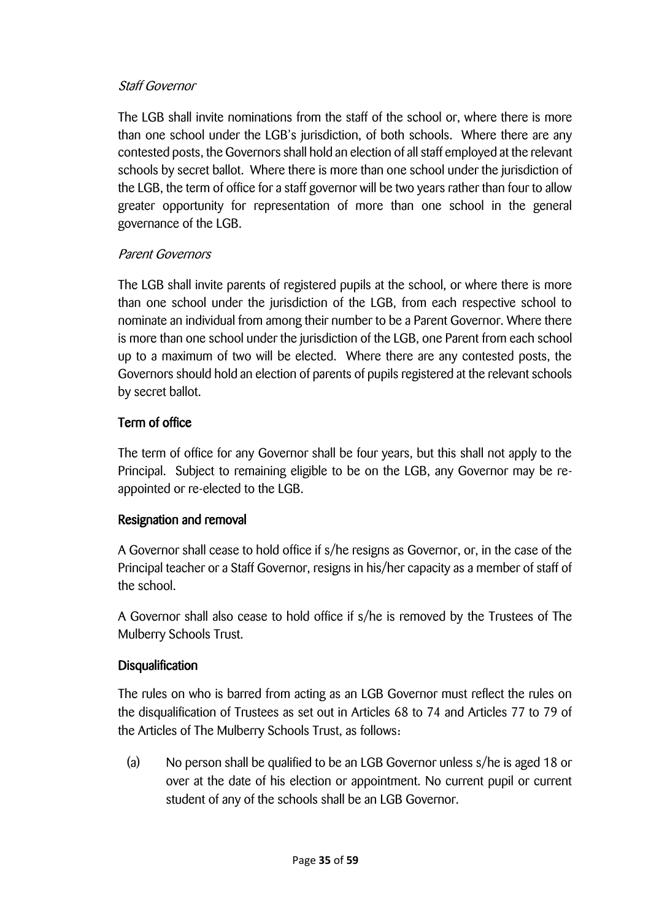*Staff Governor*

The LGB shall invite nominations from the staff of the school or, where there is more than one school under the LGB's jurisdiction, of both schools. Where there are any contested posts, the Governors shall hold an election of all staff employed at the relevant schools by secret ballot. Where there is more than one school under the jurisdiction of the LGB, the term of office for a staff governor will be two years rather than four to allow greater opportunity for representation of more than one school in the general governance of the LGB.

*Parent Governors*

The LGB shall invite parents of registered pupils at the school, or where there is more than one school under the jurisdiction of the LGB, from each respective school to nominate an individual from among their number to be a Parent Governor. Where there is more than one school under the jurisdiction of the LGB, one Parent from each school up to a maximum of two will be elected. Where there are any contested posts, the Governors should hold an election of parents of pupils registered at the relevant schools by secret ballot.

**Term of office**

The term of office for any Governor shall be four years, but this shall not apply to the Principal. Subject to remaining eligible to be on the LGB, any Governor may be re-appointed or re-elected to the LGB.

**Resignation and removal**

A Governor shall cease to hold office if s/he resigns as Governor, or, in the case of the Principal teacher or a Staff Governor, resigns in his/her capacity as a member of staff of the school.

A Governor shall also cease to hold office if s/he is removed by the Trustees of The Mulberry Schools Trust.

**Disqualification**

The rules on who is barred from acting as an LGB Governor must reflect the rules on the disqualification of Trustees as set out in Articles 68 to 74 and Articles 77 to 79 of the Articles of The Mulberry Schools Trust, as follows:

(a) No person shall be qualified to be an LGB Governor unless s/he is aged 18 or over at the date of his election or appointment. No current pupil or current student of any of the schools shall be an LGB Governor.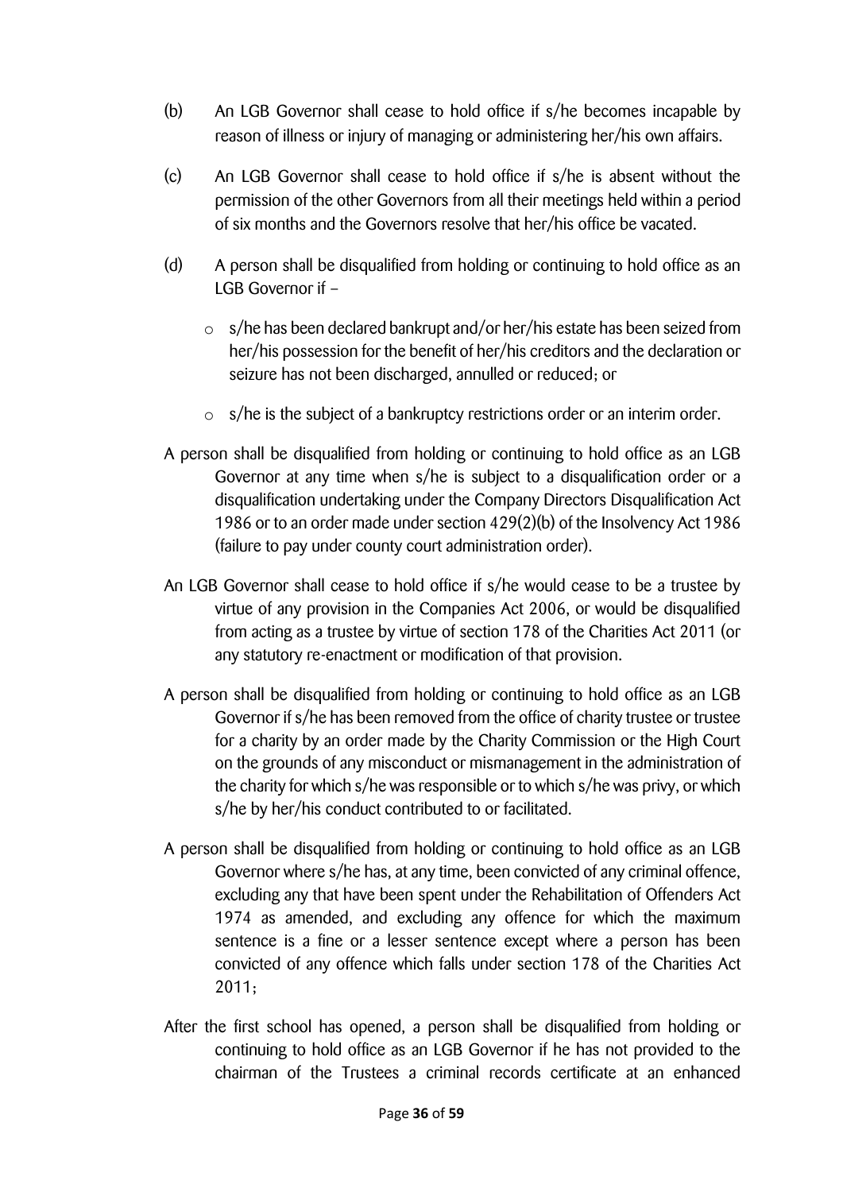(b) An LGB Governor shall cease to hold office if s/he becomes incapable by reason of illness or injury of managing or administering her/his own affairs.

(c) An LGB Governor shall cease to hold office if s/he is absent without the permission of the other Governors from all their meetings held within a period of six months and the Governors resolve that her/his office be vacated.

(d) A person shall be disqualified from holding or continuing to hold office as an LGB Governor if –

- s/he has been declared bankrupt and/or her/his estate has been seized from her/his possession for the benefit of her/his creditors and the declaration or seizure has not been discharged, annulled or reduced; or
- s/he is the subject of a bankruptcy restrictions order or an interim order.

A person shall be disqualified from holding or continuing to hold office as an LGB Governor at any time when s/he is subject to a disqualification order or a disqualification undertaking under the Company Directors Disqualification Act 1986 or to an order made under section 429(2)(b) of the Insolvency Act 1986 (failure to pay under county court administration order).

An LGB Governor shall cease to hold office if s/he would cease to be a trustee by virtue of any provision in the Companies Act 2006, or would be disqualified from acting as a trustee by virtue of section 178 of the Charities Act 2011 (or any statutory re-enactment or modification of that provision.

A person shall be disqualified from holding or continuing to hold office as an LGB Governor if s/he has been removed from the office of charity trustee or trustee for a charity by an order made by the Charity Commission or the High Court on the grounds of any misconduct or mismanagement in the administration of the charity for which s/he was responsible or to which s/he was privy, or which s/he by her/his conduct contributed to or facilitated.

A person shall be disqualified from holding or continuing to hold office as an LGB Governor where s/he has, at any time, been convicted of any criminal offence, excluding any that have been spent under the Rehabilitation of Offenders Act 1974 as amended, and excluding any offence for which the maximum sentence is a fine or a lesser sentence except where a person has been convicted of any offence which falls under section 178 of the Charities Act 2011;

After the first school has opened, a person shall be disqualified from holding or continuing to hold office as an LGB Governor if he has not provided to the chairman of the Trustees a criminal records certificate at an enhanced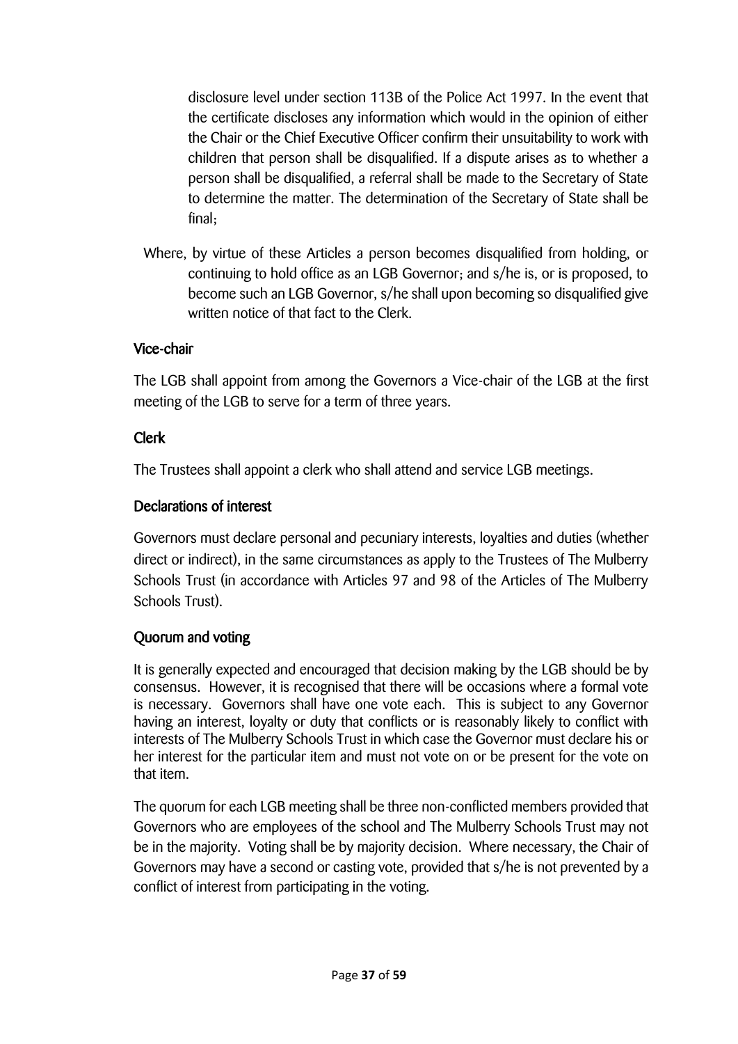disclosure level under section 113B of the Police Act 1997. In the event that the certificate discloses any information which would in the opinion of either the Chair or the Chief Executive Officer confirm their unsuitability to work with children that person shall be disqualified. If a dispute arises as to whether a person shall be disqualified, a referral shall be made to the Secretary of State to determine the matter. The determination of the Secretary of State shall be final;

Where, by virtue of these Articles a person becomes disqualified from holding, or continuing to hold office as an LGB Governor; and s/he is, or is proposed, to become such an LGB Governor, s/he shall upon becoming so disqualified give written notice of that fact to the Clerk.

### Vice-chair

The LGB shall appoint from among the Governors a Vice-chair of the LGB at the first meeting of the LGB to serve for a term of three years.

### Clerk

The Trustees shall appoint a clerk who shall attend and service LGB meetings.

### Declarations of interest

Governors must declare personal and pecuniary interests, loyalties and duties (whether direct or indirect), in the same circumstances as apply to the Trustees of The Mulberry Schools Trust (in accordance with Articles 97 and 98 of the Articles of The Mulberry Schools Trust).

### Quorum and voting

It is generally expected and encouraged that decision making by the LGB should be by consensus. However, it is recognised that there will be occasions where a formal vote is necessary. Governors shall have one vote each. This is subject to any Governor having an interest, loyalty or duty that conflicts or is reasonably likely to conflict with interests of The Mulberry Schools Trust in which case the Governor must declare his or her interest for the particular item and must not vote on or be present for the vote on that item.

The quorum for each LGB meeting shall be three non-conflicted members provided that Governors who are employees of the school and The Mulberry Schools Trust may not be in the majority. Voting shall be by majority decision. Where necessary, the Chair of Governors may have a second or casting vote, provided that s/he is not prevented by a conflict of interest from participating in the voting.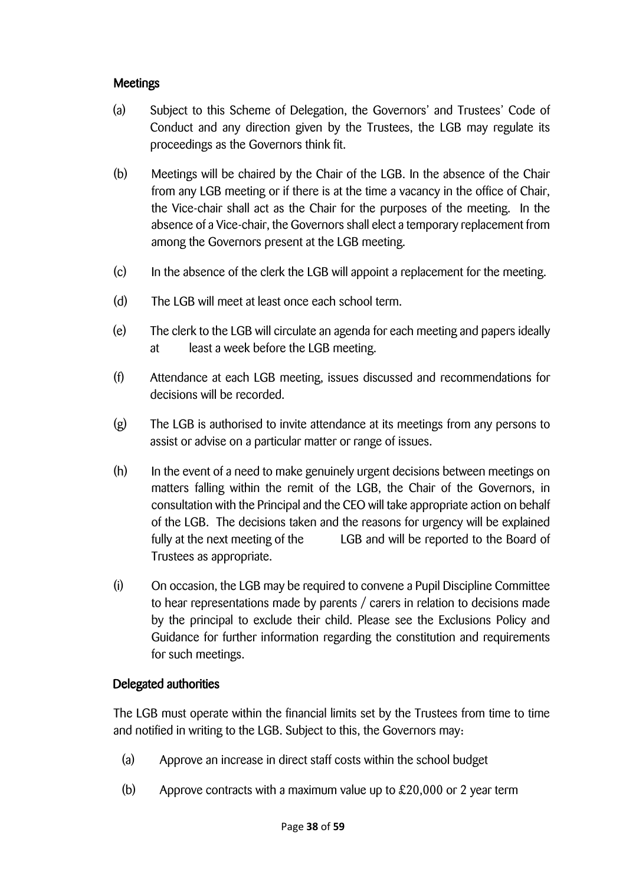### Meetings

(a) Subject to this Scheme of Delegation, the Governors' and Trustees' Code of Conduct and any direction given by the Trustees, the LGB may regulate its proceedings as the Governors think fit.

(b) Meetings will be chaired by the Chair of the LGB. In the absence of the Chair from any LGB meeting or if there is at the time a vacancy in the office of Chair, the Vice-chair shall act as the Chair for the purposes of the meeting. In the absence of a Vice-chair, the Governors shall elect a temporary replacement from among the Governors present at the LGB meeting.

(c) In the absence of the clerk the LGB will appoint a replacement for the meeting.

(d) The LGB will meet at least once each school term.

(e) The clerk to the LGB will circulate an agenda for each meeting and papers ideally at least a week before the LGB meeting.

(f) Attendance at each LGB meeting, issues discussed and recommendations for decisions will be recorded.

(g) The LGB is authorised to invite attendance at its meetings from any persons to assist or advise on a particular matter or range of issues.

(h) In the event of a need to make genuinely urgent decisions between meetings on matters falling within the remit of the LGB, the Chair of the Governors, in consultation with the Principal and the CEO will take appropriate action on behalf of the LGB. The decisions taken and the reasons for urgency will be explained fully at the next meeting of the LGB and will be reported to the Board of Trustees as appropriate.

(i) On occasion, the LGB may be required to convene a Pupil Discipline Committee to hear representations made by parents / carers in relation to decisions made by the principal to exclude their child. Please see the Exclusions Policy and Guidance for further information regarding the constitution and requirements for such meetings.

### Delegated authorities

The LGB must operate within the financial limits set by the Trustees from time to time and notified in writing to the LGB. Subject to this, the Governors may:

(a) Approve an increase in direct staff costs within the school budget

(b) Approve contracts with a maximum value up to £20,000 or 2 year term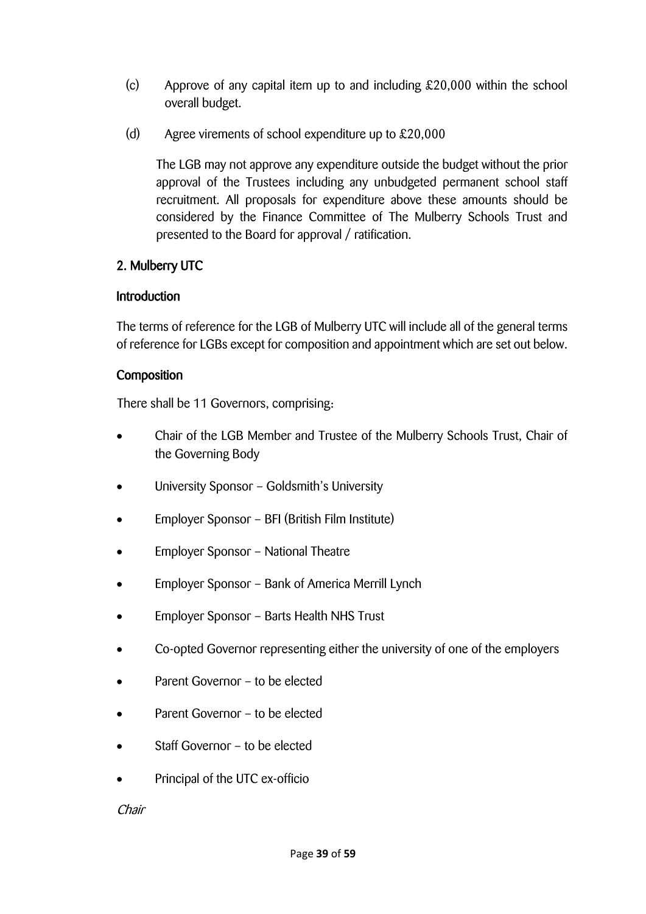(c) Approve of any capital item up to and including £20,000 within the school overall budget.

(d) Agree virements of school expenditure up to £20,000

The LGB may not approve any expenditure outside the budget without the prior approval of the Trustees including any unbudgeted permanent school staff recruitment. All proposals for expenditure above these amounts should be considered by the Finance Committee of The Mulberry Schools Trust and presented to the Board for approval / ratification.

## 2. Mulberry UTC

### Introduction

The terms of reference for the LGB of Mulberry UTC will include all of the general terms of reference for LGBs except for composition and appointment which are set out below.

### Composition

There shall be 11 Governors, comprising:

- Chair of the LGB Member and Trustee of the Mulberry Schools Trust, Chair of the Governing Body
- University Sponsor – Goldsmith's University
- Employer Sponsor – BFI (British Film Institute)
- Employer Sponsor – National Theatre
- Employer Sponsor – Bank of America Merrill Lynch
- Employer Sponsor – Barts Health NHS Trust
- Co-opted Governor representing either the university of one of the employers
- Parent Governor – to be elected
- Parent Governor – to be elected
- Staff Governor – to be elected
- Principal of the UTC ex-officio

*Chair*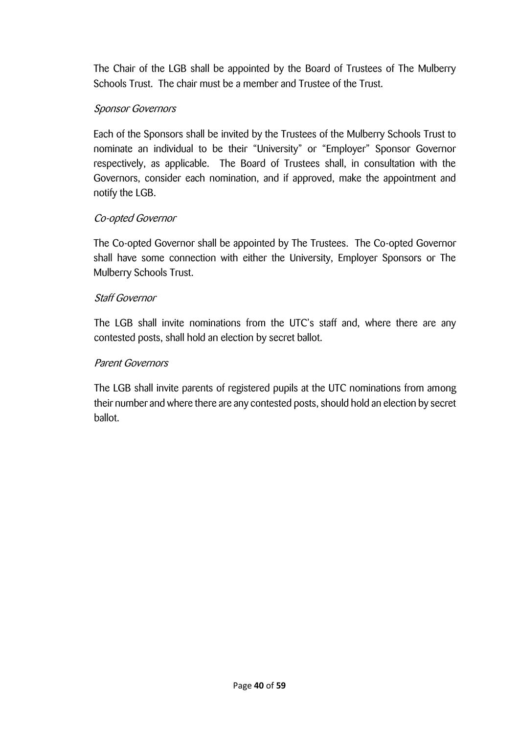The Chair of the LGB shall be appointed by the Board of Trustees of The Mulberry Schools Trust. The chair must be a member and Trustee of the Trust.

*Sponsor Governors*

Each of the Sponsors shall be invited by the Trustees of the Mulberry Schools Trust to nominate an individual to be their "University" or "Employer" Sponsor Governor respectively, as applicable. The Board of Trustees shall, in consultation with the Governors, consider each nomination, and if approved, make the appointment and notify the LGB.

*Co-opted Governor*

The Co-opted Governor shall be appointed by The Trustees. The Co-opted Governor shall have some connection with either the University, Employer Sponsors or The Mulberry Schools Trust.

*Staff Governor*

The LGB shall invite nominations from the UTC's staff and, where there are any contested posts, shall hold an election by secret ballot.

*Parent Governors*

The LGB shall invite parents of registered pupils at the UTC nominations from among their number and where there are any contested posts, should hold an election by secret ballot.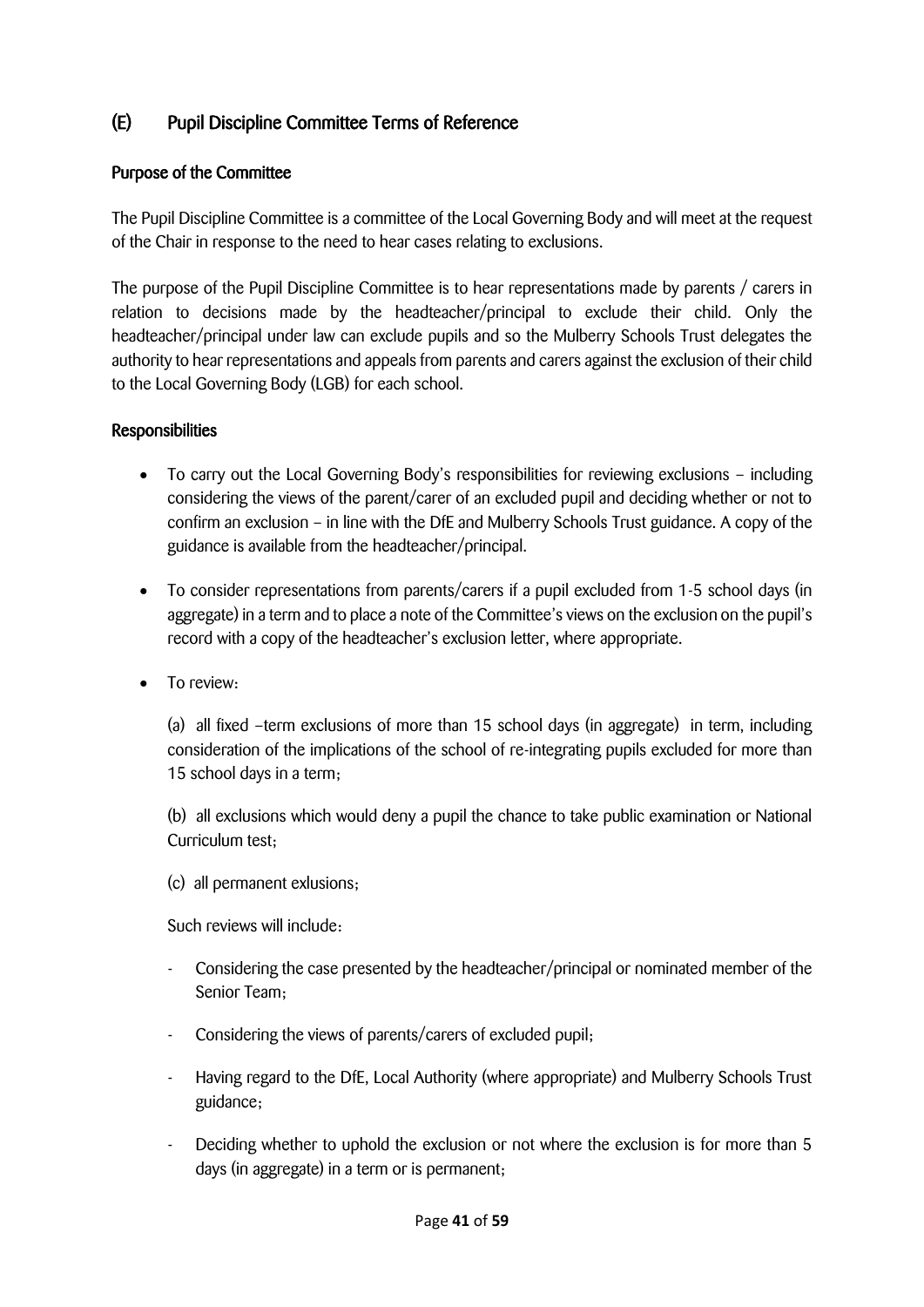## (E) Pupil Discipline Committee Terms of Reference

### Purpose of the Committee

The Pupil Discipline Committee is a committee of the Local Governing Body and will meet at the request of the Chair in response to the need to hear cases relating to exclusions.

The purpose of the Pupil Discipline Committee is to hear representations made by parents / carers in relation to decisions made by the headteacher/principal to exclude their child. Only the headteacher/principal under law can exclude pupils and so the Mulberry Schools Trust delegates the authority to hear representations and appeals from parents and carers against the exclusion of their child to the Local Governing Body (LGB) for each school.

### Responsibilities

- To carry out the Local Governing Body's responsibilities for reviewing exclusions – including considering the views of the parent/carer of an excluded pupil and deciding whether or not to confirm an exclusion – in line with the DfE and Mulberry Schools Trust guidance. A copy of the guidance is available from the headteacher/principal.

- To consider representations from parents/carers if a pupil excluded from 1-5 school days (in aggregate) in a term and to place a note of the Committee's views on the exclusion on the pupil's record with a copy of the headteacher's exclusion letter, where appropriate.

- To review:

  (a) all fixed –term exclusions of more than 15 school days (in aggregate) in term, including consideration of the implications of the school of re-integrating pupils excluded for more than 15 school days in a term;

  (b) all exclusions which would deny a pupil the chance to take public examination or National Curriculum test;

  (c) all permanent exlusions;

  Such reviews will include:

  - Considering the case presented by the headteacher/principal or nominated member of the Senior Team;
  - Considering the views of parents/carers of excluded pupil;
  - Having regard to the DfE, Local Authority (where appropriate) and Mulberry Schools Trust guidance;
  - Deciding whether to uphold the exclusion or not where the exclusion is for more than 5 days (in aggregate) in a term or is permanent;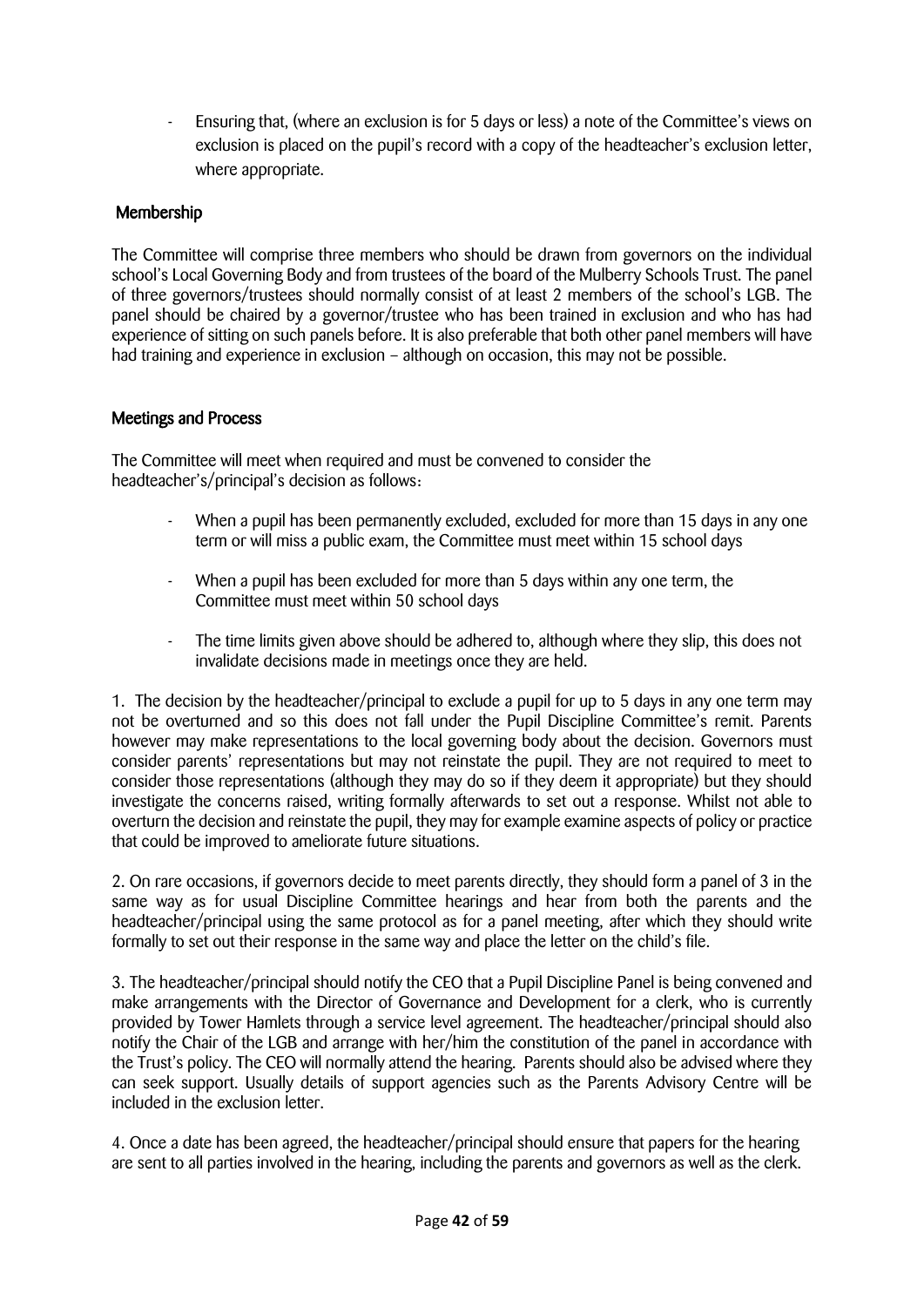- Ensuring that, (where an exclusion is for 5 days or less) a note of the Committee's views on exclusion is placed on the pupil's record with a copy of the headteacher's exclusion letter, where appropriate.

## Membership

The Committee will comprise three members who should be drawn from governors on the individual school's Local Governing Body and from trustees of the board of the Mulberry Schools Trust. The panel of three governors/trustees should normally consist of at least 2 members of the school's LGB. The panel should be chaired by a governor/trustee who has been trained in exclusion and who has had experience of sitting on such panels before. It is also preferable that both other panel members will have had training and experience in exclusion – although on occasion, this may not be possible.

## Meetings and Process

The Committee will meet when required and must be convened to consider the headteacher's/principal's decision as follows:

- When a pupil has been permanently excluded, excluded for more than 15 days in any one term or will miss a public exam, the Committee must meet within 15 school days
- When a pupil has been excluded for more than 5 days within any one term, the Committee must meet within 50 school days
- The time limits given above should be adhered to, although where they slip, this does not invalidate decisions made in meetings once they are held.

1. The decision by the headteacher/principal to exclude a pupil for up to 5 days in any one term may not be overturned and so this does not fall under the Pupil Discipline Committee's remit. Parents however may make representations to the local governing body about the decision. Governors must consider parents' representations but may not reinstate the pupil. They are not required to meet to consider those representations (although they may do so if they deem it appropriate) but they should investigate the concerns raised, writing formally afterwards to set out a response. Whilst not able to overturn the decision and reinstate the pupil, they may for example examine aspects of policy or practice that could be improved to ameliorate future situations.

2. On rare occasions, if governors decide to meet parents directly, they should form a panel of 3 in the same way as for usual Discipline Committee hearings and hear from both the parents and the headteacher/principal using the same protocol as for a panel meeting, after which they should write formally to set out their response in the same way and place the letter on the child's file.

3. The headteacher/principal should notify the CEO that a Pupil Discipline Panel is being convened and make arrangements with the Director of Governance and Development for a clerk, who is currently provided by Tower Hamlets through a service level agreement. The headteacher/principal should also notify the Chair of the LGB and arrange with her/him the constitution of the panel in accordance with the Trust's policy. The CEO will normally attend the hearing. Parents should also be advised where they can seek support. Usually details of support agencies such as the Parents Advisory Centre will be included in the exclusion letter.

4. Once a date has been agreed, the headteacher/principal should ensure that papers for the hearing are sent to all parties involved in the hearing, including the parents and governors as well as the clerk.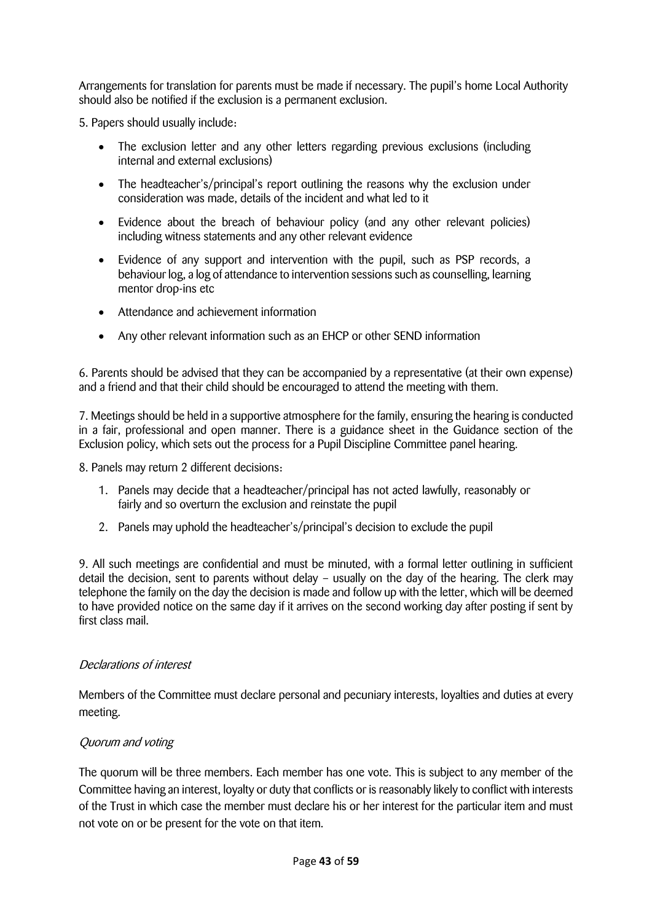Arrangements for translation for parents must be made if necessary. The pupil's home Local Authority should also be notified if the exclusion is a permanent exclusion.

5. Papers should usually include:

- The exclusion letter and any other letters regarding previous exclusions (including internal and external exclusions)
- The headteacher's/principal's report outlining the reasons why the exclusion under consideration was made, details of the incident and what led to it
- Evidence about the breach of behaviour policy (and any other relevant policies) including witness statements and any other relevant evidence
- Evidence of any support and intervention with the pupil, such as PSP records, a behaviour log, a log of attendance to intervention sessions such as counselling, learning mentor drop-ins etc
- Attendance and achievement information
- Any other relevant information such as an EHCP or other SEND information

6. Parents should be advised that they can be accompanied by a representative (at their own expense) and a friend and that their child should be encouraged to attend the meeting with them.

7. Meetings should be held in a supportive atmosphere for the family, ensuring the hearing is conducted in a fair, professional and open manner. There is a guidance sheet in the Guidance section of the Exclusion policy, which sets out the process for a Pupil Discipline Committee panel hearing.

8. Panels may return 2 different decisions:

1. Panels may decide that a headteacher/principal has not acted lawfully, reasonably or fairly and so overturn the exclusion and reinstate the pupil
2. Panels may uphold the headteacher's/principal's decision to exclude the pupil

9. All such meetings are confidential and must be minuted, with a formal letter outlining in sufficient detail the decision, sent to parents without delay – usually on the day of the hearing. The clerk may telephone the family on the day the decision is made and follow up with the letter, which will be deemed to have provided notice on the same day if it arrives on the second working day after posting if sent by first class mail.

*Declarations of interest*

Members of the Committee must declare personal and pecuniary interests, loyalties and duties at every meeting.

*Quorum and voting*

The quorum will be three members. Each member has one vote. This is subject to any member of the Committee having an interest, loyalty or duty that conflicts or is reasonably likely to conflict with interests of the Trust in which case the member must declare his or her interest for the particular item and must not vote on or be present for the vote on that item.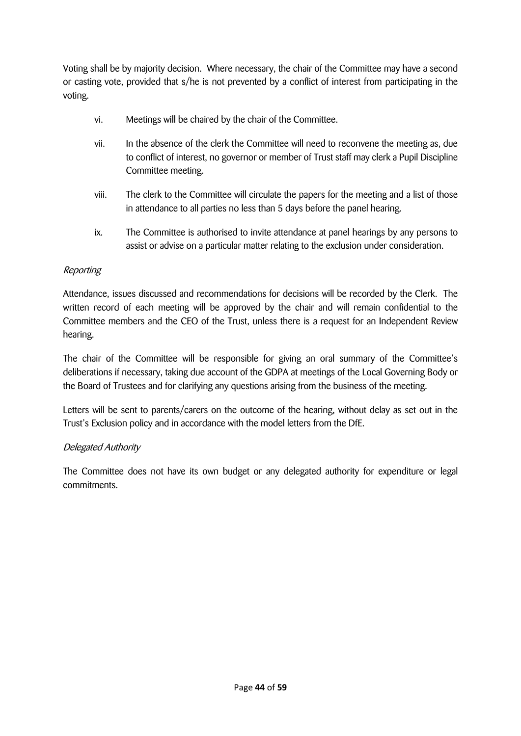Voting shall be by majority decision. Where necessary, the chair of the Committee may have a second or casting vote, provided that s/he is not prevented by a conflict of interest from participating in the voting.

vi. Meetings will be chaired by the chair of the Committee.

vii. In the absence of the clerk the Committee will need to reconvene the meeting as, due to conflict of interest, no governor or member of Trust staff may clerk a Pupil Discipline Committee meeting.

viii. The clerk to the Committee will circulate the papers for the meeting and a list of those in attendance to all parties no less than 5 days before the panel hearing.

ix. The Committee is authorised to invite attendance at panel hearings by any persons to assist or advise on a particular matter relating to the exclusion under consideration.

*Reporting*

Attendance, issues discussed and recommendations for decisions will be recorded by the Clerk. The written record of each meeting will be approved by the chair and will remain confidential to the Committee members and the CEO of the Trust, unless there is a request for an Independent Review hearing.

The chair of the Committee will be responsible for giving an oral summary of the Committee's deliberations if necessary, taking due account of the GDPA at meetings of the Local Governing Body or the Board of Trustees and for clarifying any questions arising from the business of the meeting.

Letters will be sent to parents/carers on the outcome of the hearing, without delay as set out in the Trust's Exclusion policy and in accordance with the model letters from the DfE.

*Delegated Authority*

The Committee does not have its own budget or any delegated authority for expenditure or legal commitments.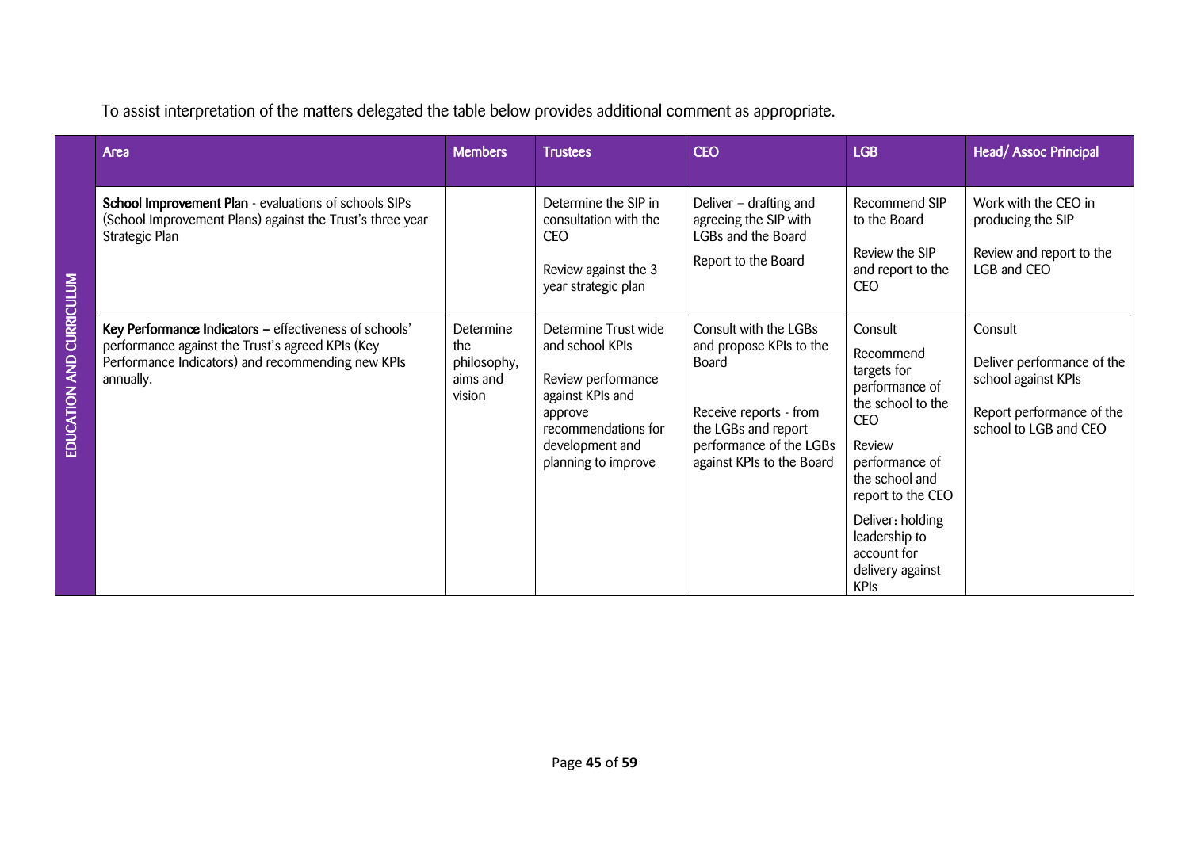To assist interpretation of the matters delegated the table below provides additional comment as appropriate.

| | Area | Members | Trustees | CEO | LGB | Head/ Assoc Principal |
|---|---|---|---|---|---|---|
| EDUCATION AND CURRICULUM | **School Improvement Plan** - evaluations of schools SIPs (School Improvement Plans) against the Trust's three year Strategic Plan | | Determine the SIP in consultation with the CEO<br><br>Review against the 3 year strategic plan | Deliver – drafting and agreeing the SIP with LGBs and the Board<br><br>Report to the Board | Recommend SIP to the Board<br><br>Review the SIP and report to the CEO | Work with the CEO in producing the SIP<br><br>Review and report to the LGB and CEO |
| | **Key Performance Indicators** – effectiveness of schools' performance against the Trust's agreed KPIs (Key Performance Indicators) and recommending new KPIs annually. | Determine the philosophy, aims and vision | Determine Trust wide and school KPIs<br><br>Review performance against KPIs and approve recommendations for development and planning to improve | Consult with the LGBs and propose KPIs to the Board<br><br>Receive reports - from the LGBs and report performance of the LGBs against KPIs to the Board | Consult<br><br>Recommend targets for performance of the school to the CEO<br><br>Review performance of the school and report to the CEO<br><br>Deliver: holding leadership to account for delivery against KPIs | Consult<br><br>Deliver performance of the school against KPIs<br><br>Report performance of the school to LGB and CEO |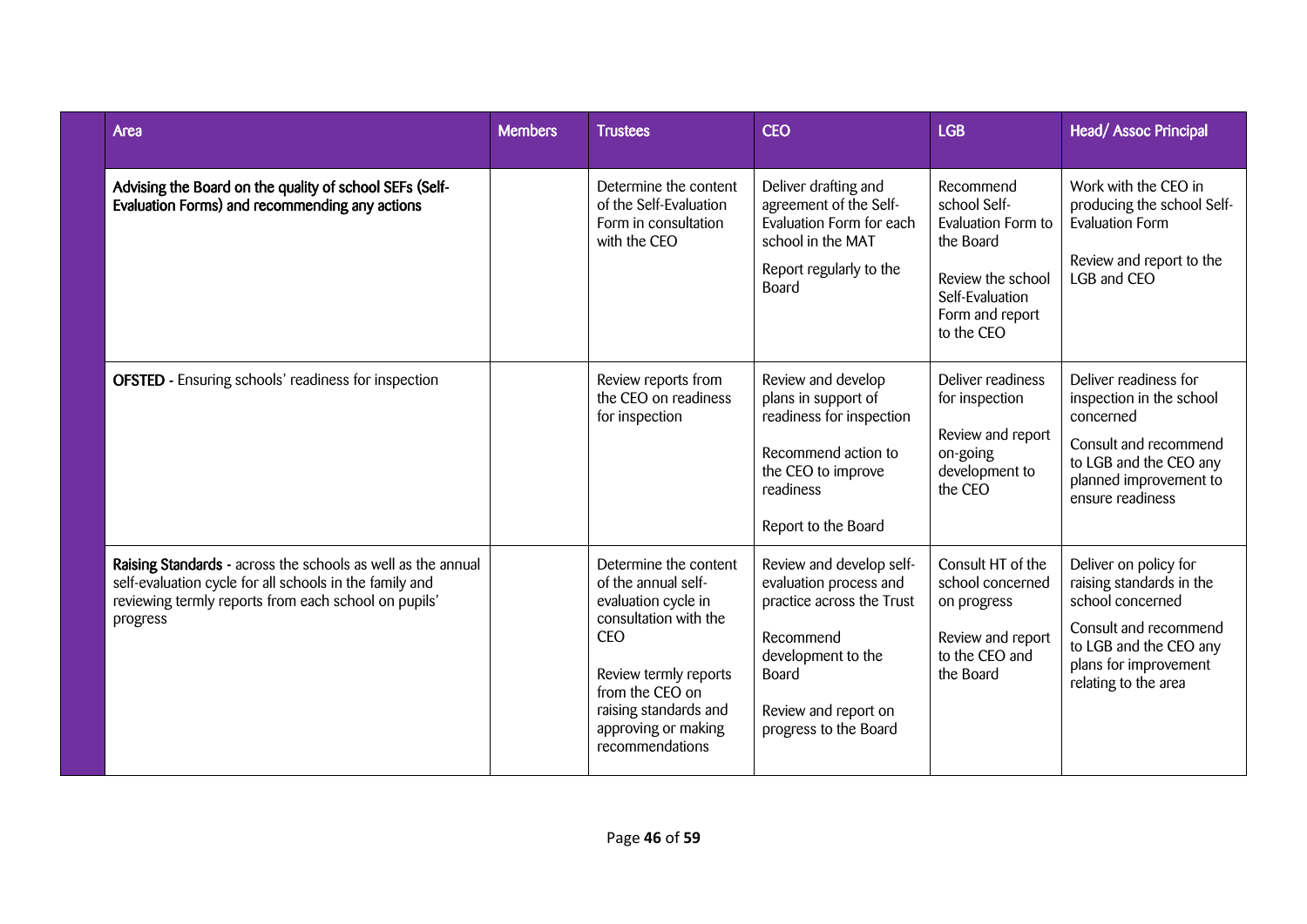| Area | Members | Trustees | CEO | LGB | Head/ Assoc Principal |
|---|---|---|---|---|---|
| **Advising the Board on the quality of school SEFs (Self-Evaluation Forms) and recommending any actions** | | Determine the content of the Self-Evaluation Form in consultation with the CEO | Deliver drafting and agreement of the Self-Evaluation Form for each school in the MAT<br><br>Report regularly to the Board | Recommend school Self-Evaluation Form to the Board<br><br>Review the school Self-Evaluation Form and report to the CEO | Work with the CEO in producing the school Self-Evaluation Form<br><br>Review and report to the LGB and CEO |
| **OFSTED** - Ensuring schools' readiness for inspection | | Review reports from the CEO on readiness for inspection | Review and develop plans in support of readiness for inspection<br><br>Recommend action to the CEO to improve readiness<br><br>Report to the Board | Deliver readiness for inspection<br><br>Review and report on-going development to the CEO | Deliver readiness for inspection in the school concerned<br><br>Consult and recommend to LGB and the CEO any planned improvement to ensure readiness |
| **Raising Standards** - across the schools as well as the annual self-evaluation cycle for all schools in the family and reviewing termly reports from each school on pupils' progress | | Determine the content of the annual self-evaluation cycle in consultation with the CEO<br><br>Review termly reports from the CEO on raising standards and approving or making recommendations | Review and develop self-evaluation process and practice across the Trust<br><br>Recommend development to the Board<br><br>Review and report on progress to the Board | Consult HT of the school concerned on progress<br><br>Review and report to the CEO and the Board | Deliver on policy for raising standards in the school concerned<br><br>Consult and recommend to LGB and the CEO any plans for improvement relating to the area |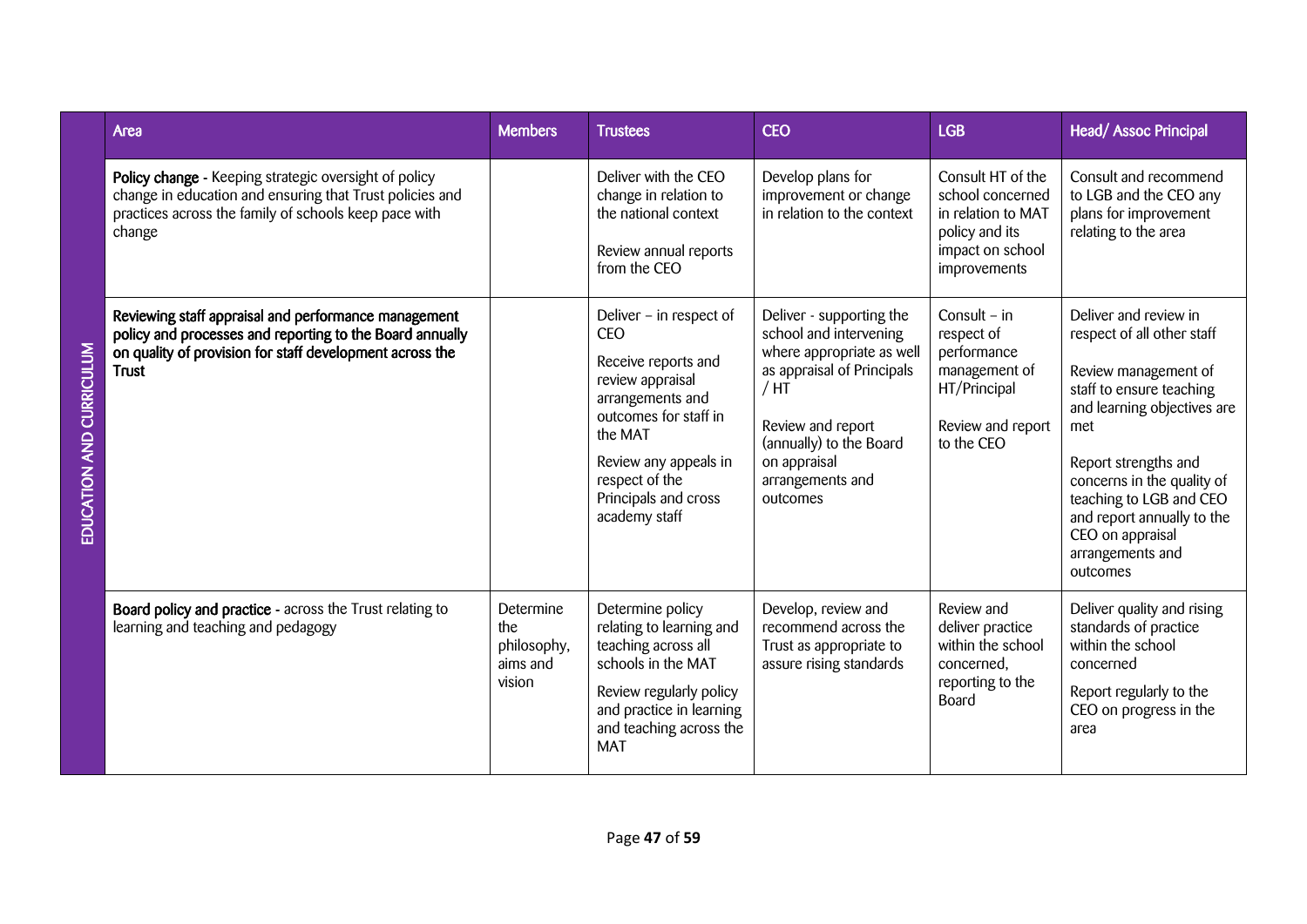| EDUCATION AND CURRICULUM | Area | Members | Trustees | CEO | LGB | Head/ Assoc Principal |
|---|---|---|---|---|---|---|
| | **Policy change** - Keeping strategic oversight of policy change in education and ensuring that Trust policies and practices across the family of schools keep pace with change | | Deliver with the CEO change in relation to the national context<br><br>Review annual reports from the CEO | Develop plans for improvement or change in relation to the context | Consult HT of the school concerned in relation to MAT policy and its impact on school improvements | Consult and recommend to LGB and the CEO any plans for improvement relating to the area |
| | **Reviewing staff appraisal and performance management policy and processes and reporting to the Board annually on quality of provision for staff development across the Trust** | | Deliver – in respect of CEO<br><br>Receive reports and review appraisal arrangements and outcomes for staff in the MAT<br><br>Review any appeals in respect of the Principals and cross academy staff | Deliver - supporting the school and intervening where appropriate as well as appraisal of Principals / HT<br><br>Review and report (annually) to the Board on appraisal arrangements and outcomes | Consult – in respect of performance management of HT/Principal<br><br>Review and report to the CEO | Deliver and review in respect of all other staff<br><br>Review management of staff to ensure teaching and learning objectives are met<br><br>Report strengths and concerns in the quality of teaching to LGB and CEO and report annually to the CEO on appraisal arrangements and outcomes |
| | **Board policy and practice** - across the Trust relating to learning and teaching and pedagogy | Determine the philosophy, aims and vision | Determine policy relating to learning and teaching across all schools in the MAT<br><br>Review regularly policy and practice in learning and teaching across the MAT | Develop, review and recommend across the Trust as appropriate to assure rising standards | Review and deliver practice within the school concerned, reporting to the Board | Deliver quality and rising standards of practice within the school concerned<br><br>Report regularly to the CEO on progress in the area |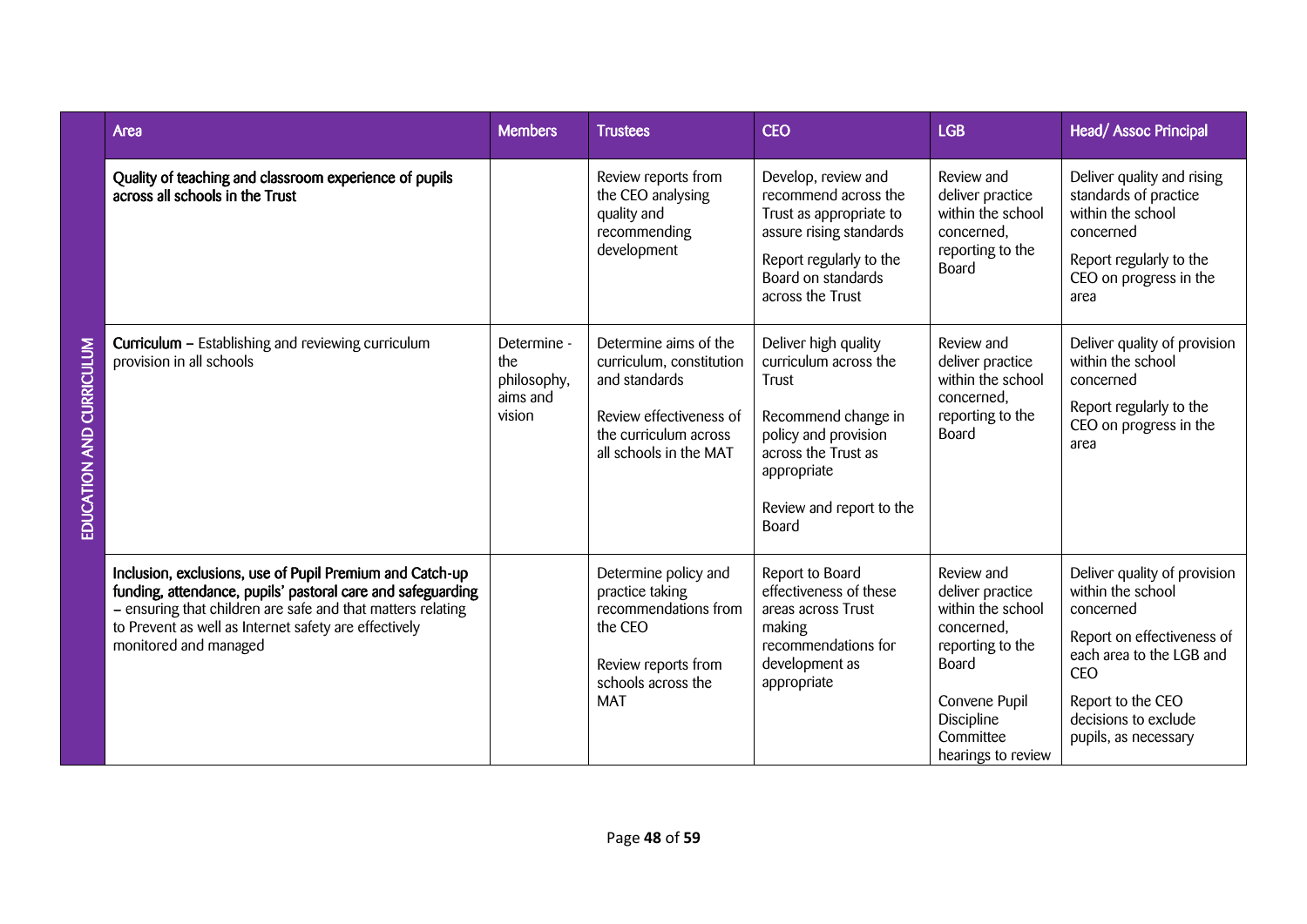| | Area | Members | Trustees | CEO | LGB | Head/ Assoc Principal |
|---|---|---|---|---|---|---|
| EDUCATION AND CURRICULUM | **Quality of teaching and classroom experience of pupils across all schools in the Trust** | | Review reports from the CEO analysing quality and recommending development | Develop, review and recommend across the Trust as appropriate to assure rising standards<br><br>Report regularly to the Board on standards across the Trust | Review and deliver practice within the school concerned, reporting to the Board | Deliver quality and rising standards of practice within the school concerned<br><br>Report regularly to the CEO on progress in the area |
| | **Curriculum** – Establishing and reviewing curriculum provision in all schools | Determine - the philosophy, aims and vision | Determine aims of the curriculum, constitution and standards<br><br>Review effectiveness of the curriculum across all schools in the MAT | Deliver high quality curriculum across the Trust<br><br>Recommend change in policy and provision across the Trust as appropriate<br><br>Review and report to the Board | Review and deliver practice within the school concerned, reporting to the Board | Deliver quality of provision within the school concerned<br><br>Report regularly to the CEO on progress in the area |
| | **Inclusion, exclusions, use of Pupil Premium and Catch-up funding, attendance, pupils' pastoral care and safeguarding** – ensuring that children are safe and that matters relating to Prevent as well as Internet safety are effectively monitored and managed | | Determine policy and practice taking recommendations from the CEO<br><br>Review reports from schools across the MAT | Report to Board effectiveness of these areas across Trust making recommendations for development as appropriate | Review and deliver practice within the school concerned, reporting to the Board<br><br>Convene Pupil Discipline Committee hearings to review | Deliver quality of provision within the school concerned<br><br>Report on effectiveness of each area to the LGB and CEO<br><br>Report to the CEO decisions to exclude pupils, as necessary |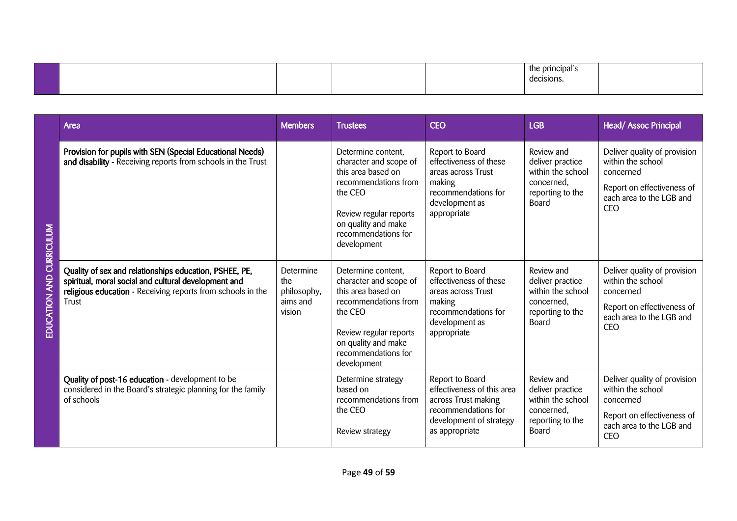| | | | | | the principal's decisions. | |
|---|---|---|---|---|---|---|

| | Area | Members | Trustees | CEO | LGB | Head/ Assoc Principal |
|---|---|---|---|---|---|---|
| EDUCATION AND CURRICULUM | **Provision for pupils with SEN (Special Educational Needs) and disability** - Receiving reports from schools in the Trust | | Determine content, character and scope of this area based on recommendations from the CEO<br><br>Review regular reports on quality and make recommendations for development | Report to Board effectiveness of these areas across Trust making recommendations for development as appropriate | Review and deliver practice within the school concerned, reporting to the Board | Deliver quality of provision within the school concerned<br><br>Report on effectiveness of each area to the LGB and CEO |
| | **Quality of sex and relationships education, PSHEE, PE, spiritual, moral social and cultural development and religious education** - Receiving reports from schools in the Trust | Determine the philosophy, aims and vision | Determine content, character and scope of this area based on recommendations from the CEO<br><br>Review regular reports on quality and make recommendations for development | Report to Board effectiveness of these areas across Trust making recommendations for development as appropriate | Review and deliver practice within the school concerned, reporting to the Board | Deliver quality of provision within the school concerned<br><br>Report on effectiveness of each area to the LGB and CEO |
| | **Quality of post-16 education** - development to be considered in the Board's strategic planning for the family of schools | | Determine strategy based on recommendations from the CEO<br><br>Review strategy | Report to Board effectiveness of this area across Trust making recommendations for development of strategy as appropriate | Review and deliver practice within the school concerned, reporting to the Board | Deliver quality of provision within the school concerned<br><br>Report on effectiveness of each area to the LGB and CEO |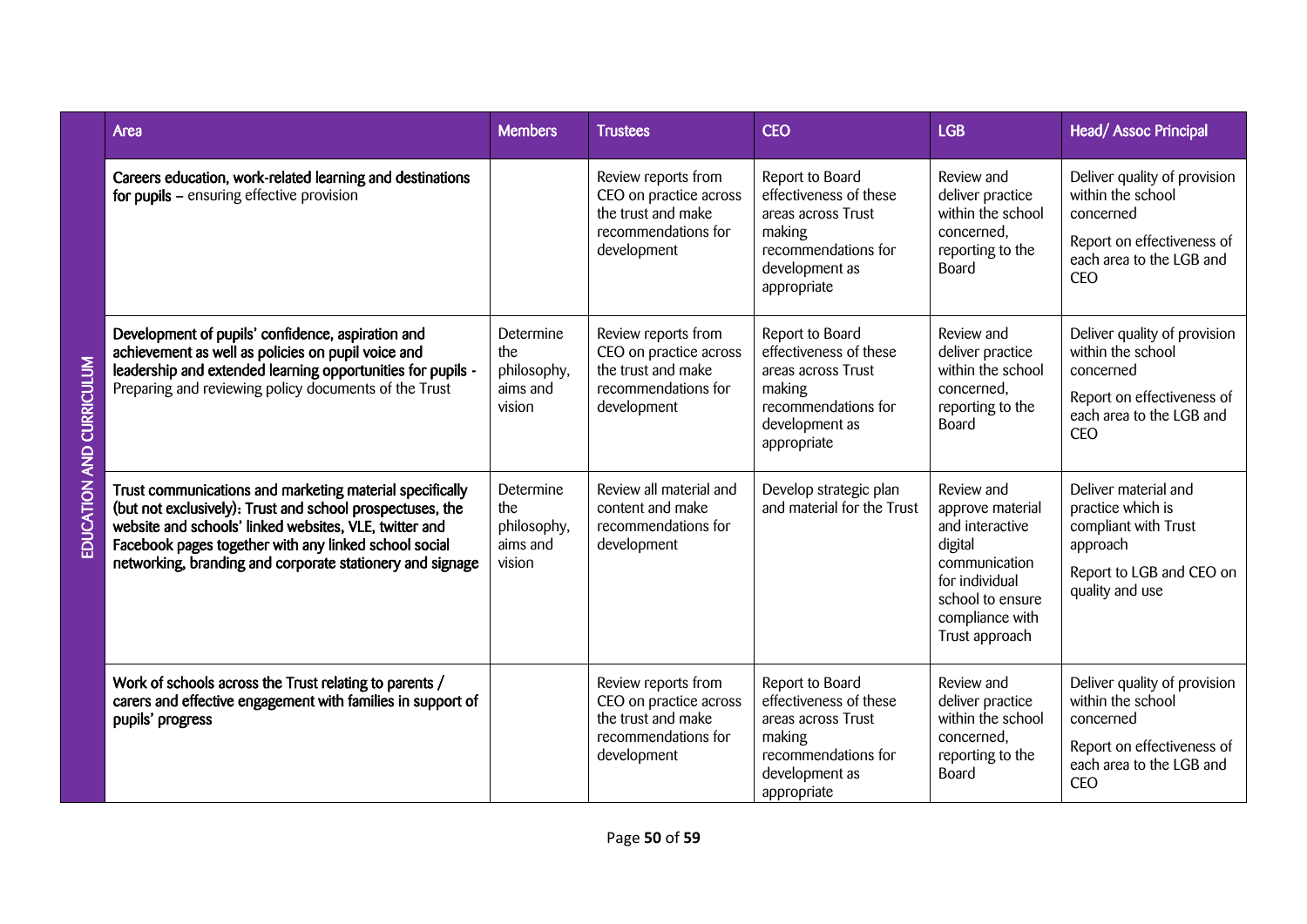| | Area | Members | Trustees | CEO | LGB | Head/ Assoc Principal |
|---|---|---|---|---|---|---|
| EDUCATION AND CURRICULUM | **Careers education, work-related learning and destinations for pupils –** ensuring effective provision | | Review reports from CEO on practice across the trust and make recommendations for development | Report to Board effectiveness of these areas across Trust making recommendations for development as appropriate | Review and deliver practice within the school concerned, reporting to the Board | Deliver quality of provision within the school concerned<br><br>Report on effectiveness of each area to the LGB and CEO |
| | **Development of pupils' confidence, aspiration and achievement as well as policies on pupil voice and leadership and extended learning opportunities for pupils -** Preparing and reviewing policy documents of the Trust | Determine the philosophy, aims and vision | Review reports from CEO on practice across the trust and make recommendations for development | Report to Board effectiveness of these areas across Trust making recommendations for development as appropriate | Review and deliver practice within the school concerned, reporting to the Board | Deliver quality of provision within the school concerned<br><br>Report on effectiveness of each area to the LGB and CEO |
| | **Trust communications and marketing material specifically (but not exclusively): Trust and school prospectuses, the website and schools' linked websites, VLE, twitter and Facebook pages together with any linked school social networking, branding and corporate stationery and signage** | Determine the philosophy, aims and vision | Review all material and content and make recommendations for development | Develop strategic plan and material for the Trust | Review and approve material and interactive digital communication for individual school to ensure compliance with Trust approach | Deliver material and practice which is compliant with Trust approach<br><br>Report to LGB and CEO on quality and use |
| | **Work of schools across the Trust relating to parents / carers and effective engagement with families in support of pupils' progress** | | Review reports from CEO on practice across the trust and make recommendations for development | Report to Board effectiveness of these areas across Trust making recommendations for development as appropriate | Review and deliver practice within the school concerned, reporting to the Board | Deliver quality of provision within the school concerned<br><br>Report on effectiveness of each area to the LGB and CEO |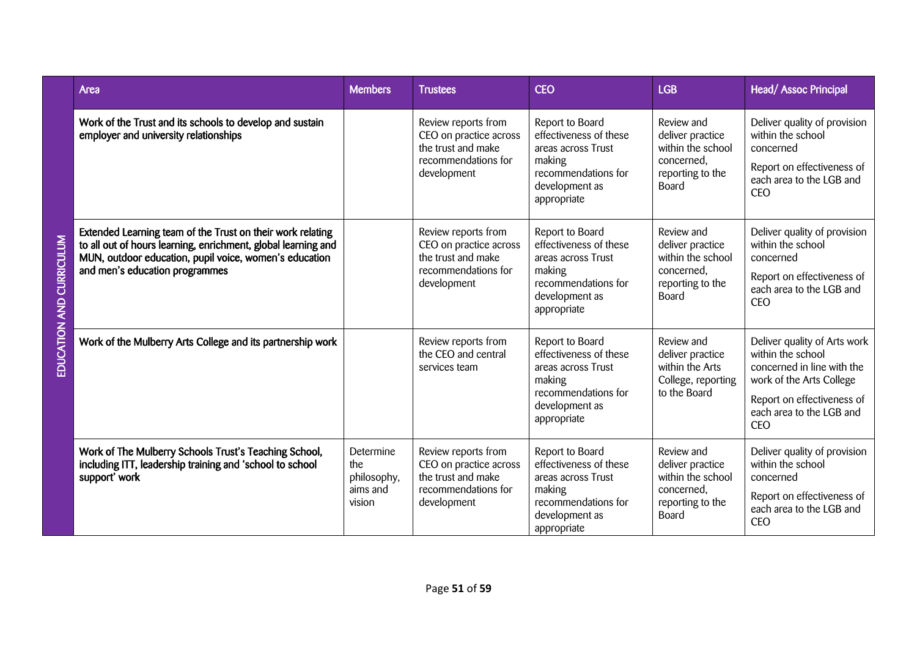| | Area | Members | Trustees | CEO | LGB | Head/ Assoc Principal |
|---|---|---|---|---|---|---|
| EDUCATION AND CURRICULUM | **Work of the Trust and its schools to develop and sustain employer and university relationships** | | Review reports from CEO on practice across the trust and make recommendations for development | Report to Board effectiveness of these areas across Trust making recommendations for development as appropriate | Review and deliver practice within the school concerned, reporting to the Board | Deliver quality of provision within the school concerned<br><br>Report on effectiveness of each area to the LGB and CEO |
| | **Extended Learning team of the Trust on their work relating to all out of hours learning, enrichment, global learning and MUN, outdoor education, pupil voice, women's education and men's education programmes** | | Review reports from CEO on practice across the trust and make recommendations for development | Report to Board effectiveness of these areas across Trust making recommendations for development as appropriate | Review and deliver practice within the school concerned, reporting to the Board | Deliver quality of provision within the school concerned<br><br>Report on effectiveness of each area to the LGB and CEO |
| | **Work of the Mulberry Arts College and its partnership work** | | Review reports from the CEO and central services team | Report to Board effectiveness of these areas across Trust making recommendations for development as appropriate | Review and deliver practice within the Arts College, reporting to the Board | Deliver quality of Arts work within the school concerned in line with the work of the Arts College<br><br>Report on effectiveness of each area to the LGB and CEO |
| | **Work of The Mulberry Schools Trust's Teaching School, including ITT, leadership training and 'school to school support' work** | Determine the philosophy, aims and vision | Review reports from CEO on practice across the trust and make recommendations for development | Report to Board effectiveness of these areas across Trust making recommendations for development as appropriate | Review and deliver practice within the school concerned, reporting to the Board | Deliver quality of provision within the school concerned<br><br>Report on effectiveness of each area to the LGB and CEO |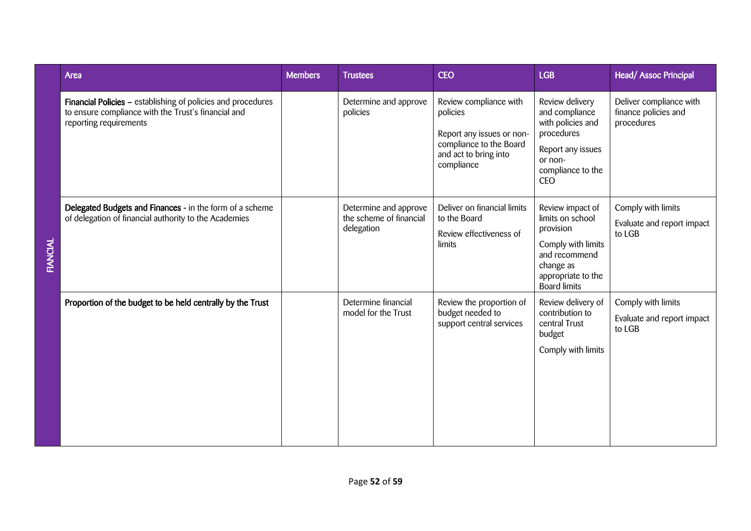| FIANCIAL | Area | Members | Trustees | CEO | LGB | Head/ Assoc Principal |
|---|---|---|---|---|---|---|
| | **Financial Policies** – establishing of policies and procedures to ensure compliance with the Trust's financial and reporting requirements | | Determine and approve policies | Review compliance with policies<br><br>Report any issues or non-compliance to the Board and act to bring into compliance | Review delivery and compliance with policies and procedures<br><br>Report any issues or non-compliance to the CEO | Deliver compliance with finance policies and procedures |
| | **Delegated Budgets and Finances** - in the form of a scheme of delegation of financial authority to the Academies | | Determine and approve the scheme of financial delegation | Deliver on financial limits to the Board<br><br>Review effectiveness of limits | Review impact of limits on school provision<br><br>Comply with limits and recommend change as appropriate to the Board limits | Comply with limits<br><br>Evaluate and report impact to LGB |
| | **Proportion of the budget to be held centrally by the Trust** | | Determine financial model for the Trust | Review the proportion of budget needed to support central services | Review delivery of contribution to central Trust budget<br><br>Comply with limits | Comply with limits<br><br>Evaluate and report impact to LGB |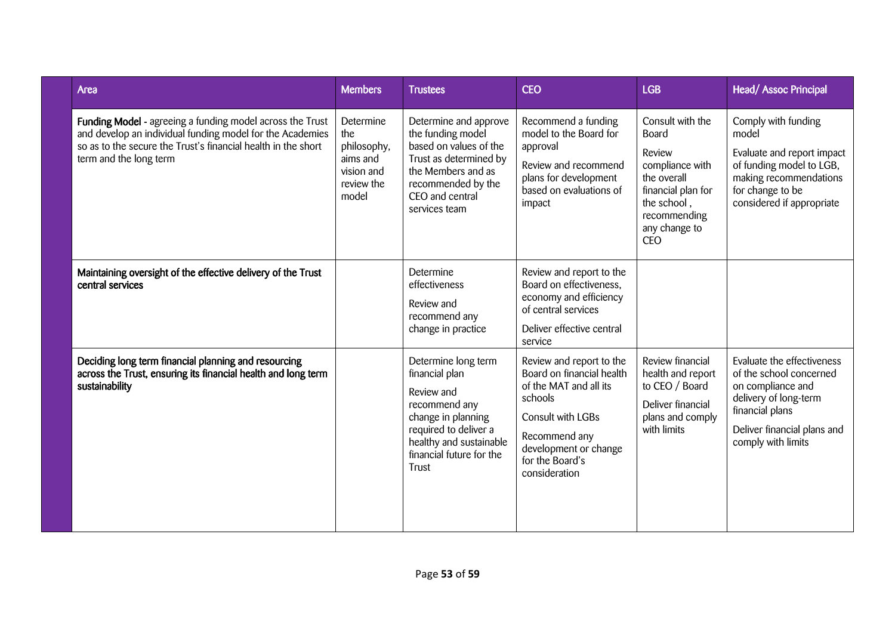| Area | Members | Trustees | CEO | LGB | Head/ Assoc Principal |
|---|---|---|---|---|---|
| **Funding Model** - agreeing a funding model across the Trust and develop an individual funding model for the Academies so as to the secure the Trust's financial health in the short term and the long term | Determine the philosophy, aims and vision and review the model | Determine and approve the funding model based on values of the Trust as determined by the Members and as recommended by the CEO and central services team | Recommend a funding model to the Board for approval<br><br>Review and recommend plans for development based on evaluations of impact | Consult with the Board<br><br>Review compliance with the overall financial plan for the school , recommending any change to CEO | Comply with funding model<br><br>Evaluate and report impact of funding model to LGB, making recommendations for change to be considered if appropriate |
| **Maintaining oversight of the effective delivery of the Trust central services** | | Determine effectiveness<br><br>Review and recommend any change in practice | Review and report to the Board on effectiveness, economy and efficiency of central services<br><br>Deliver effective central service | | |
| **Deciding long term financial planning and resourcing across the Trust, ensuring its financial health and long term sustainability** | | Determine long term financial plan<br><br>Review and recommend any change in planning required to deliver a healthy and sustainable financial future for the Trust | Review and report to the Board on financial health of the MAT and all its schools<br><br>Consult with LGBs<br><br>Recommend any development or change for the Board's consideration | Review financial health and report to CEO / Board<br><br>Deliver financial plans and comply with limits | Evaluate the effectiveness of the school concerned on compliance and delivery of long-term financial plans<br><br>Deliver financial plans and comply with limits |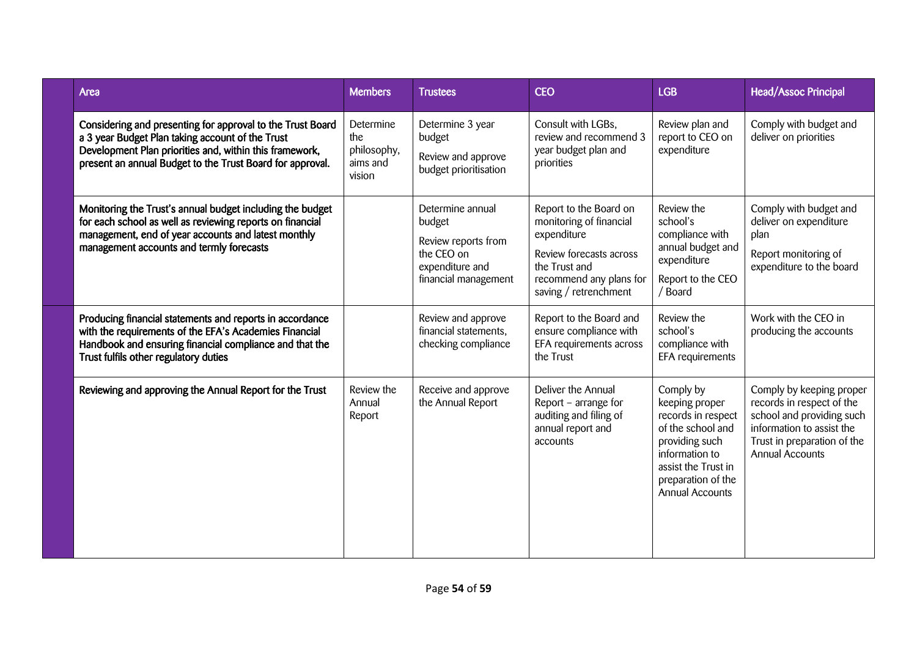| Area | Members | Trustees | CEO | LGB | Head/Assoc Principal |
|---|---|---|---|---|---|
| **Considering and presenting for approval to the Trust Board a 3 year Budget Plan taking account of the Trust Development Plan priorities and, within this framework, present an annual Budget to the Trust Board for approval.** | Determine the philosophy, aims and vision | Determine 3 year budget<br><br>Review and approve budget prioritisation | Consult with LGBs, review and recommend 3 year budget plan and priorities | Review plan and report to CEO on expenditure | Comply with budget and deliver on priorities |
| **Monitoring the Trust's annual budget including the budget for each school as well as reviewing reports on financial management, end of year accounts and latest monthly management accounts and termly forecasts** | | Determine annual budget<br><br>Review reports from the CEO on expenditure and financial management | Report to the Board on monitoring of financial expenditure<br><br>Review forecasts across the Trust and recommend any plans for saving / retrenchment | Review the school's compliance with annual budget and expenditure<br><br>Report to the CEO / Board | Comply with budget and deliver on expenditure plan<br><br>Report monitoring of expenditure to the board |
| **Producing financial statements and reports in accordance with the requirements of the EFA's Academies Financial Handbook and ensuring financial compliance and that the Trust fulfils other regulatory duties** | | Review and approve financial statements, checking compliance | Report to the Board and ensure compliance with EFA requirements across the Trust | Review the school's compliance with EFA requirements | Work with the CEO in producing the accounts |
| **Reviewing and approving the Annual Report for the Trust** | Review the Annual Report | Receive and approve the Annual Report | Deliver the Annual Report – arrange for auditing and filing of annual report and accounts | Comply by keeping proper records in respect of the school and providing such information to assist the Trust in preparation of the Annual Accounts | Comply by keeping proper records in respect of the school and providing such information to assist the Trust in preparation of the Annual Accounts |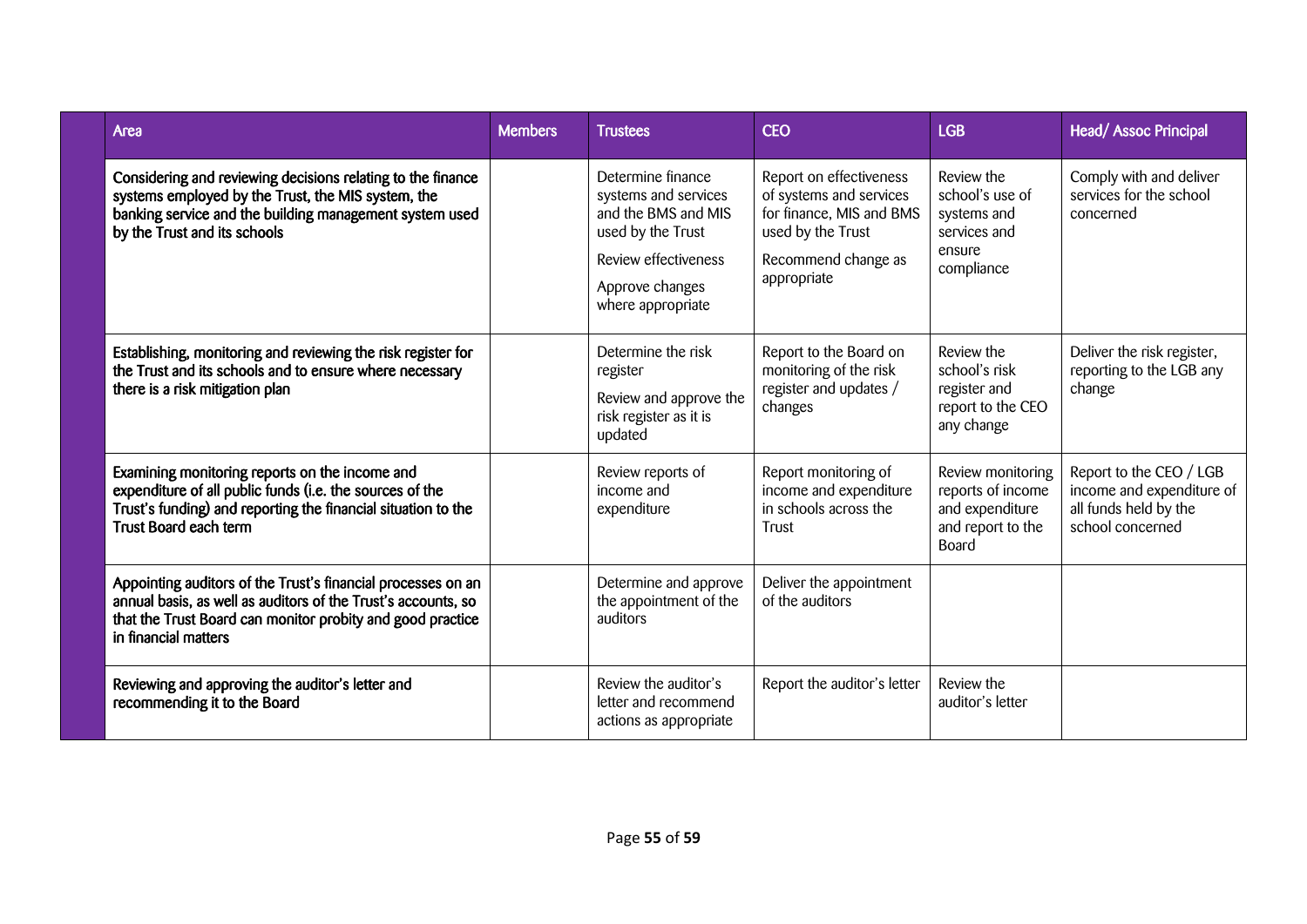| Area | Members | Trustees | CEO | LGB | Head/ Assoc Principal |
|---|---|---|---|---|---|
| **Considering and reviewing decisions relating to the finance systems employed by the Trust, the MIS system, the banking service and the building management system used by the Trust and its schools** | | Determine finance systems and services and the BMS and MIS used by the Trust<br>Review effectiveness<br>Approve changes where appropriate | Report on effectiveness of systems and services for finance, MIS and BMS used by the Trust<br>Recommend change as appropriate | Review the school's use of systems and services and ensure compliance | Comply with and deliver services for the school concerned |
| **Establishing, monitoring and reviewing the risk register for the Trust and its schools and to ensure where necessary there is a risk mitigation plan** | | Determine the risk register<br>Review and approve the risk register as it is updated | Report to the Board on monitoring of the risk register and updates / changes | Review the school's risk register and report to the CEO any change | Deliver the risk register, reporting to the LGB any change |
| **Examining monitoring reports on the income and expenditure of all public funds (i.e. the sources of the Trust's funding) and reporting the financial situation to the Trust Board each term** | | Review reports of income and expenditure | Report monitoring of income and expenditure in schools across the Trust | Review monitoring reports of income and expenditure and report to the Board | Report to the CEO / LGB income and expenditure of all funds held by the school concerned |
| **Appointing auditors of the Trust's financial processes on an annual basis, as well as auditors of the Trust's accounts, so that the Trust Board can monitor probity and good practice in financial matters** | | Determine and approve the appointment of the auditors | Deliver the appointment of the auditors | | |
| **Reviewing and approving the auditor's letter and recommending it to the Board** | | Review the auditor's letter and recommend actions as appropriate | Report the auditor's letter | Review the auditor's letter | |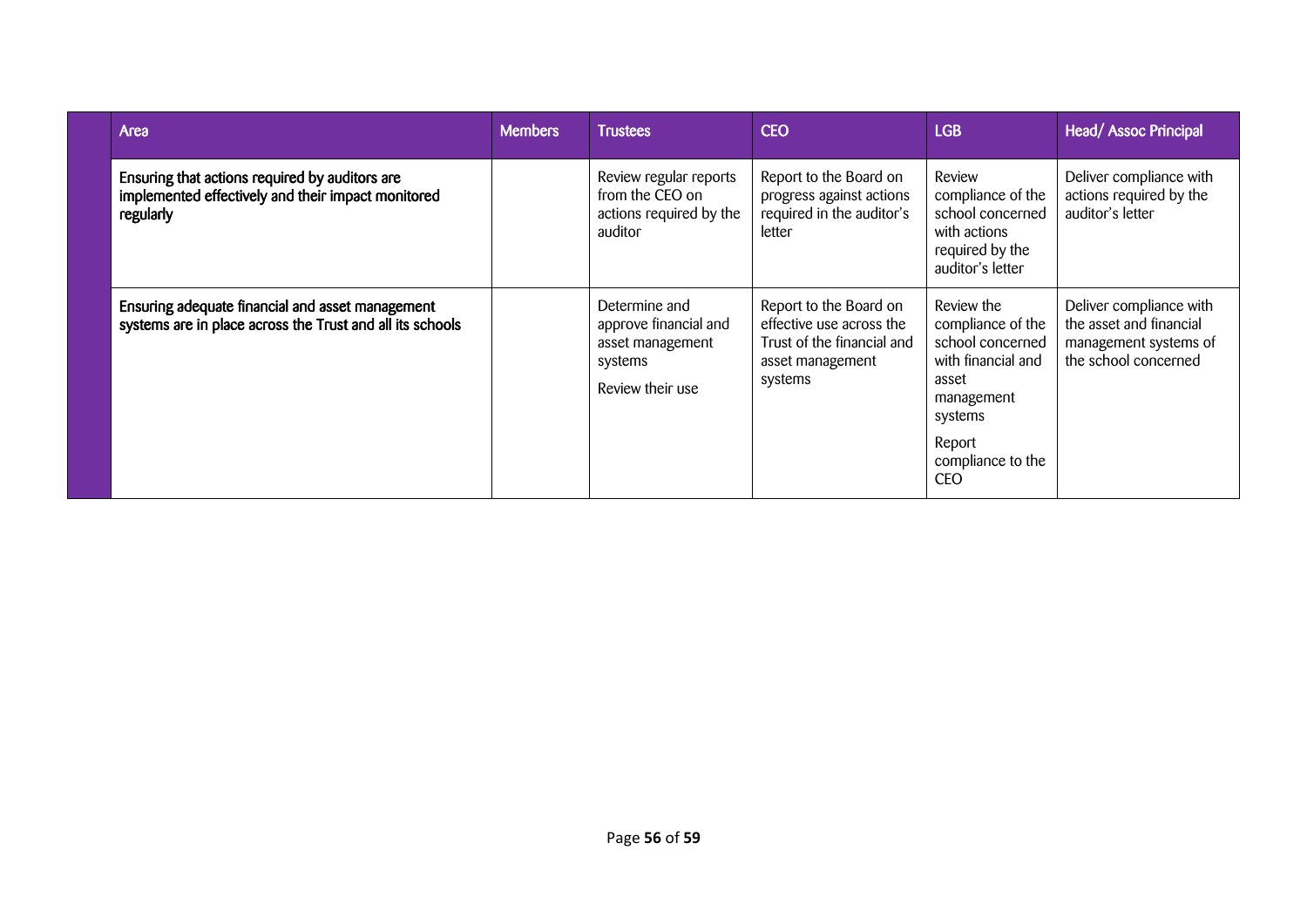| Area | Members | Trustees | CEO | LGB | Head/ Assoc Principal |
|---|---|---|---|---|---|
| **Ensuring that actions required by auditors are implemented effectively and their impact monitored regularly** | | Review regular reports from the CEO on actions required by the auditor | Report to the Board on progress against actions required in the auditor's letter | Review compliance of the school concerned with actions required by the auditor's letter | Deliver compliance with actions required by the auditor's letter |
| **Ensuring adequate financial and asset management systems are in place across the Trust and all its schools** | | Determine and approve financial and asset management systems<br><br>Review their use | Report to the Board on effective use across the Trust of the financial and asset management systems | Review the compliance of the school concerned with financial and asset management systems<br><br>Report compliance to the CEO | Deliver compliance with the asset and financial management systems of the school concerned |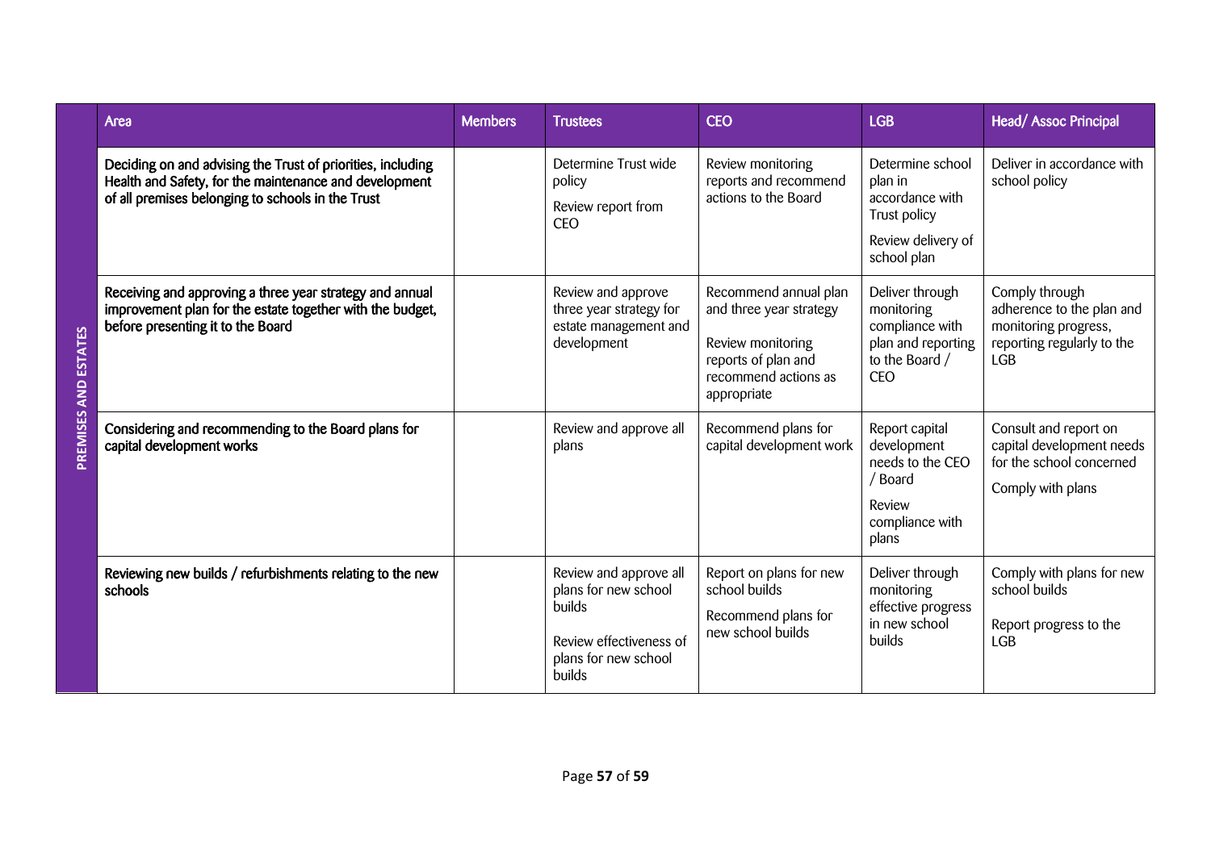| | Area | Members | Trustees | CEO | LGB | Head/ Assoc Principal |
|---|---|---|---|---|---|---|
| PREMISES AND ESTATES | **Deciding on and advising the Trust of priorities, including Health and Safety, for the maintenance and development of all premises belonging to schools in the Trust** | | Determine Trust wide policy<br><br>Review report from CEO | Review monitoring reports and recommend actions to the Board | Determine school plan in accordance with Trust policy<br><br>Review delivery of school plan | Deliver in accordance with school policy |
| | **Receiving and approving a three year strategy and annual improvement plan for the estate together with the budget, before presenting it to the Board** | | Review and approve three year strategy for estate management and development | Recommend annual plan and three year strategy<br><br>Review monitoring reports of plan and recommend actions as appropriate | Deliver through monitoring compliance with plan and reporting to the Board / CEO | Comply through adherence to the plan and monitoring progress, reporting regularly to the LGB |
| | **Considering and recommending to the Board plans for capital development works** | | Review and approve all plans | Recommend plans for capital development work | Report capital development needs to the CEO / Board<br><br>Review compliance with plans | Consult and report on capital development needs for the school concerned<br><br>Comply with plans |
| | **Reviewing new builds / refurbishments relating to the new schools** | | Review and approve all plans for new school builds<br><br>Review effectiveness of plans for new school builds | Report on plans for new school builds<br><br>Recommend plans for new school builds | Deliver through monitoring effective progress in new school builds | Comply with plans for new school builds<br><br>Report progress to the LGB |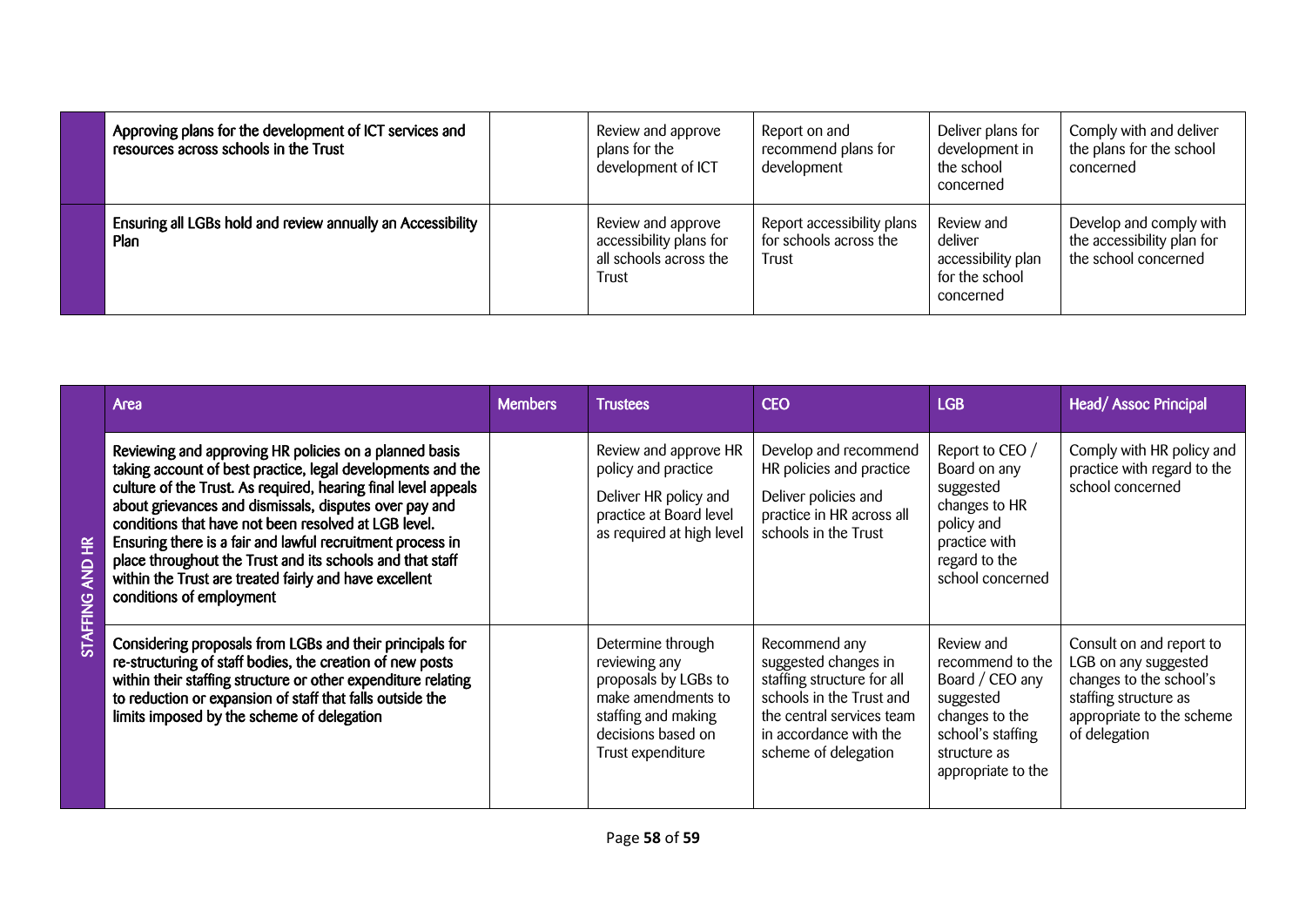| | | | | | | |
|---|---|---|---|---|---|---|
| | **Approving plans for the development of ICT services and resources across schools in the Trust** | | Review and approve plans for the development of ICT | Report on and recommend plans for development | Deliver plans for development in the school concerned | Comply with and deliver the plans for the school concerned |
| | **Ensuring all LGBs hold and review annually an Accessibility Plan** | | Review and approve accessibility plans for all schools across the Trust | Report accessibility plans for schools across the Trust | Review and deliver accessibility plan for the school concerned | Develop and comply with the accessibility plan for the school concerned |

| | Area | Members | Trustees | CEO | LGB | Head/ Assoc Principal |
|---|---|---|---|---|---|---|
| STAFFING AND HR | **Reviewing and approving HR policies on a planned basis taking account of best practice, legal developments and the culture of the Trust. As required, hearing final level appeals about grievances and dismissals, disputes over pay and conditions that have not been resolved at LGB level. Ensuring there is a fair and lawful recruitment process in place throughout the Trust and its schools and that staff within the Trust are treated fairly and have excellent conditions of employment** | | Review and approve HR policy and practice<br>Deliver HR policy and practice at Board level as required at high level | Develop and recommend HR policies and practice<br>Deliver policies and practice in HR across all schools in the Trust | Report to CEO / Board on any suggested changes to HR policy and practice with regard to the school concerned | Comply with HR policy and practice with regard to the school concerned |
| | **Considering proposals from LGBs and their principals for re-structuring of staff bodies, the creation of new posts within their staffing structure or other expenditure relating to reduction or expansion of staff that falls outside the limits imposed by the scheme of delegation** | | Determine through reviewing any proposals by LGBs to make amendments to staffing and making decisions based on Trust expenditure | Recommend any suggested changes in staffing structure for all schools in the Trust and the central services team in accordance with the scheme of delegation | Review and recommend to the Board / CEO any suggested changes to the school's staffing structure as appropriate to the | Consult on and report to LGB on any suggested changes to the school's staffing structure as appropriate to the scheme of delegation |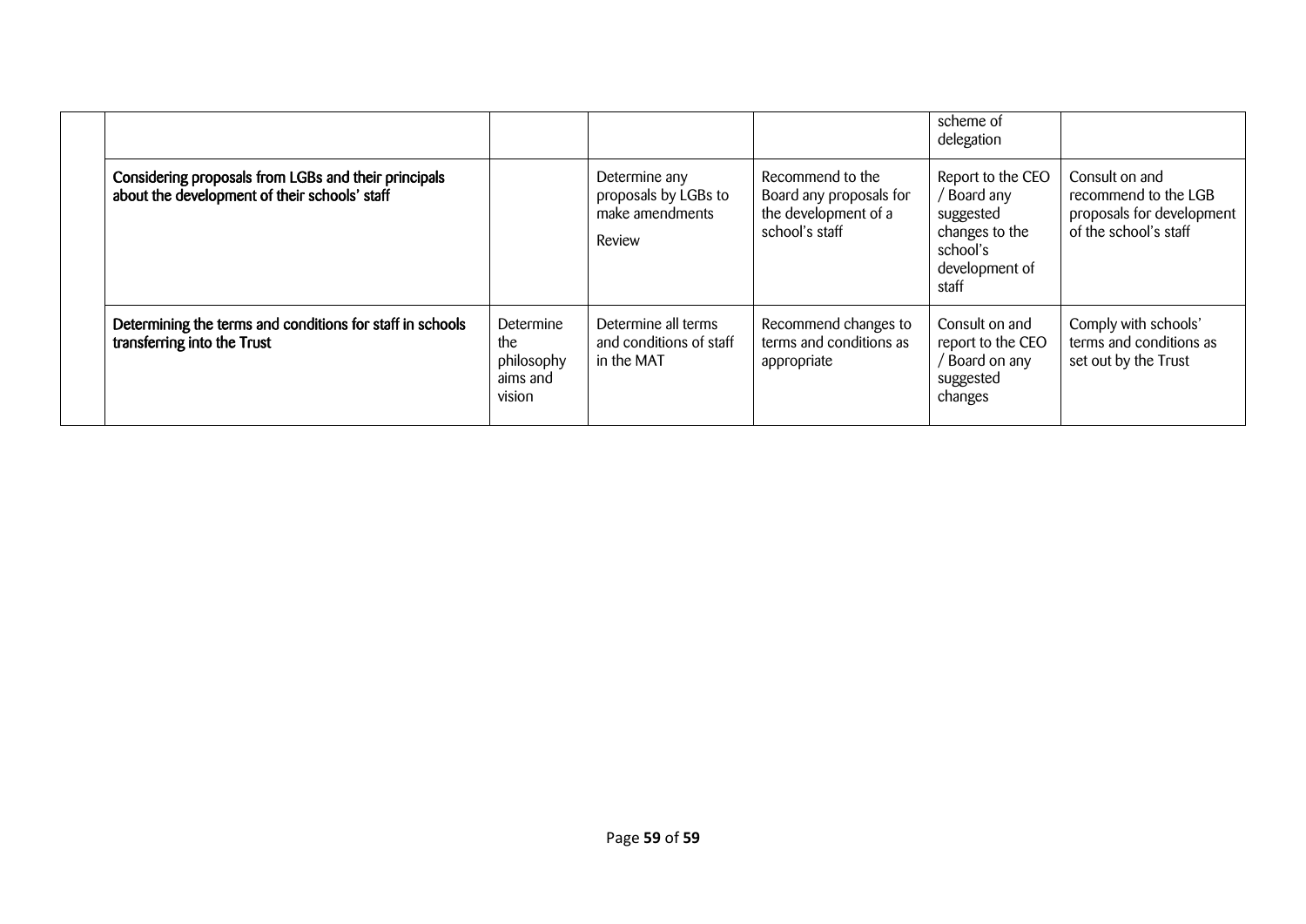| | | | | | | |
|---|---|---|---|---|---|---|
| | | | | | scheme of delegation | |
| | **Considering proposals from LGBs and their principals about the development of their schools' staff** | | Determine any proposals by LGBs to make amendments<br><br>Review | Recommend to the Board any proposals for the development of a school's staff | Report to the CEO / Board any suggested changes to the school's development of staff | Consult on and recommend to the LGB proposals for development of the school's staff |
| | **Determining the terms and conditions for staff in schools transferring into the Trust** | Determine the philosophy aims and vision | Determine all terms and conditions of staff in the MAT | Recommend changes to terms and conditions as appropriate | Consult on and report to the CEO / Board on any suggested changes | Comply with schools' terms and conditions as set out by the Trust |